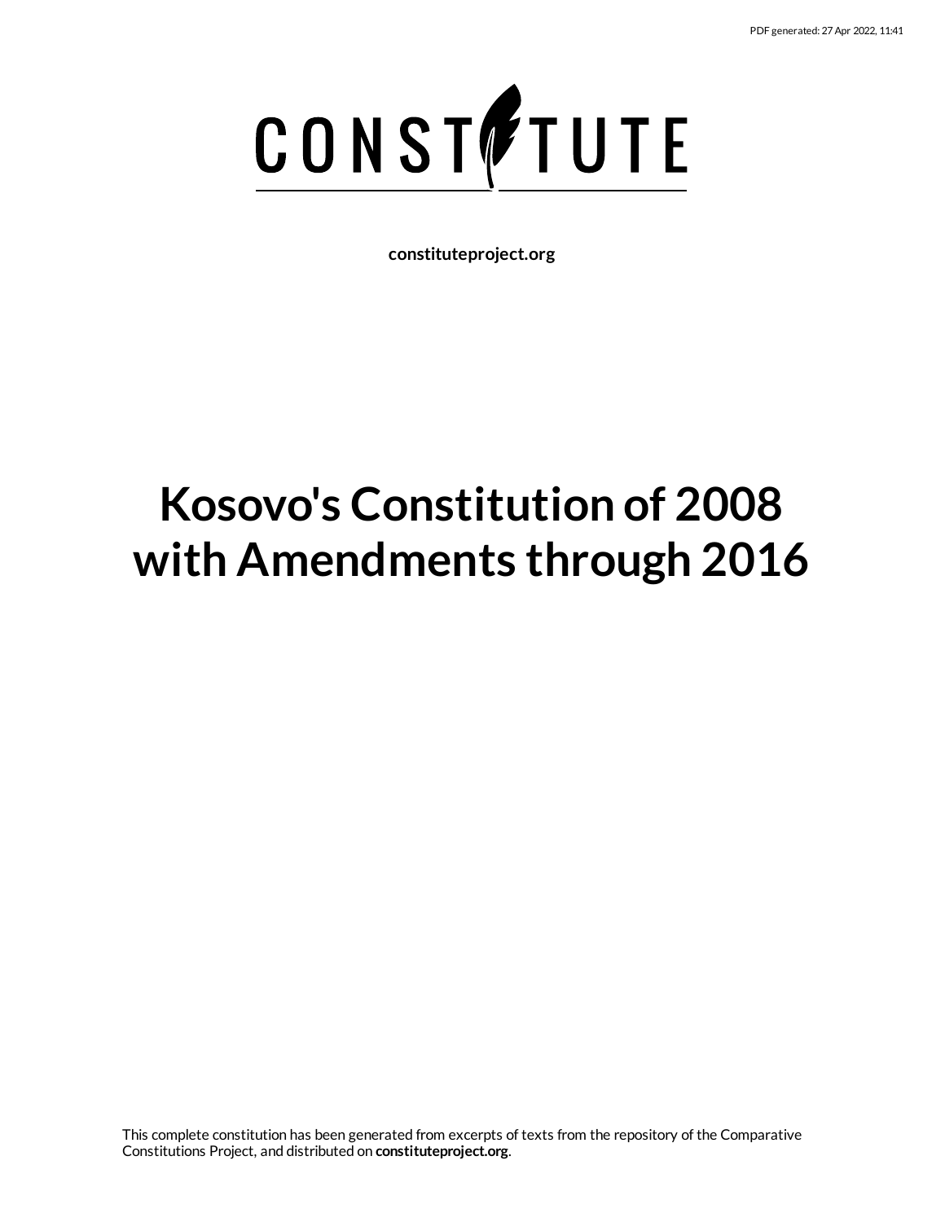# CONSTITUTE

**constituteproject.org**

# Kosovo's Constitution of 2008 with Amendments through 2016

This complete constitution has been generated from excerpts of texts from the repository of the Comparative Constitutions Project, and distributed on **constituteproject.org**.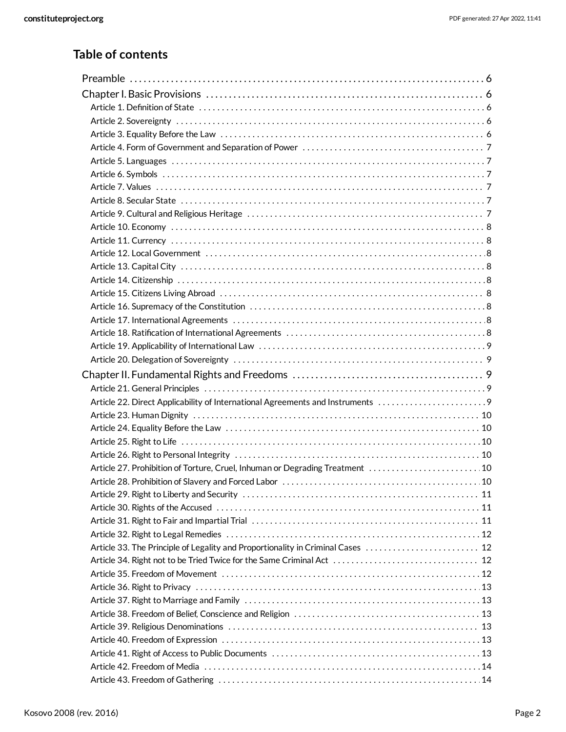## Table of contents

- Preamble . . . 6
- Chapter I. Basic Provisions . . . 6
  - Article 1. Definition of State . . . 6
  - Article 2. Sovereignty . . . 6
  - Article 3. Equality Before the Law . . . 6
  - Article 4. Form of Government and Separation of Power . . . 7
  - Article 5. Languages . . . 7
  - Article 6. Symbols . . . 7
  - Article 7. Values . . . 7
  - Article 8. Secular State . . . 7
  - Article 9. Cultural and Religious Heritage . . . 7
  - Article 10. Economy . . . 8
  - Article 11. Currency . . . 8
  - Article 12. Local Government . . . 8
  - Article 13. Capital City . . . 8
  - Article 14. Citizenship . . . 8
  - Article 15. Citizens Living Abroad . . . 8
  - Article 16. Supremacy of the Constitution . . . 8
  - Article 17. International Agreements . . . 8
  - Article 18. Ratification of International Agreements . . . 8
  - Article 19. Applicability of International Law . . . 9
  - Article 20. Delegation of Sovereignty . . . 9
- Chapter II. Fundamental Rights and Freedoms . . . 9
  - Article 21. General Principles . . . 9
  - Article 22. Direct Applicability of International Agreements and Instruments . . . 9
  - Article 23. Human Dignity . . . 10
  - Article 24. Equality Before the Law . . . 10
  - Article 25. Right to Life . . . 10
  - Article 26. Right to Personal Integrity . . . 10
  - Article 27. Prohibition of Torture, Cruel, Inhuman or Degrading Treatment . . . 10
  - Article 28. Prohibition of Slavery and Forced Labor . . . 10
  - Article 29. Right to Liberty and Security . . . 11
  - Article 30. Rights of the Accused . . . 11
  - Article 31. Right to Fair and Impartial Trial . . . 11
  - Article 32. Right to Legal Remedies . . . 12
  - Article 33. The Principle of Legality and Proportionality in Criminal Cases . . . 12
  - Article 34. Right not to be Tried Twice for the Same Criminal Act . . . 12
  - Article 35. Freedom of Movement . . . 12
  - Article 36. Right to Privacy . . . 13
  - Article 37. Right to Marriage and Family . . . 13
  - Article 38. Freedom of Belief, Conscience and Religion . . . 13
  - Article 39. Religious Denominations . . . 13
  - Article 40. Freedom of Expression . . . 13
  - Article 41. Right of Access to Public Documents . . . 13
  - Article 42. Freedom of Media . . . 14
  - Article 43. Freedom of Gathering . . . 14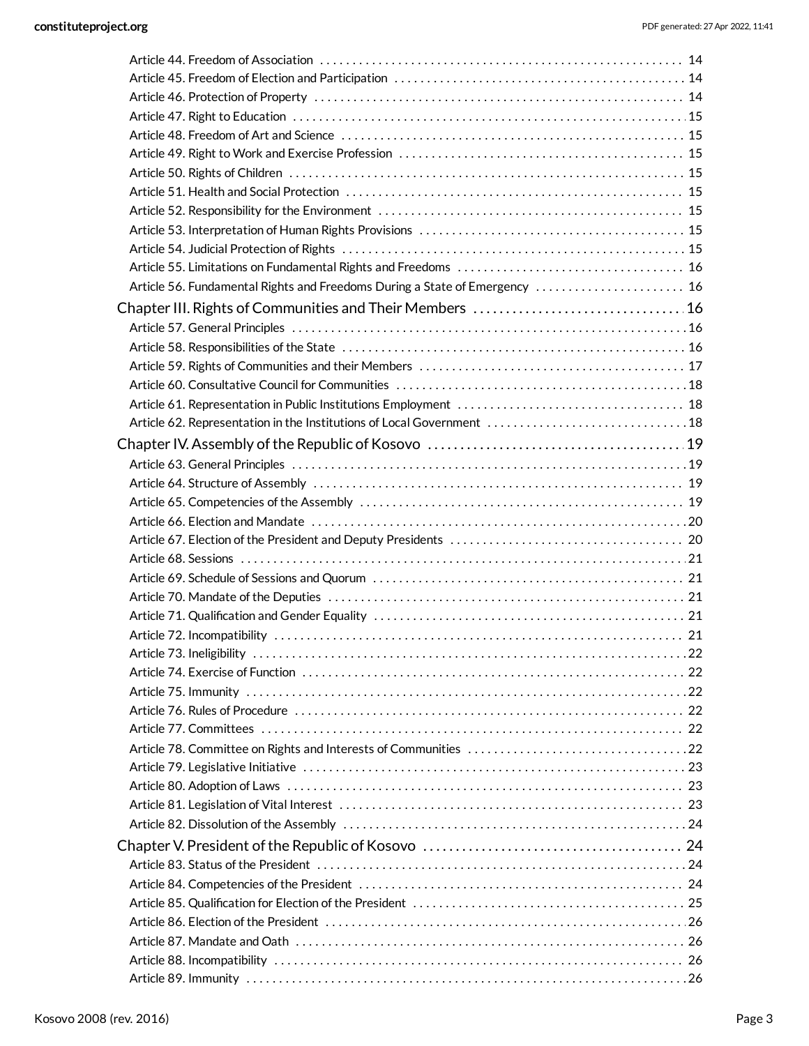- Article 44. Freedom of Association . . . 14
- Article 45. Freedom of Election and Participation . . . 14
- Article 46. Protection of Property . . . 14
- Article 47. Right to Education . . . 15
- Article 48. Freedom of Art and Science . . . 15
- Article 49. Right to Work and Exercise Profession . . . 15
- Article 50. Rights of Children . . . 15
- Article 51. Health and Social Protection . . . 15
- Article 52. Responsibility for the Environment . . . 15
- Article 53. Interpretation of Human Rights Provisions . . . 15
- Article 54. Judicial Protection of Rights . . . 15
- Article 55. Limitations on Fundamental Rights and Freedoms . . . 16
- Article 56. Fundamental Rights and Freedoms During a State of Emergency . . . 16

Chapter III. Rights of Communities and Their Members . . . 16

- Article 57. General Principles . . . 16
- Article 58. Responsibilities of the State . . . 16
- Article 59. Rights of Communities and their Members . . . 17
- Article 60. Consultative Council for Communities . . . 18
- Article 61. Representation in Public Institutions Employment . . . 18
- Article 62. Representation in the Institutions of Local Government . . . 18

Chapter IV. Assembly of the Republic of Kosovo . . . 19

- Article 63. General Principles . . . 19
- Article 64. Structure of Assembly . . . 19
- Article 65. Competencies of the Assembly . . . 19
- Article 66. Election and Mandate . . . 20
- Article 67. Election of the President and Deputy Presidents . . . 20
- Article 68. Sessions . . . 21
- Article 69. Schedule of Sessions and Quorum . . . 21
- Article 70. Mandate of the Deputies . . . 21
- Article 71. Qualification and Gender Equality . . . 21
- Article 72. Incompatibility . . . 21
- Article 73. Ineligibility . . . 22
- Article 74. Exercise of Function . . . 22
- Article 75. Immunity . . . 22
- Article 76. Rules of Procedure . . . 22
- Article 77. Committees . . . 22
- Article 78. Committee on Rights and Interests of Communities . . . 22
- Article 79. Legislative Initiative . . . 23
- Article 80. Adoption of Laws . . . 23
- Article 81. Legislation of Vital Interest . . . 23
- Article 82. Dissolution of the Assembly . . . 24

Chapter V. President of the Republic of Kosovo . . . 24

- Article 83. Status of the President . . . 24
- Article 84. Competencies of the President . . . 24
- Article 85. Qualification for Election of the President . . . 25
- Article 86. Election of the President . . . 26
- Article 87. Mandate and Oath . . . 26
- Article 88. Incompatibility . . . 26
- Article 89. Immunity . . . 26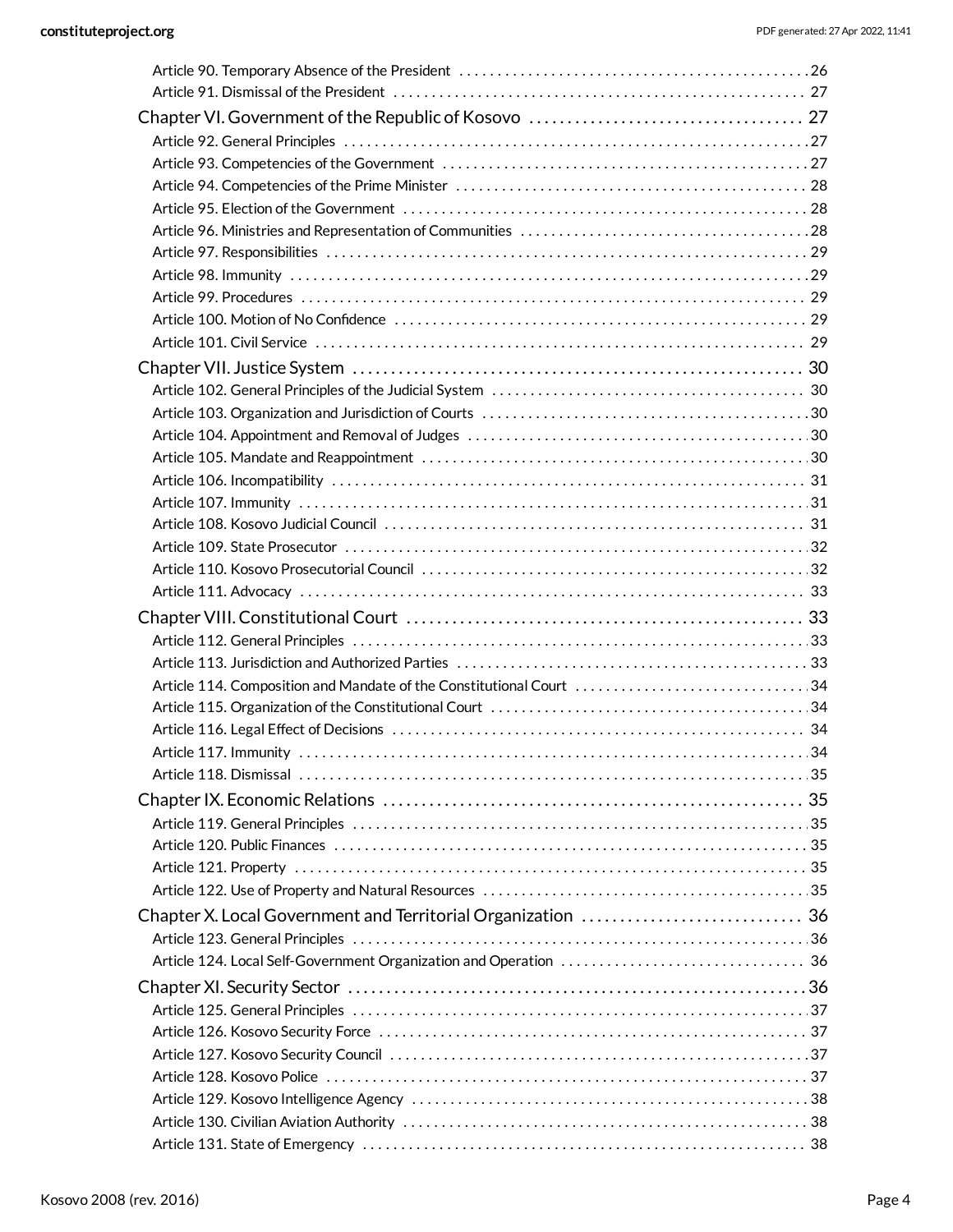Article 90. Temporary Absence of the President . . . . . . . . . . 26
Article 91. Dismissal of the President . . . . . . . . . . 27

Chapter VI. Government of the Republic of Kosovo . . . . . . . . . . 27
Article 92. General Principles . . . . . . . . . . 27
Article 93. Competencies of the Government . . . . . . . . . . 27
Article 94. Competencies of the Prime Minister . . . . . . . . . . 28
Article 95. Election of the Government . . . . . . . . . . 28
Article 96. Ministries and Representation of Communities . . . . . . . . . . 28
Article 97. Responsibilities . . . . . . . . . . 29
Article 98. Immunity . . . . . . . . . . 29
Article 99. Procedures . . . . . . . . . . 29
Article 100. Motion of No Confidence . . . . . . . . . . 29
Article 101. Civil Service . . . . . . . . . . 29

Chapter VII. Justice System . . . . . . . . . . 30
Article 102. General Principles of the Judicial System . . . . . . . . . . 30
Article 103. Organization and Jurisdiction of Courts . . . . . . . . . . 30
Article 104. Appointment and Removal of Judges . . . . . . . . . . 30
Article 105. Mandate and Reappointment . . . . . . . . . . 30
Article 106. Incompatibility . . . . . . . . . . 31
Article 107. Immunity . . . . . . . . . . 31
Article 108. Kosovo Judicial Council . . . . . . . . . . 31
Article 109. State Prosecutor . . . . . . . . . . 32
Article 110. Kosovo Prosecutorial Council . . . . . . . . . . 32
Article 111. Advocacy . . . . . . . . . . 33

Chapter VIII. Constitutional Court . . . . . . . . . . 33
Article 112. General Principles . . . . . . . . . . 33
Article 113. Jurisdiction and Authorized Parties . . . . . . . . . . 33
Article 114. Composition and Mandate of the Constitutional Court . . . . . . . . . . 34
Article 115. Organization of the Constitutional Court . . . . . . . . . . 34
Article 116. Legal Effect of Decisions . . . . . . . . . . 34
Article 117. Immunity . . . . . . . . . . 34
Article 118. Dismissal . . . . . . . . . . 35

Chapter IX. Economic Relations . . . . . . . . . . 35
Article 119. General Principles . . . . . . . . . . 35
Article 120. Public Finances . . . . . . . . . . 35
Article 121. Property . . . . . . . . . . 35
Article 122. Use of Property and Natural Resources . . . . . . . . . . 35

Chapter X. Local Government and Territorial Organization . . . . . . . . . . 36
Article 123. General Principles . . . . . . . . . . 36
Article 124. Local Self-Government Organization and Operation . . . . . . . . . . 36

Chapter XI. Security Sector . . . . . . . . . . 36
Article 125. General Principles . . . . . . . . . . 37
Article 126. Kosovo Security Force . . . . . . . . . . 37
Article 127. Kosovo Security Council . . . . . . . . . . 37
Article 128. Kosovo Police . . . . . . . . . . 37
Article 129. Kosovo Intelligence Agency . . . . . . . . . . 38
Article 130. Civilian Aviation Authority . . . . . . . . . . 38
Article 131. State of Emergency . . . . . . . . . . 38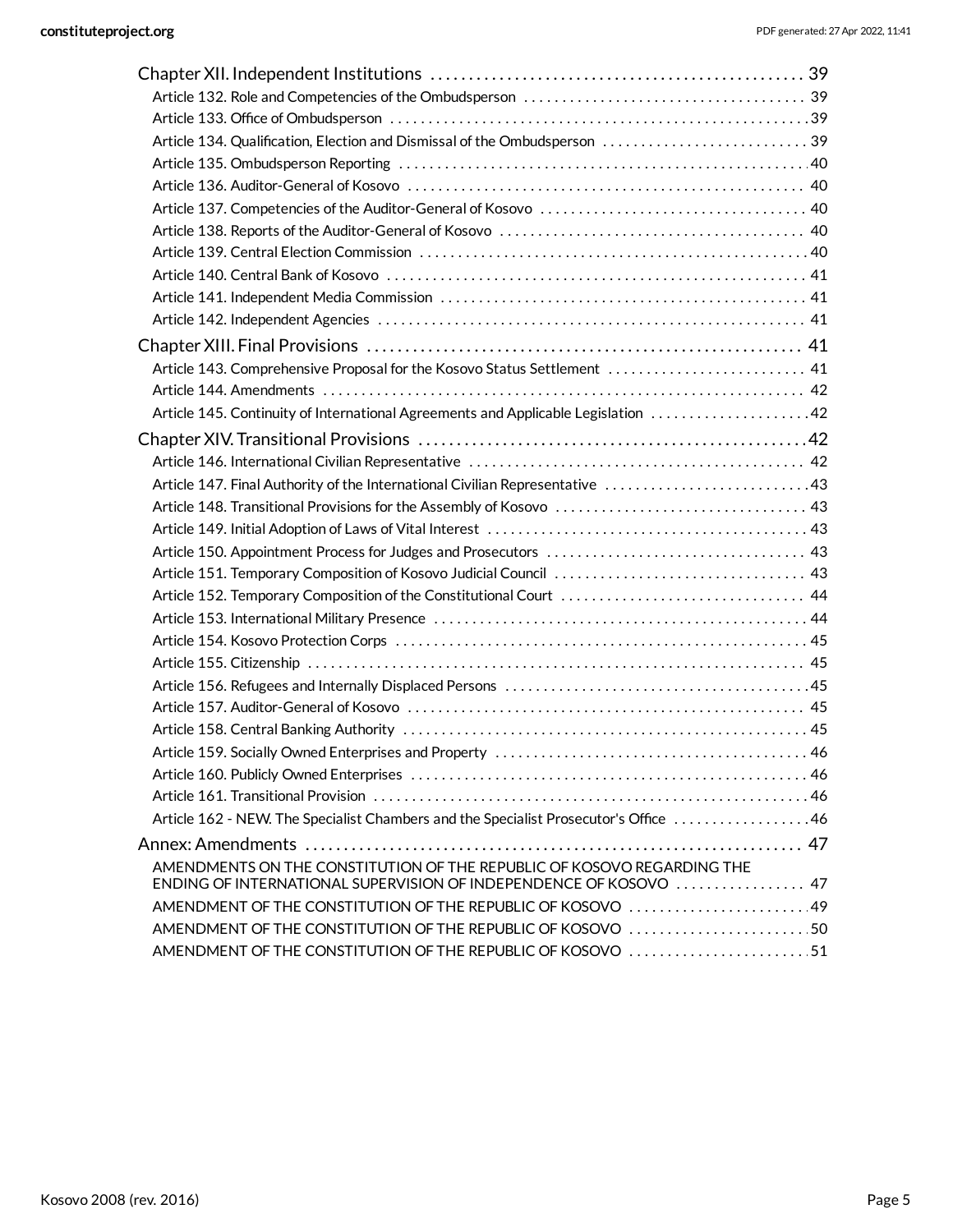Chapter XII. Independent Institutions . . . . . . . . . . . . . . . . . . . . . . . . . . . . . . . . . . . . . . . . . . . . . . . . 39
- Article 132. Role and Competencies of the Ombudsperson . . . . . . . . . . . . . . . . . . . . . . . . . . . . . . . . . . . . 39
- Article 133. Office of Ombudsperson . . . . . . . . . . . . . . . . . . . . . . . . . . . . . . . . . . . . . . . . . . . . . . . . . . . . . 39
- Article 134. Qualification, Election and Dismissal of the Ombudsperson . . . . . . . . . . . . . . . . . . . . . . . . . . . 39
- Article 135. Ombudsperson Reporting . . . . . . . . . . . . . . . . . . . . . . . . . . . . . . . . . . . . . . . . . . . . . . . . . . . . 40
- Article 136. Auditor-General of Kosovo . . . . . . . . . . . . . . . . . . . . . . . . . . . . . . . . . . . . . . . . . . . . . . . . . . . 40
- Article 137. Competencies of the Auditor-General of Kosovo . . . . . . . . . . . . . . . . . . . . . . . . . . . . . . . . . . 40
- Article 138. Reports of the Auditor-General of Kosovo . . . . . . . . . . . . . . . . . . . . . . . . . . . . . . . . . . . . . . . 40
- Article 139. Central Election Commission . . . . . . . . . . . . . . . . . . . . . . . . . . . . . . . . . . . . . . . . . . . . . . . . . 40
- Article 140. Central Bank of Kosovo . . . . . . . . . . . . . . . . . . . . . . . . . . . . . . . . . . . . . . . . . . . . . . . . . . . . . . 41
- Article 141. Independent Media Commission . . . . . . . . . . . . . . . . . . . . . . . . . . . . . . . . . . . . . . . . . . . . . . . 41
- Article 142. Independent Agencies . . . . . . . . . . . . . . . . . . . . . . . . . . . . . . . . . . . . . . . . . . . . . . . . . . . . . . . 41

Chapter XIII. Final Provisions . . . . . . . . . . . . . . . . . . . . . . . . . . . . . . . . . . . . . . . . . . . . . . . . . . . . . . . 41
- Article 143. Comprehensive Proposal for the Kosovo Status Settlement . . . . . . . . . . . . . . . . . . . . . . . . . 41
- Article 144. Amendments . . . . . . . . . . . . . . . . . . . . . . . . . . . . . . . . . . . . . . . . . . . . . . . . . . . . . . . . . . . . . . 42
- Article 145. Continuity of International Agreements and Applicable Legislation . . . . . . . . . . . . . . . . . . . . 42

Chapter XIV. Transitional Provisions . . . . . . . . . . . . . . . . . . . . . . . . . . . . . . . . . . . . . . . . . . . . . . . . . . 42
- Article 146. International Civilian Representative . . . . . . . . . . . . . . . . . . . . . . . . . . . . . . . . . . . . . . . . . . . 42
- Article 147. Final Authority of the International Civilian Representative . . . . . . . . . . . . . . . . . . . . . . . . . . 43
- Article 148. Transitional Provisions for the Assembly of Kosovo . . . . . . . . . . . . . . . . . . . . . . . . . . . . . . . . 43
- Article 149. Initial Adoption of Laws of Vital Interest . . . . . . . . . . . . . . . . . . . . . . . . . . . . . . . . . . . . . . . . . 43
- Article 150. Appointment Process for Judges and Prosecutors . . . . . . . . . . . . . . . . . . . . . . . . . . . . . . . . . 43
- Article 151. Temporary Composition of Kosovo Judicial Council . . . . . . . . . . . . . . . . . . . . . . . . . . . . . . . . 43
- Article 152. Temporary Composition of the Constitutional Court . . . . . . . . . . . . . . . . . . . . . . . . . . . . . . . 44
- Article 153. International Military Presence . . . . . . . . . . . . . . . . . . . . . . . . . . . . . . . . . . . . . . . . . . . . . . . . 44
- Article 154. Kosovo Protection Corps . . . . . . . . . . . . . . . . . . . . . . . . . . . . . . . . . . . . . . . . . . . . . . . . . . . . . 45
- Article 155. Citizenship . . . . . . . . . . . . . . . . . . . . . . . . . . . . . . . . . . . . . . . . . . . . . . . . . . . . . . . . . . . . . . . . 45
- Article 156. Refugees and Internally Displaced Persons . . . . . . . . . . . . . . . . . . . . . . . . . . . . . . . . . . . . . . . 45
- Article 157. Auditor-General of Kosovo . . . . . . . . . . . . . . . . . . . . . . . . . . . . . . . . . . . . . . . . . . . . . . . . . . . 45
- Article 158. Central Banking Authority . . . . . . . . . . . . . . . . . . . . . . . . . . . . . . . . . . . . . . . . . . . . . . . . . . . . 45
- Article 159. Socially Owned Enterprises and Property . . . . . . . . . . . . . . . . . . . . . . . . . . . . . . . . . . . . . . . . 46
- Article 160. Publicly Owned Enterprises . . . . . . . . . . . . . . . . . . . . . . . . . . . . . . . . . . . . . . . . . . . . . . . . . . . 46
- Article 161. Transitional Provision . . . . . . . . . . . . . . . . . . . . . . . . . . . . . . . . . . . . . . . . . . . . . . . . . . . . . . . . 46
- Article 162 - NEW. The Specialist Chambers and the Specialist Prosecutor's Office . . . . . . . . . . . . . . . . . . 46

Annex: Amendments . . . . . . . . . . . . . . . . . . . . . . . . . . . . . . . . . . . . . . . . . . . . . . . . . . . . . . . . . . . . . . . . 47
- AMENDMENTS ON THE CONSTITUTION OF THE REPUBLIC OF KOSOVO REGARDING THE ENDING OF INTERNATIONAL SUPERVISION OF INDEPENDENCE OF KOSOVO . . . . . . . . . . . . . . . . 47
- AMENDMENT OF THE CONSTITUTION OF THE REPUBLIC OF KOSOVO . . . . . . . . . . . . . . . . . . . . . . . . 49
- AMENDMENT OF THE CONSTITUTION OF THE REPUBLIC OF KOSOVO . . . . . . . . . . . . . . . . . . . . . . . . 50
- AMENDMENT OF THE CONSTITUTION OF THE REPUBLIC OF KOSOVO . . . . . . . . . . . . . . . . . . . . . . . . 51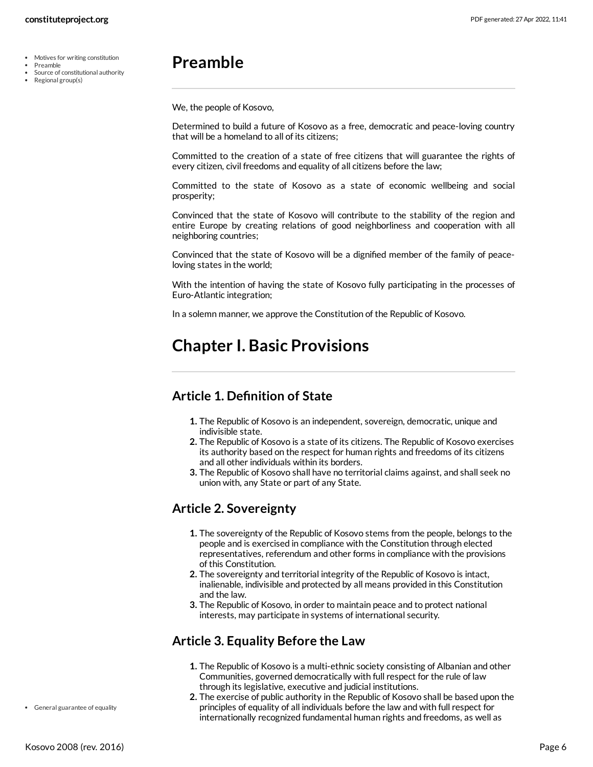# Preamble

We, the people of Kosovo,

Determined to build a future of Kosovo as a free, democratic and peace-loving country that will be a homeland to all of its citizens;

Committed to the creation of a state of free citizens that will guarantee the rights of every citizen, civil freedoms and equality of all citizens before the law;

Committed to the state of Kosovo as a state of economic wellbeing and social prosperity;

Convinced that the state of Kosovo will contribute to the stability of the region and entire Europe by creating relations of good neighborliness and cooperation with all neighboring countries;

Convinced that the state of Kosovo will be a dignified member of the family of peace-loving states in the world;

With the intention of having the state of Kosovo fully participating in the processes of Euro-Atlantic integration;

In a solemn manner, we approve the Constitution of the Republic of Kosovo.

# Chapter I. Basic Provisions

## Article 1. Definition of State

1. The Republic of Kosovo is an independent, sovereign, democratic, unique and indivisible state.
2. The Republic of Kosovo is a state of its citizens. The Republic of Kosovo exercises its authority based on the respect for human rights and freedoms of its citizens and all other individuals within its borders.
3. The Republic of Kosovo shall have no territorial claims against, and shall seek no union with, any State or part of any State.

## Article 2. Sovereignty

1. The sovereignty of the Republic of Kosovo stems from the people, belongs to the people and is exercised in compliance with the Constitution through elected representatives, referendum and other forms in compliance with the provisions of this Constitution.
2. The sovereignty and territorial integrity of the Republic of Kosovo is intact, inalienable, indivisible and protected by all means provided in this Constitution and the law.
3. The Republic of Kosovo, in order to maintain peace and to protect national interests, may participate in systems of international security.

## Article 3. Equality Before the Law

1. The Republic of Kosovo is a multi-ethnic society consisting of Albanian and other Communities, governed democratically with full respect for the rule of law through its legislative, executive and judicial institutions.
2. The exercise of public authority in the Republic of Kosovo shall be based upon the principles of equality of all individuals before the law and with full respect for internationally recognized fundamental human rights and freedoms, as well as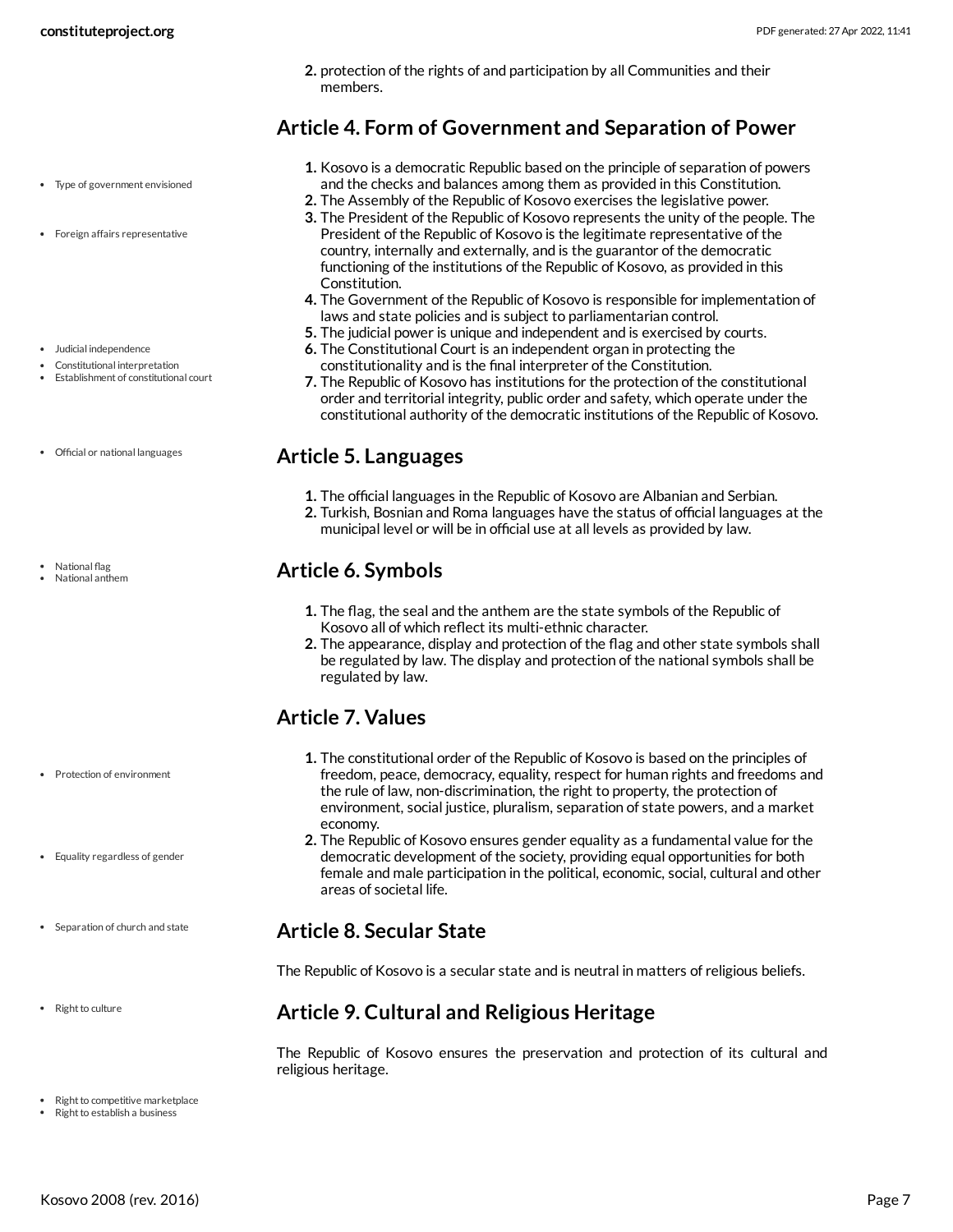2. protection of the rights of and participation by all Communities and their members.

## Article 4. Form of Government and Separation of Power

- Type of government envisioned
- Foreign affairs representative
- Judicial independence
- Constitutional interpretation
- Establishment of constitutional court

1. Kosovo is a democratic Republic based on the principle of separation of powers and the checks and balances among them as provided in this Constitution.
2. The Assembly of the Republic of Kosovo exercises the legislative power.
3. The President of the Republic of Kosovo represents the unity of the people. The President of the Republic of Kosovo is the legitimate representative of the country, internally and externally, and is the guarantor of the democratic functioning of the institutions of the Republic of Kosovo, as provided in this Constitution.
4. The Government of the Republic of Kosovo is responsible for implementation of laws and state policies and is subject to parliamentarian control.
5. The judicial power is unique and independent and is exercised by courts.
6. The Constitutional Court is an independent organ in protecting the constitutionality and is the final interpreter of the Constitution.
7. The Republic of Kosovo has institutions for the protection of the constitutional order and territorial integrity, public order and safety, which operate under the constitutional authority of the democratic institutions of the Republic of Kosovo.

- Official or national languages

## Article 5. Languages

1. The official languages in the Republic of Kosovo are Albanian and Serbian.
2. Turkish, Bosnian and Roma languages have the status of official languages at the municipal level or will be in official use at all levels as provided by law.

- National flag
- National anthem

## Article 6. Symbols

1. The flag, the seal and the anthem are the state symbols of the Republic of Kosovo all of which reflect its multi-ethnic character.
2. The appearance, display and protection of the flag and other state symbols shall be regulated by law. The display and protection of the national symbols shall be regulated by law.

## Article 7. Values

- Protection of environment
- Equality regardless of gender

1. The constitutional order of the Republic of Kosovo is based on the principles of freedom, peace, democracy, equality, respect for human rights and freedoms and the rule of law, non-discrimination, the right to property, the protection of environment, social justice, pluralism, separation of state powers, and a market economy.
2. The Republic of Kosovo ensures gender equality as a fundamental value for the democratic development of the society, providing equal opportunities for both female and male participation in the political, economic, social, cultural and other areas of societal life.

- Separation of church and state

## Article 8. Secular State

The Republic of Kosovo is a secular state and is neutral in matters of religious beliefs.

- Right to culture

## Article 9. Cultural and Religious Heritage

The Republic of Kosovo ensures the preservation and protection of its cultural and religious heritage.

- Right to competitive marketplace
- Right to establish a business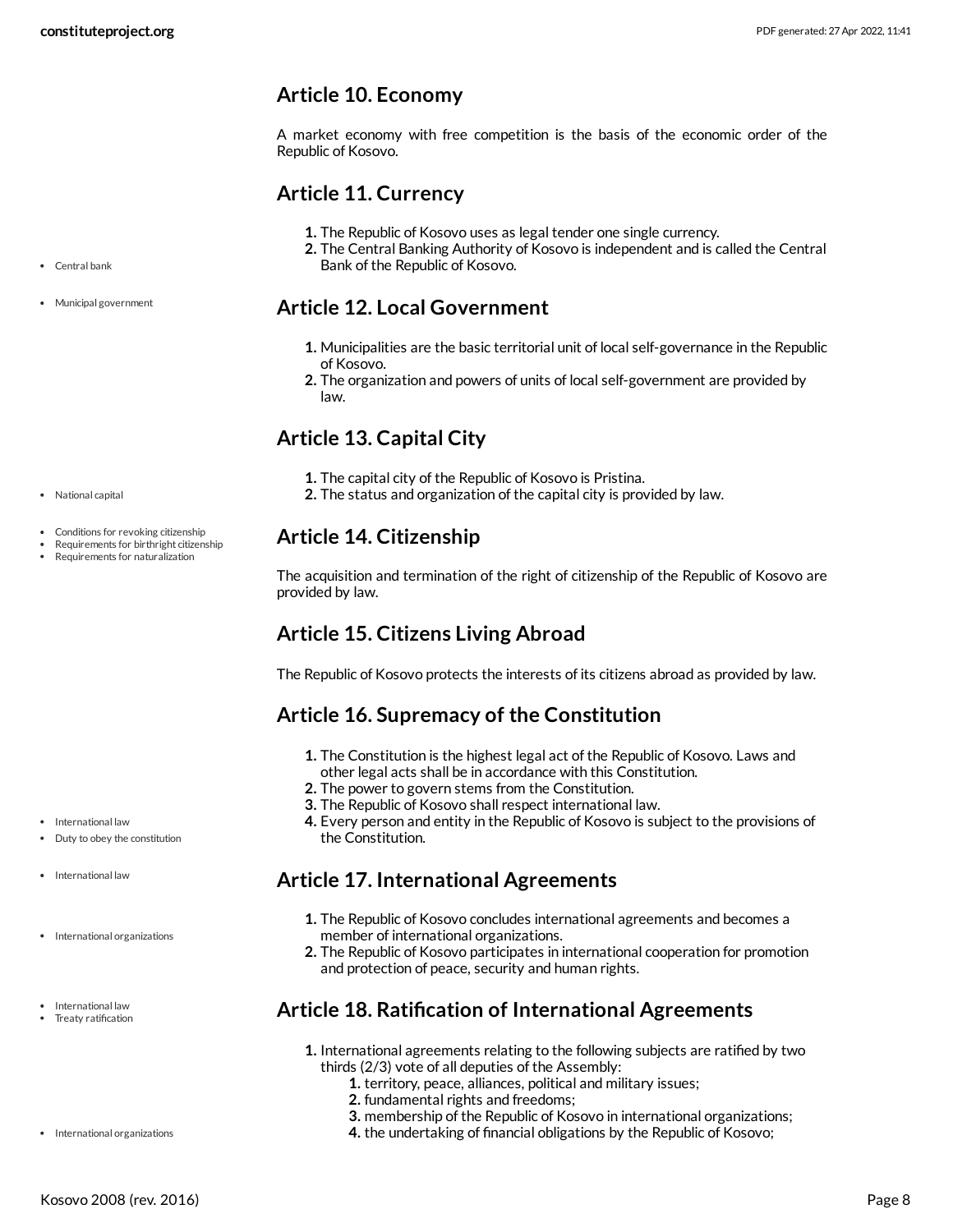## Article 10. Economy

A market economy with free competition is the basis of the economic order of the Republic of Kosovo.

## Article 11. Currency

1. The Republic of Kosovo uses as legal tender one single currency.
2. The Central Banking Authority of Kosovo is independent and is called the Central Bank of the Republic of Kosovo.

## Article 12. Local Government

1. Municipalities are the basic territorial unit of local self-governance in the Republic of Kosovo.
2. The organization and powers of units of local self-government are provided by law.

## Article 13. Capital City

1. The capital city of the Republic of Kosovo is Pristina.
2. The status and organization of the capital city is provided by law.

## Article 14. Citizenship

The acquisition and termination of the right of citizenship of the Republic of Kosovo are provided by law.

## Article 15. Citizens Living Abroad

The Republic of Kosovo protects the interests of its citizens abroad as provided by law.

## Article 16. Supremacy of the Constitution

1. The Constitution is the highest legal act of the Republic of Kosovo. Laws and other legal acts shall be in accordance with this Constitution.
2. The power to govern stems from the Constitution.
3. The Republic of Kosovo shall respect international law.
4. Every person and entity in the Republic of Kosovo is subject to the provisions of the Constitution.

## Article 17. International Agreements

1. The Republic of Kosovo concludes international agreements and becomes a member of international organizations.
2. The Republic of Kosovo participates in international cooperation for promotion and protection of peace, security and human rights.

## Article 18. Ratification of International Agreements

1. International agreements relating to the following subjects are ratified by two thirds (2/3) vote of all deputies of the Assembly:
    1. territory, peace, alliances, political and military issues;
    2. fundamental rights and freedoms;
    3. membership of the Republic of Kosovo in international organizations;
    4. the undertaking of financial obligations by the Republic of Kosovo;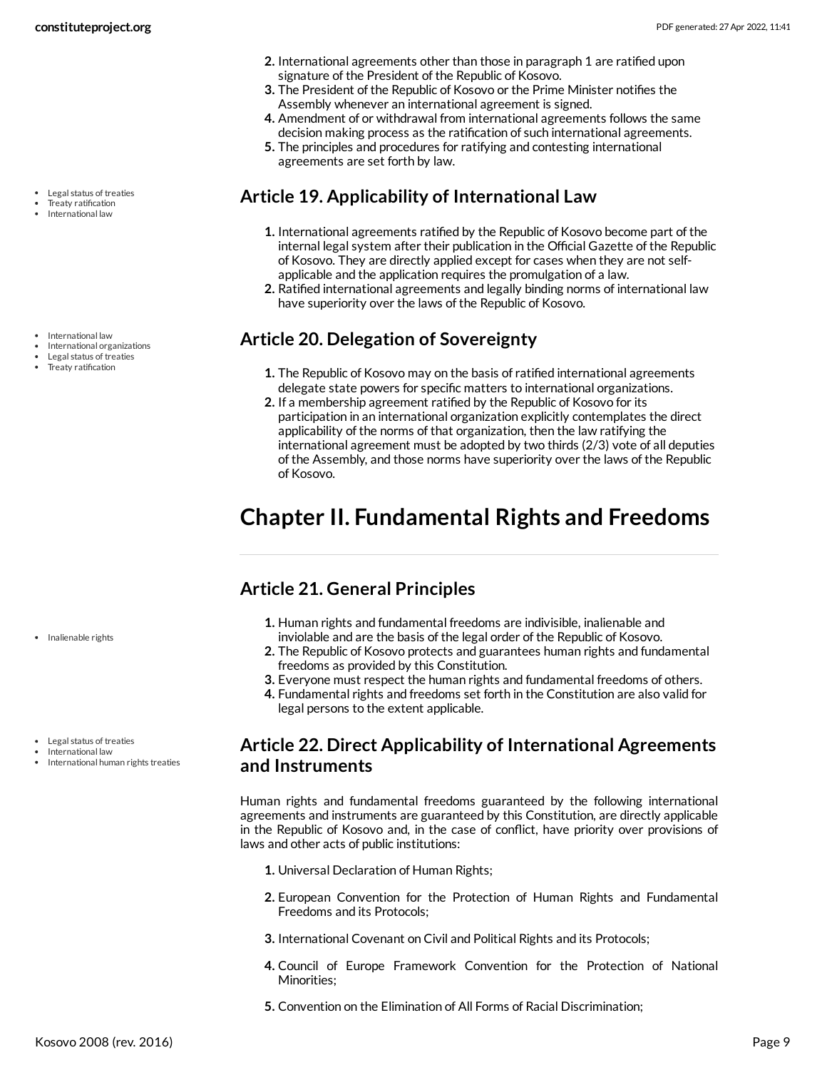2. International agreements other than those in paragraph 1 are ratified upon signature of the President of the Republic of Kosovo.
3. The President of the Republic of Kosovo or the Prime Minister notifies the Assembly whenever an international agreement is signed.
4. Amendment of or withdrawal from international agreements follows the same decision making process as the ratification of such international agreements.
5. The principles and procedures for ratifying and contesting international agreements are set forth by law.

- Legal status of treaties
- Treaty ratification
- International law

## Article 19. Applicability of International Law

1. International agreements ratified by the Republic of Kosovo become part of the internal legal system after their publication in the Official Gazette of the Republic of Kosovo. They are directly applied except for cases when they are not self-applicable and the application requires the promulgation of a law.
2. Ratified international agreements and legally binding norms of international law have superiority over the laws of the Republic of Kosovo.

- International law
- International organizations
- Legal status of treaties
- Treaty ratification

## Article 20. Delegation of Sovereignty

1. The Republic of Kosovo may on the basis of ratified international agreements delegate state powers for specific matters to international organizations.
2. If a membership agreement ratified by the Republic of Kosovo for its participation in an international organization explicitly contemplates the direct applicability of the norms of that organization, then the law ratifying the international agreement must be adopted by two thirds (2/3) vote of all deputies of the Assembly, and those norms have superiority over the laws of the Republic of Kosovo.

# Chapter II. Fundamental Rights and Freedoms

## Article 21. General Principles

- Inalienable rights

1. Human rights and fundamental freedoms are indivisible, inalienable and inviolable and are the basis of the legal order of the Republic of Kosovo.
2. The Republic of Kosovo protects and guarantees human rights and fundamental freedoms as provided by this Constitution.
3. Everyone must respect the human rights and fundamental freedoms of others.
4. Fundamental rights and freedoms set forth in the Constitution are also valid for legal persons to the extent applicable.

- Legal status of treaties
- International law
- International human rights treaties

## Article 22. Direct Applicability of International Agreements and Instruments

Human rights and fundamental freedoms guaranteed by the following international agreements and instruments are guaranteed by this Constitution, are directly applicable in the Republic of Kosovo and, in the case of conflict, have priority over provisions of laws and other acts of public institutions:

1. Universal Declaration of Human Rights;
2. European Convention for the Protection of Human Rights and Fundamental Freedoms and its Protocols;
3. International Covenant on Civil and Political Rights and its Protocols;
4. Council of Europe Framework Convention for the Protection of National Minorities;
5. Convention on the Elimination of All Forms of Racial Discrimination;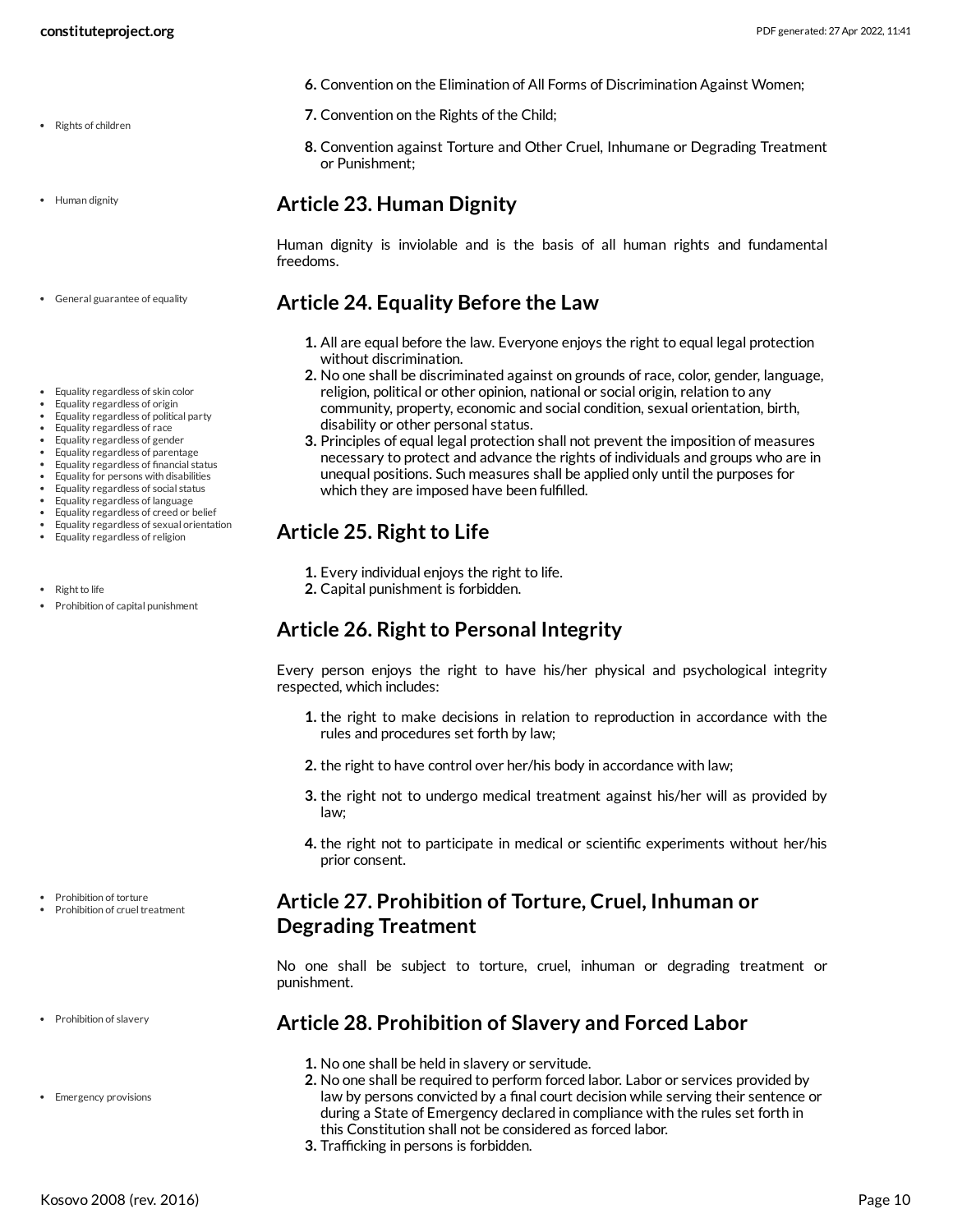6. Convention on the Elimination of All Forms of Discrimination Against Women;
7. Convention on the Rights of the Child;
8. Convention against Torture and Other Cruel, Inhumane or Degrading Treatment or Punishment;

## Article 23. Human Dignity

Human dignity is inviolable and is the basis of all human rights and fundamental freedoms.

## Article 24. Equality Before the Law

1. All are equal before the law. Everyone enjoys the right to equal legal protection without discrimination.
2. No one shall be discriminated against on grounds of race, color, gender, language, religion, political or other opinion, national or social origin, relation to any community, property, economic and social condition, sexual orientation, birth, disability or other personal status.
3. Principles of equal legal protection shall not prevent the imposition of measures necessary to protect and advance the rights of individuals and groups who are in unequal positions. Such measures shall be applied only until the purposes for which they are imposed have been fulfilled.

## Article 25. Right to Life

1. Every individual enjoys the right to life.
2. Capital punishment is forbidden.

## Article 26. Right to Personal Integrity

Every person enjoys the right to have his/her physical and psychological integrity respected, which includes:

1. the right to make decisions in relation to reproduction in accordance with the rules and procedures set forth by law;
2. the right to have control over her/his body in accordance with law;
3. the right not to undergo medical treatment against his/her will as provided by law;
4. the right not to participate in medical or scientific experiments without her/his prior consent.

## Article 27. Prohibition of Torture, Cruel, Inhuman or Degrading Treatment

No one shall be subject to torture, cruel, inhuman or degrading treatment or punishment.

## Article 28. Prohibition of Slavery and Forced Labor

1. No one shall be held in slavery or servitude.
2. No one shall be required to perform forced labor. Labor or services provided by law by persons convicted by a final court decision while serving their sentence or during a State of Emergency declared in compliance with the rules set forth in this Constitution shall not be considered as forced labor.
3. Trafficking in persons is forbidden.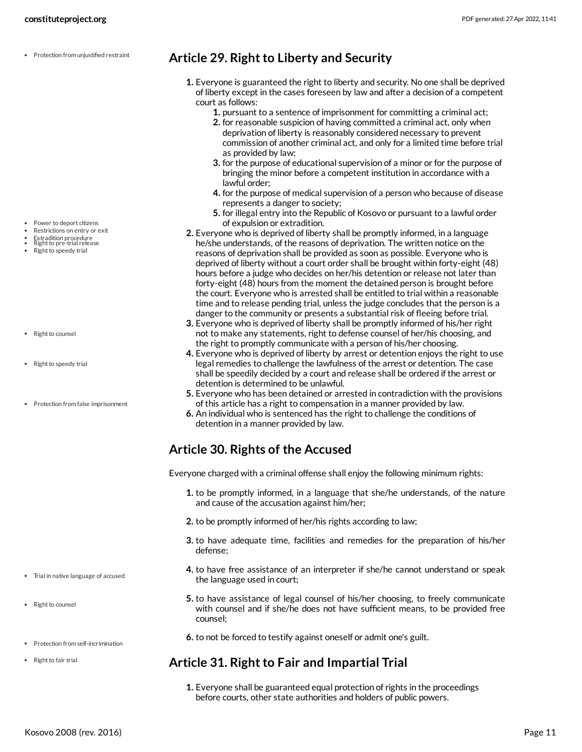## Article 29. Right to Liberty and Security

1. Everyone is guaranteed the right to liberty and security. No one shall be deprived of liberty except in the cases foreseen by law and after a decision of a competent court as follows:
    1. pursuant to a sentence of imprisonment for committing a criminal act;
    2. for reasonable suspicion of having committed a criminal act, only when deprivation of liberty is reasonably considered necessary to prevent commission of another criminal act, and only for a limited time before trial as provided by law;
    3. for the purpose of educational supervision of a minor or for the purpose of bringing the minor before a competent institution in accordance with a lawful order;
    4. for the purpose of medical supervision of a person who because of disease represents a danger to society;
    5. for illegal entry into the Republic of Kosovo or pursuant to a lawful order of expulsion or extradition.
2. Everyone who is deprived of liberty shall be promptly informed, in a language he/she understands, of the reasons of deprivation. The written notice on the reasons of deprivation shall be provided as soon as possible. Everyone who is deprived of liberty without a court order shall be brought within forty-eight (48) hours before a judge who decides on her/his detention or release not later than forty-eight (48) hours from the moment the detained person is brought before the court. Everyone who is arrested shall be entitled to trial within a reasonable time and to release pending trial, unless the judge concludes that the person is a danger to the community or presents a substantial risk of fleeing before trial.
3. Everyone who is deprived of liberty shall be promptly informed of his/her right not to make any statements, right to defense counsel of her/his choosing, and the right to promptly communicate with a person of his/her choosing.
4. Everyone who is deprived of liberty by arrest or detention enjoys the right to use legal remedies to challenge the lawfulness of the arrest or detention. The case shall be speedily decided by a court and release shall be ordered if the arrest or detention is determined to be unlawful.
5. Everyone who has been detained or arrested in contradiction with the provisions of this article has a right to compensation in a manner provided by law.
6. An individual who is sentenced has the right to challenge the conditions of detention in a manner provided by law.

## Article 30. Rights of the Accused

Everyone charged with a criminal offense shall enjoy the following minimum rights:

1. to be promptly informed, in a language that she/he understands, of the nature and cause of the accusation against him/her;
2. to be promptly informed of her/his rights according to law;
3. to have adequate time, facilities and remedies for the preparation of his/her defense;
4. to have free assistance of an interpreter if she/he cannot understand or speak the language used in court;
5. to have assistance of legal counsel of his/her choosing, to freely communicate with counsel and if she/he does not have sufficient means, to be provided free counsel;
6. to not be forced to testify against oneself or admit one's guilt.

## Article 31. Right to Fair and Impartial Trial

1. Everyone shall be guaranteed equal protection of rights in the proceedings before courts, other state authorities and holders of public powers.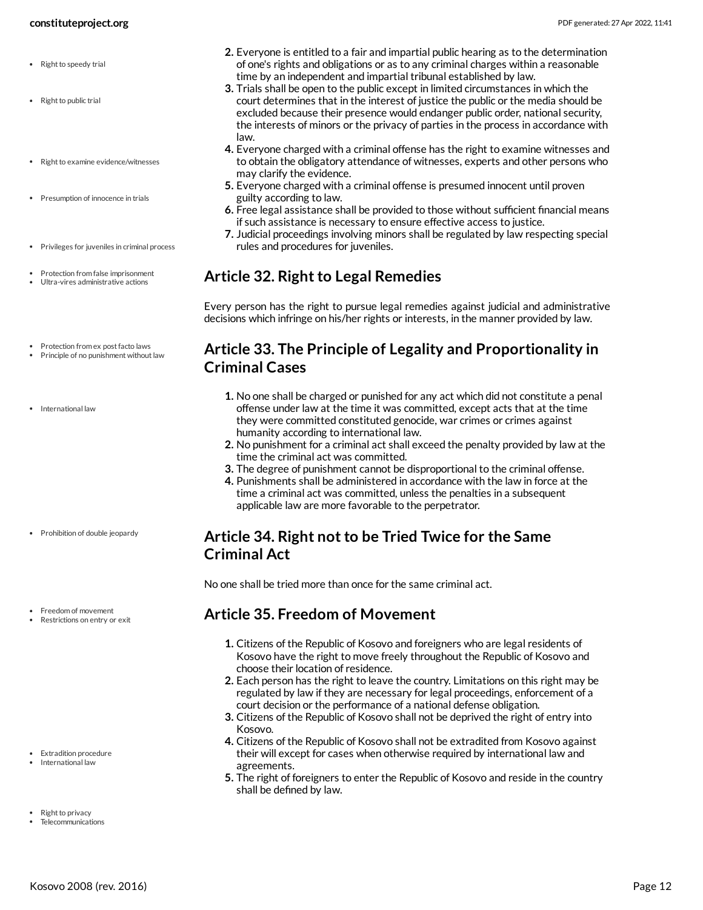- Right to speedy trial
- Right to public trial
- Right to examine evidence/witnesses
- Presumption of innocence in trials
- Privileges for juveniles in criminal process

2. Everyone is entitled to a fair and impartial public hearing as to the determination of one's rights and obligations or as to any criminal charges within a reasonable time by an independent and impartial tribunal established by law.
3. Trials shall be open to the public except in limited circumstances in which the court determines that in the interest of justice the public or the media should be excluded because their presence would endanger public order, national security, the interests of minors or the privacy of parties in the process in accordance with law.
4. Everyone charged with a criminal offense has the right to examine witnesses and to obtain the obligatory attendance of witnesses, experts and other persons who may clarify the evidence.
5. Everyone charged with a criminal offense is presumed innocent until proven guilty according to law.
6. Free legal assistance shall be provided to those without sufficient financial means if such assistance is necessary to ensure effective access to justice.
7. Judicial proceedings involving minors shall be regulated by law respecting special rules and procedures for juveniles.

- Protection from false imprisonment
- Ultra-vires administrative actions

## Article 32. Right to Legal Remedies

Every person has the right to pursue legal remedies against judicial and administrative decisions which infringe on his/her rights or interests, in the manner provided by law.

- Protection from ex post facto laws
- Principle of no punishment without law
- International law

## Article 33. The Principle of Legality and Proportionality in Criminal Cases

1. No one shall be charged or punished for any act which did not constitute a penal offense under law at the time it was committed, except acts that at the time they were committed constituted genocide, war crimes or crimes against humanity according to international law.
2. No punishment for a criminal act shall exceed the penalty provided by law at the time the criminal act was committed.
3. The degree of punishment cannot be disproportional to the criminal offense.
4. Punishments shall be administered in accordance with the law in force at the time a criminal act was committed, unless the penalties in a subsequent applicable law are more favorable to the perpetrator.

- Prohibition of double jeopardy

## Article 34. Right not to be Tried Twice for the Same Criminal Act

No one shall be tried more than once for the same criminal act.

- Freedom of movement
- Restrictions on entry or exit

## Article 35. Freedom of Movement

1. Citizens of the Republic of Kosovo and foreigners who are legal residents of Kosovo have the right to move freely throughout the Republic of Kosovo and choose their location of residence.
2. Each person has the right to leave the country. Limitations on this right may be regulated by law if they are necessary for legal proceedings, enforcement of a court decision or the performance of a national defense obligation.
3. Citizens of the Republic of Kosovo shall not be deprived the right of entry into Kosovo.
4. Citizens of the Republic of Kosovo shall not be extradited from Kosovo against their will except for cases when otherwise required by international law and agreements.
5. The right of foreigners to enter the Republic of Kosovo and reside in the country shall be defined by law.

- Extradition procedure
- International law
- Right to privacy
- Telecommunications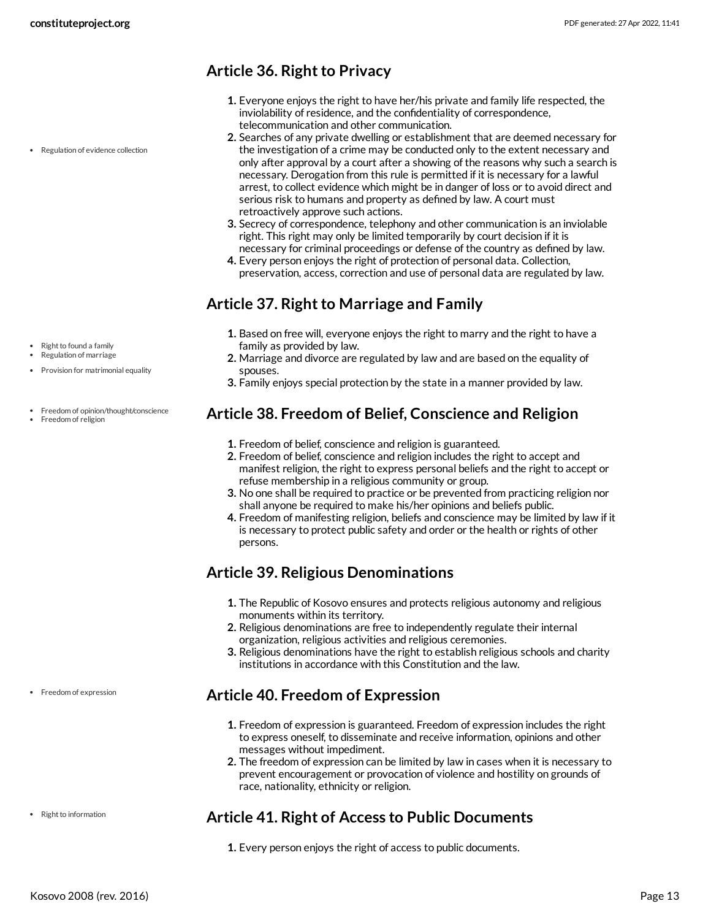## Article 36. Right to Privacy

- Regulation of evidence collection

1. Everyone enjoys the right to have her/his private and family life respected, the inviolability of residence, and the confidentiality of correspondence, telecommunication and other communication.
2. Searches of any private dwelling or establishment that are deemed necessary for the investigation of a crime may be conducted only to the extent necessary and only after approval by a court after a showing of the reasons why such a search is necessary. Derogation from this rule is permitted if it is necessary for a lawful arrest, to collect evidence which might be in danger of loss or to avoid direct and serious risk to humans and property as defined by law. A court must retroactively approve such actions.
3. Secrecy of correspondence, telephony and other communication is an inviolable right. This right may only be limited temporarily by court decision if it is necessary for criminal proceedings or defense of the country as defined by law.
4. Every person enjoys the right of protection of personal data. Collection, preservation, access, correction and use of personal data are regulated by law.

## Article 37. Right to Marriage and Family

- Right to found a family
- Regulation of marriage
- Provision for matrimonial equality

1. Based on free will, everyone enjoys the right to marry and the right to have a family as provided by law.
2. Marriage and divorce are regulated by law and are based on the equality of spouses.
3. Family enjoys special protection by the state in a manner provided by law.

## Article 38. Freedom of Belief, Conscience and Religion

- Freedom of opinion/thought/conscience
- Freedom of religion

1. Freedom of belief, conscience and religion is guaranteed.
2. Freedom of belief, conscience and religion includes the right to accept and manifest religion, the right to express personal beliefs and the right to accept or refuse membership in a religious community or group.
3. No one shall be required to practice or be prevented from practicing religion nor shall anyone be required to make his/her opinions and beliefs public.
4. Freedom of manifesting religion, beliefs and conscience may be limited by law if it is necessary to protect public safety and order or the health or rights of other persons.

## Article 39. Religious Denominations

1. The Republic of Kosovo ensures and protects religious autonomy and religious monuments within its territory.
2. Religious denominations are free to independently regulate their internal organization, religious activities and religious ceremonies.
3. Religious denominations have the right to establish religious schools and charity institutions in accordance with this Constitution and the law.

## Article 40. Freedom of Expression

- Freedom of expression

1. Freedom of expression is guaranteed. Freedom of expression includes the right to express oneself, to disseminate and receive information, opinions and other messages without impediment.
2. The freedom of expression can be limited by law in cases when it is necessary to prevent encouragement or provocation of violence and hostility on grounds of race, nationality, ethnicity or religion.

## Article 41. Right of Access to Public Documents

- Right to information

1. Every person enjoys the right of access to public documents.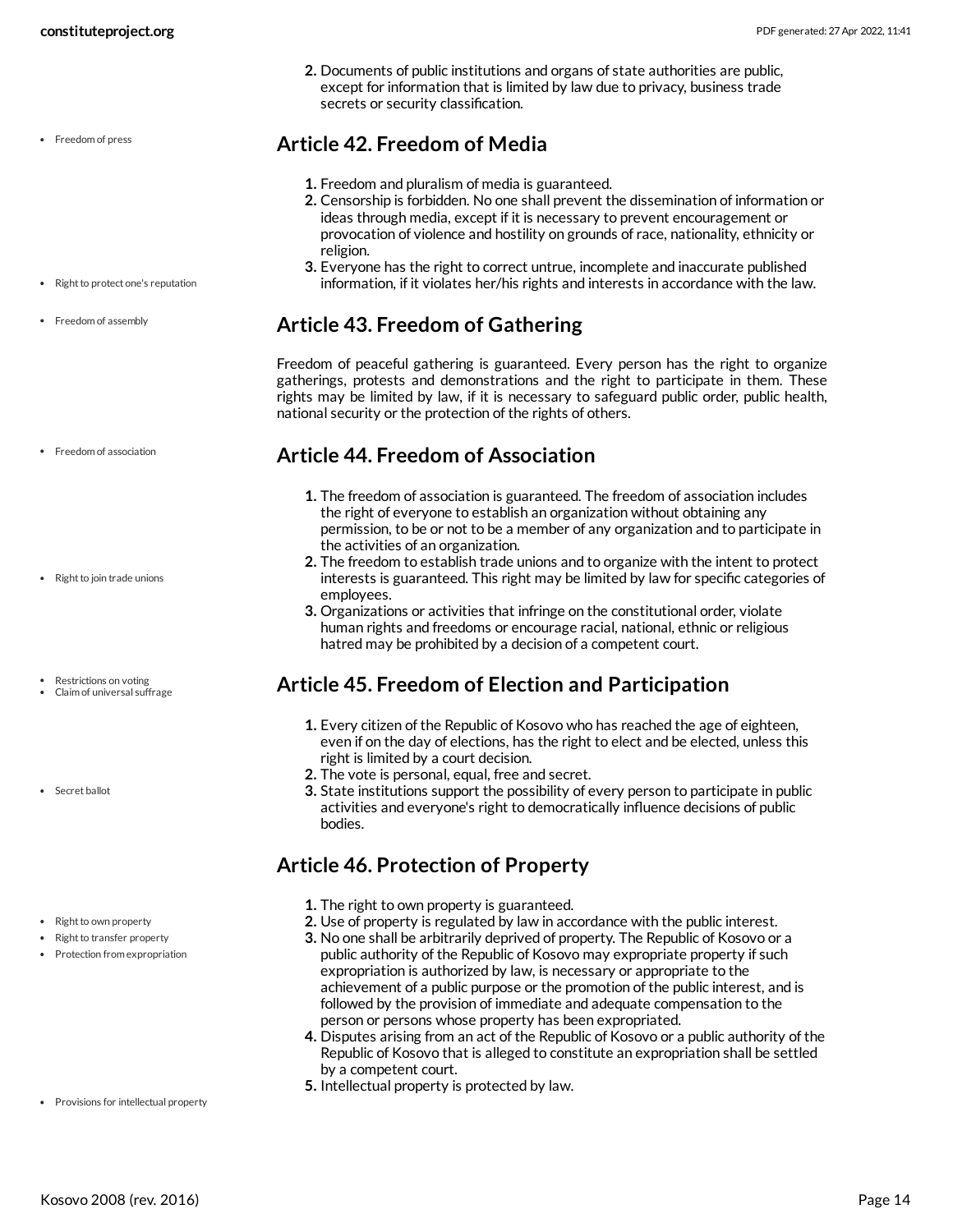2. Documents of public institutions and organs of state authorities are public, except for information that is limited by law due to privacy, business trade secrets or security classification.

## Article 42. Freedom of Media

1. Freedom and pluralism of media is guaranteed.
2. Censorship is forbidden. No one shall prevent the dissemination of information or ideas through media, except if it is necessary to prevent encouragement or provocation of violence and hostility on grounds of race, nationality, ethnicity or religion.
3. Everyone has the right to correct untrue, incomplete and inaccurate published information, if it violates her/his rights and interests in accordance with the law.

## Article 43. Freedom of Gathering

Freedom of peaceful gathering is guaranteed. Every person has the right to organize gatherings, protests and demonstrations and the right to participate in them. These rights may be limited by law, if it is necessary to safeguard public order, public health, national security or the protection of the rights of others.

## Article 44. Freedom of Association

1. The freedom of association is guaranteed. The freedom of association includes the right of everyone to establish an organization without obtaining any permission, to be or not to be a member of any organization and to participate in the activities of an organization.
2. The freedom to establish trade unions and to organize with the intent to protect interests is guaranteed. This right may be limited by law for specific categories of employees.
3. Organizations or activities that infringe on the constitutional order, violate human rights and freedoms or encourage racial, national, ethnic or religious hatred may be prohibited by a decision of a competent court.

## Article 45. Freedom of Election and Participation

1. Every citizen of the Republic of Kosovo who has reached the age of eighteen, even if on the day of elections, has the right to elect and be elected, unless this right is limited by a court decision.
2. The vote is personal, equal, free and secret.
3. State institutions support the possibility of every person to participate in public activities and everyone's right to democratically influence decisions of public bodies.

## Article 46. Protection of Property

1. The right to own property is guaranteed.
2. Use of property is regulated by law in accordance with the public interest.
3. No one shall be arbitrarily deprived of property. The Republic of Kosovo or a public authority of the Republic of Kosovo may expropriate property if such expropriation is authorized by law, is necessary or appropriate to the achievement of a public purpose or the promotion of the public interest, and is followed by the provision of immediate and adequate compensation to the person or persons whose property has been expropriated.
4. Disputes arising from an act of the Republic of Kosovo or a public authority of the Republic of Kosovo that is alleged to constitute an expropriation shall be settled by a competent court.
5. Intellectual property is protected by law.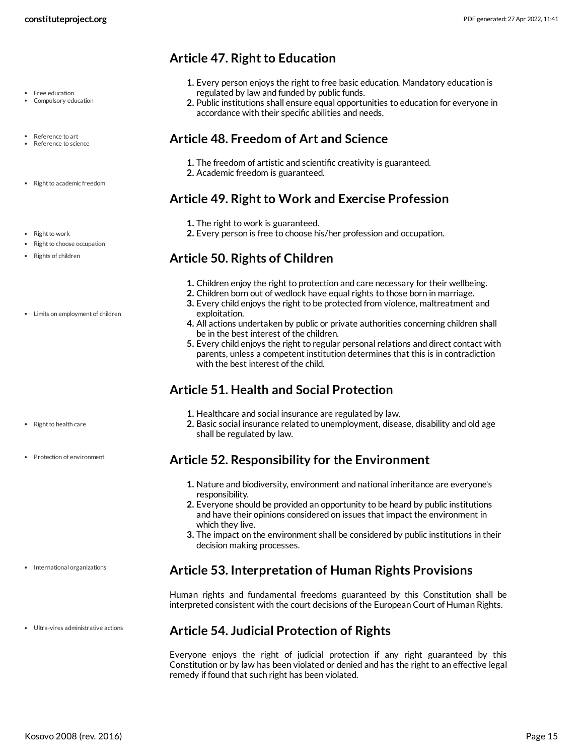## Article 47. Right to Education

- Free education
- Compulsory education

1. Every person enjoys the right to free basic education. Mandatory education is regulated by law and funded by public funds.
2. Public institutions shall ensure equal opportunities to education for everyone in accordance with their specific abilities and needs.

## Article 48. Freedom of Art and Science

- Reference to art
- Reference to science

1. The freedom of artistic and scientific creativity is guaranteed.
2. Academic freedom is guaranteed.

- Right to academic freedom

## Article 49. Right to Work and Exercise Profession

1. The right to work is guaranteed.
2. Every person is free to choose his/her profession and occupation.

- Right to work
- Right to choose occupation

## Article 50. Rights of Children

- Rights of children

1. Children enjoy the right to protection and care necessary for their wellbeing.
2. Children born out of wedlock have equal rights to those born in marriage.
3. Every child enjoys the right to be protected from violence, maltreatment and exploitation.
4. All actions undertaken by public or private authorities concerning children shall be in the best interest of the children.
5. Every child enjoys the right to regular personal relations and direct contact with parents, unless a competent institution determines that this is in contradiction with the best interest of the child.

- Limits on employment of children

## Article 51. Health and Social Protection

1. Healthcare and social insurance are regulated by law.
2. Basic social insurance related to unemployment, disease, disability and old age shall be regulated by law.

- Right to health care

## Article 52. Responsibility for the Environment

- Protection of environment

1. Nature and biodiversity, environment and national inheritance are everyone's responsibility.
2. Everyone should be provided an opportunity to be heard by public institutions and have their opinions considered on issues that impact the environment in which they live.
3. The impact on the environment shall be considered by public institutions in their decision making processes.

## Article 53. Interpretation of Human Rights Provisions

- International organizations

Human rights and fundamental freedoms guaranteed by this Constitution shall be interpreted consistent with the court decisions of the European Court of Human Rights.

## Article 54. Judicial Protection of Rights

- Ultra-vires administrative actions

Everyone enjoys the right of judicial protection if any right guaranteed by this Constitution or by law has been violated or denied and has the right to an effective legal remedy if found that such right has been violated.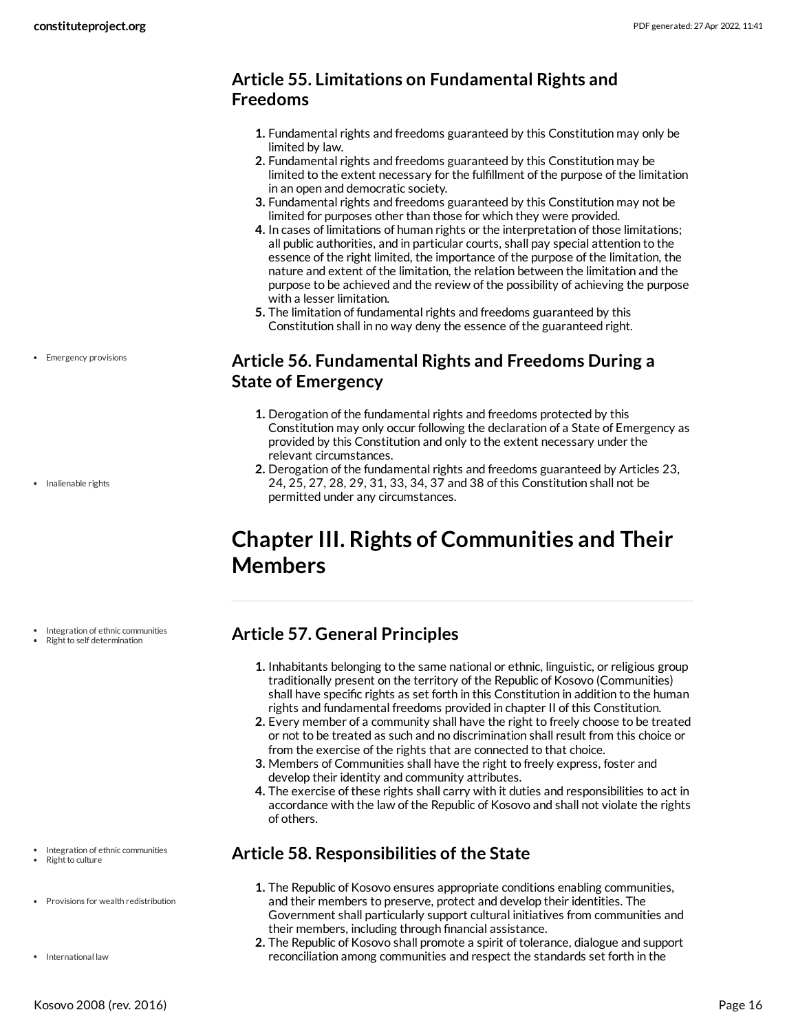## Article 55. Limitations on Fundamental Rights and Freedoms

1. Fundamental rights and freedoms guaranteed by this Constitution may only be limited by law.
2. Fundamental rights and freedoms guaranteed by this Constitution may be limited to the extent necessary for the fulfillment of the purpose of the limitation in an open and democratic society.
3. Fundamental rights and freedoms guaranteed by this Constitution may not be limited for purposes other than those for which they were provided.
4. In cases of limitations of human rights or the interpretation of those limitations; all public authorities, and in particular courts, shall pay special attention to the essence of the right limited, the importance of the purpose of the limitation, the nature and extent of the limitation, the relation between the limitation and the purpose to be achieved and the review of the possibility of achieving the purpose with a lesser limitation.
5. The limitation of fundamental rights and freedoms guaranteed by this Constitution shall in no way deny the essence of the guaranteed right.

- Emergency provisions

## Article 56. Fundamental Rights and Freedoms During a State of Emergency

1. Derogation of the fundamental rights and freedoms protected by this Constitution may only occur following the declaration of a State of Emergency as provided by this Constitution and only to the extent necessary under the relevant circumstances.
2. Derogation of the fundamental rights and freedoms guaranteed by Articles 23, 24, 25, 27, 28, 29, 31, 33, 34, 37 and 38 of this Constitution shall not be permitted under any circumstances.

- Inalienable rights

# Chapter III. Rights of Communities and Their Members

- Integration of ethnic communities
- Right to self determination

## Article 57. General Principles

1. Inhabitants belonging to the same national or ethnic, linguistic, or religious group traditionally present on the territory of the Republic of Kosovo (Communities) shall have specific rights as set forth in this Constitution in addition to the human rights and fundamental freedoms provided in chapter II of this Constitution.
2. Every member of a community shall have the right to freely choose to be treated or not to be treated as such and no discrimination shall result from this choice or from the exercise of the rights that are connected to that choice.
3. Members of Communities shall have the right to freely express, foster and develop their identity and community attributes.
4. The exercise of these rights shall carry with it duties and responsibilities to act in accordance with the law of the Republic of Kosovo and shall not violate the rights of others.

- Integration of ethnic communities
- Right to culture

## Article 58. Responsibilities of the State

- Provisions for wealth redistribution

1. The Republic of Kosovo ensures appropriate conditions enabling communities, and their members to preserve, protect and develop their identities. The Government shall particularly support cultural initiatives from communities and their members, including through financial assistance.

- International law

2. The Republic of Kosovo shall promote a spirit of tolerance, dialogue and support reconciliation among communities and respect the standards set forth in the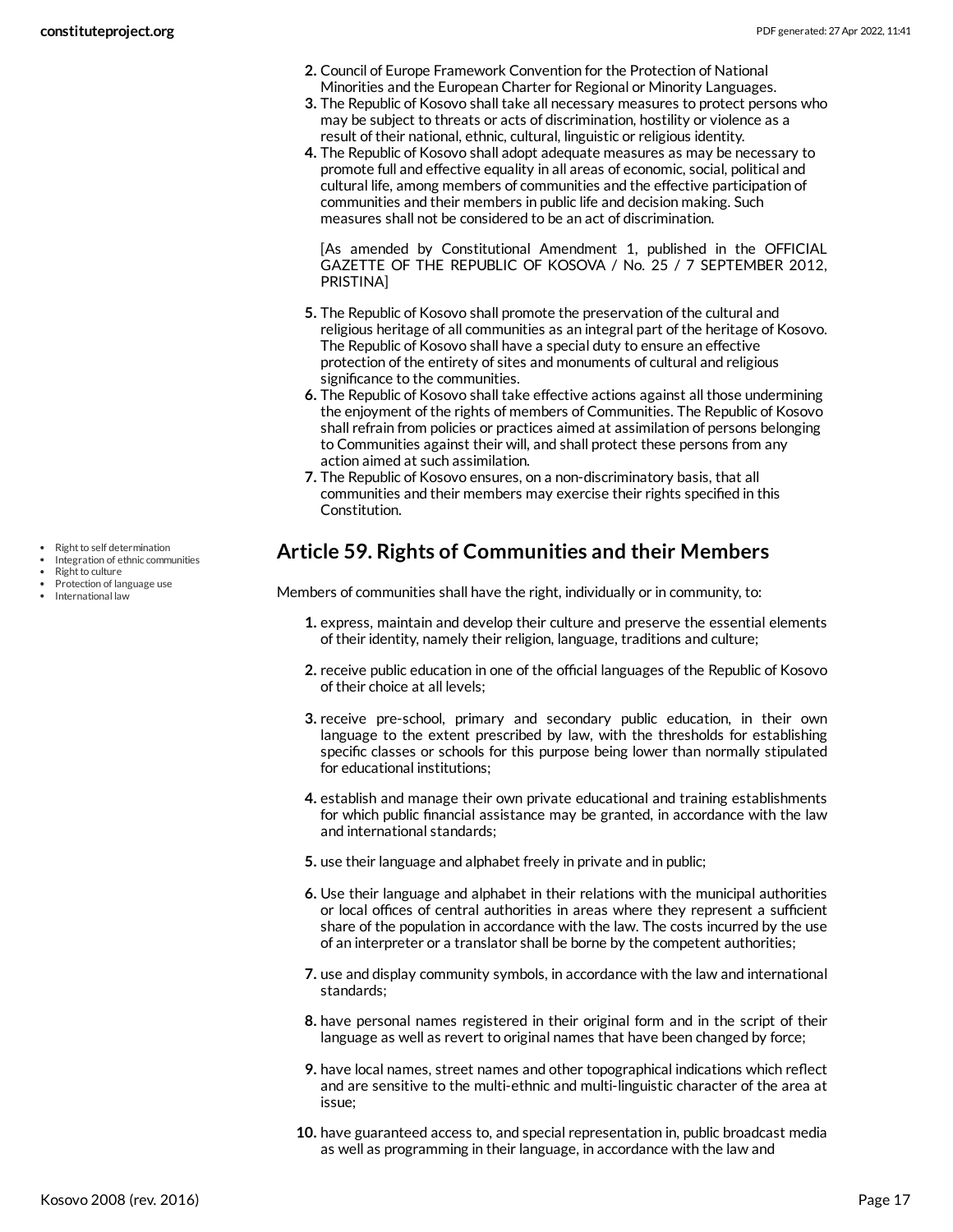2. Council of Europe Framework Convention for the Protection of National Minorities and the European Charter for Regional or Minority Languages.
3. The Republic of Kosovo shall take all necessary measures to protect persons who may be subject to threats or acts of discrimination, hostility or violence as a result of their national, ethnic, cultural, linguistic or religious identity.
4. The Republic of Kosovo shall adopt adequate measures as may be necessary to promote full and effective equality in all areas of economic, social, political and cultural life, among members of communities and the effective participation of communities and their members in public life and decision making. Such measures shall not be considered to be an act of discrimination.

   [As amended by Constitutional Amendment 1, published in the OFFICIAL GAZETTE OF THE REPUBLIC OF KOSOVA / No. 25 / 7 SEPTEMBER 2012, PRISTINA]

5. The Republic of Kosovo shall promote the preservation of the cultural and religious heritage of all communities as an integral part of the heritage of Kosovo. The Republic of Kosovo shall have a special duty to ensure an effective protection of the entirety of sites and monuments of cultural and religious significance to the communities.
6. The Republic of Kosovo shall take effective actions against all those undermining the enjoyment of the rights of members of Communities. The Republic of Kosovo shall refrain from policies or practices aimed at assimilation of persons belonging to Communities against their will, and shall protect these persons from any action aimed at such assimilation.
7. The Republic of Kosovo ensures, on a non-discriminatory basis, that all communities and their members may exercise their rights specified in this Constitution.

- Right to self determination
- Integration of ethnic communities
- Right to culture
- Protection of language use
- International law

## Article 59. Rights of Communities and their Members

Members of communities shall have the right, individually or in community, to:

1. express, maintain and develop their culture and preserve the essential elements of their identity, namely their religion, language, traditions and culture;
2. receive public education in one of the official languages of the Republic of Kosovo of their choice at all levels;
3. receive pre-school, primary and secondary public education, in their own language to the extent prescribed by law, with the thresholds for establishing specific classes or schools for this purpose being lower than normally stipulated for educational institutions;
4. establish and manage their own private educational and training establishments for which public financial assistance may be granted, in accordance with the law and international standards;
5. use their language and alphabet freely in private and in public;
6. Use their language and alphabet in their relations with the municipal authorities or local offices of central authorities in areas where they represent a sufficient share of the population in accordance with the law. The costs incurred by the use of an interpreter or a translator shall be borne by the competent authorities;
7. use and display community symbols, in accordance with the law and international standards;
8. have personal names registered in their original form and in the script of their language as well as revert to original names that have been changed by force;
9. have local names, street names and other topographical indications which reflect and are sensitive to the multi-ethnic and multi-linguistic character of the area at issue;
10. have guaranteed access to, and special representation in, public broadcast media as well as programming in their language, in accordance with the law and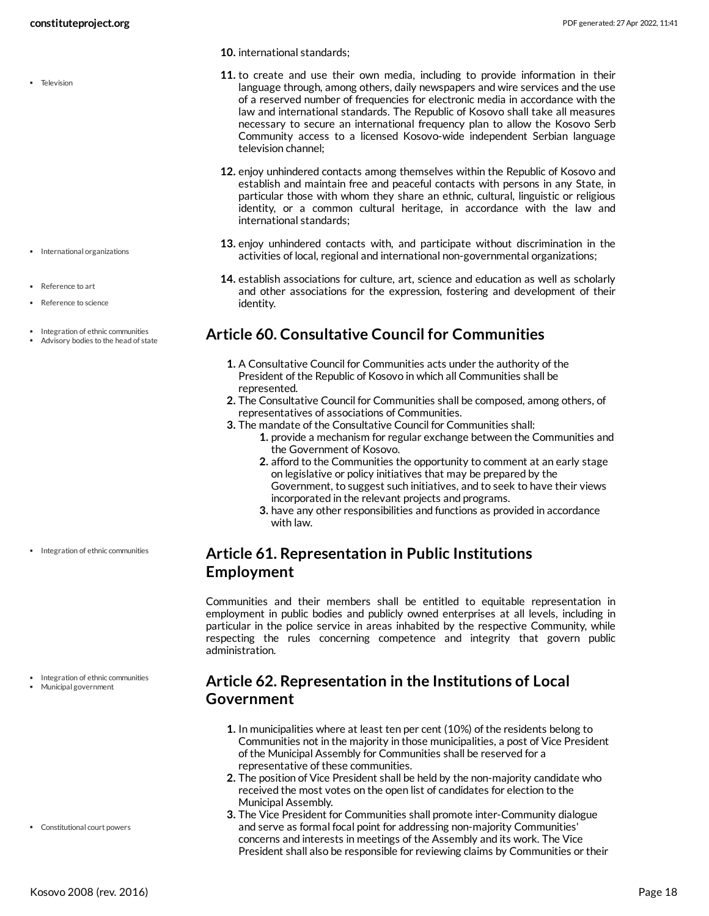10. international standards;

11. to create and use their own media, including to provide information in their language through, among others, daily newspapers and wire services and the use of a reserved number of frequencies for electronic media in accordance with the law and international standards. The Republic of Kosovo shall take all measures necessary to secure an international frequency plan to allow the Kosovo Serb Community access to a licensed Kosovo-wide independent Serbian language television channel;

12. enjoy unhindered contacts among themselves within the Republic of Kosovo and establish and maintain free and peaceful contacts with persons in any State, in particular those with whom they share an ethnic, cultural, linguistic or religious identity, or a common cultural heritage, in accordance with the law and international standards;

13. enjoy unhindered contacts with, and participate without discrimination in the activities of local, regional and international non-governmental organizations;

14. establish associations for culture, art, science and education as well as scholarly and other associations for the expression, fostering and development of their identity.

## Article 60. Consultative Council for Communities

1. A Consultative Council for Communities acts under the authority of the President of the Republic of Kosovo in which all Communities shall be represented.
2. The Consultative Council for Communities shall be composed, among others, of representatives of associations of Communities.
3. The mandate of the Consultative Council for Communities shall:
    1. provide a mechanism for regular exchange between the Communities and the Government of Kosovo.
    2. afford to the Communities the opportunity to comment at an early stage on legislative or policy initiatives that may be prepared by the Government, to suggest such initiatives, and to seek to have their views incorporated in the relevant projects and programs.
    3. have any other responsibilities and functions as provided in accordance with law.

## Article 61. Representation in Public Institutions Employment

Communities and their members shall be entitled to equitable representation in employment in public bodies and publicly owned enterprises at all levels, including in particular in the police service in areas inhabited by the respective Community, while respecting the rules concerning competence and integrity that govern public administration.

## Article 62. Representation in the Institutions of Local Government

1. In municipalities where at least ten per cent (10%) of the residents belong to Communities not in the majority in those municipalities, a post of Vice President of the Municipal Assembly for Communities shall be reserved for a representative of these communities.
2. The position of Vice President shall be held by the non-majority candidate who received the most votes on the open list of candidates for election to the Municipal Assembly.
3. The Vice President for Communities shall promote inter-Community dialogue and serve as formal focal point for addressing non-majority Communities' concerns and interests in meetings of the Assembly and its work. The Vice President shall also be responsible for reviewing claims by Communities or their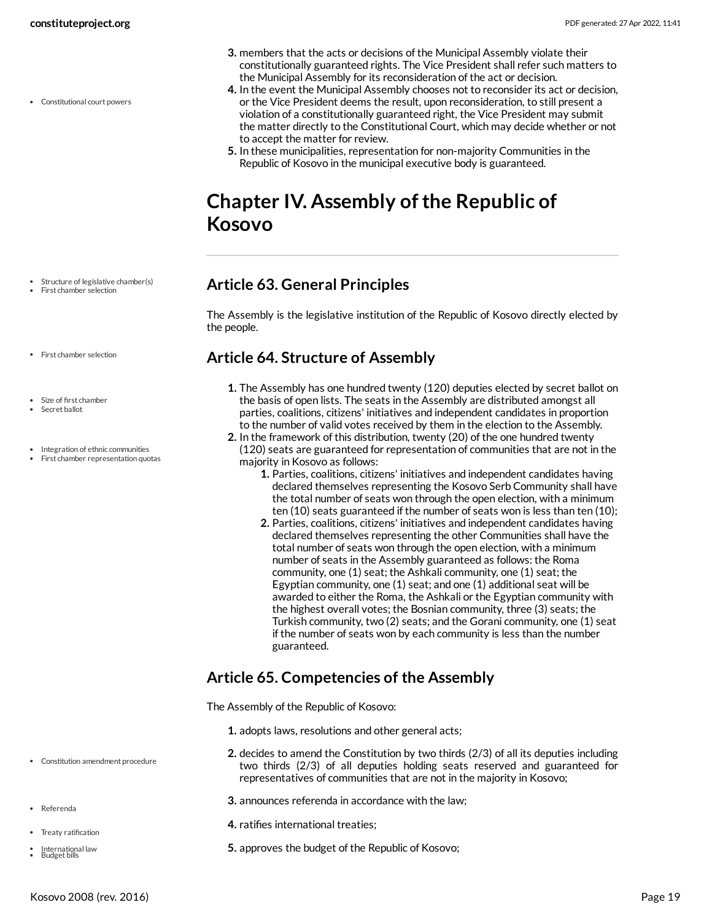3. members that the acts or decisions of the Municipal Assembly violate their constitutionally guaranteed rights. The Vice President shall refer such matters to the Municipal Assembly for its reconsideration of the act or decision.
4. In the event the Municipal Assembly chooses not to reconsider its act or decision, or the Vice President deems the result, upon reconsideration, to still present a violation of a constitutionally guaranteed right, the Vice President may submit the matter directly to the Constitutional Court, which may decide whether or not to accept the matter for review.
5. In these municipalities, representation for non-majority Communities in the Republic of Kosovo in the municipal executive body is guaranteed.

# Chapter IV. Assembly of the Republic of Kosovo

## Article 63. General Principles

The Assembly is the legislative institution of the Republic of Kosovo directly elected by the people.

## Article 64. Structure of Assembly

1. The Assembly has one hundred twenty (120) deputies elected by secret ballot on the basis of open lists. The seats in the Assembly are distributed amongst all parties, coalitions, citizens' initiatives and independent candidates in proportion to the number of valid votes received by them in the election to the Assembly.
2. In the framework of this distribution, twenty (20) of the one hundred twenty (120) seats are guaranteed for representation of communities that are not in the majority in Kosovo as follows:
    1. Parties, coalitions, citizens' initiatives and independent candidates having declared themselves representing the Kosovo Serb Community shall have the total number of seats won through the open election, with a minimum ten (10) seats guaranteed if the number of seats won is less than ten (10);
    2. Parties, coalitions, citizens' initiatives and independent candidates having declared themselves representing the other Communities shall have the total number of seats won through the open election, with a minimum number of seats in the Assembly guaranteed as follows: the Roma community, one (1) seat; the Ashkali community, one (1) seat; the Egyptian community, one (1) seat; and one (1) additional seat will be awarded to either the Roma, the Ashkali or the Egyptian community with the highest overall votes; the Bosnian community, three (3) seats; the Turkish community, two (2) seats; and the Gorani community, one (1) seat if the number of seats won by each community is less than the number guaranteed.

## Article 65. Competencies of the Assembly

The Assembly of the Republic of Kosovo:

1. adopts laws, resolutions and other general acts;
2. decides to amend the Constitution by two thirds (2/3) of all its deputies including two thirds (2/3) of all deputies holding seats reserved and guaranteed for representatives of communities that are not in the majority in Kosovo;
3. announces referenda in accordance with the law;
4. ratifies international treaties;
5. approves the budget of the Republic of Kosovo;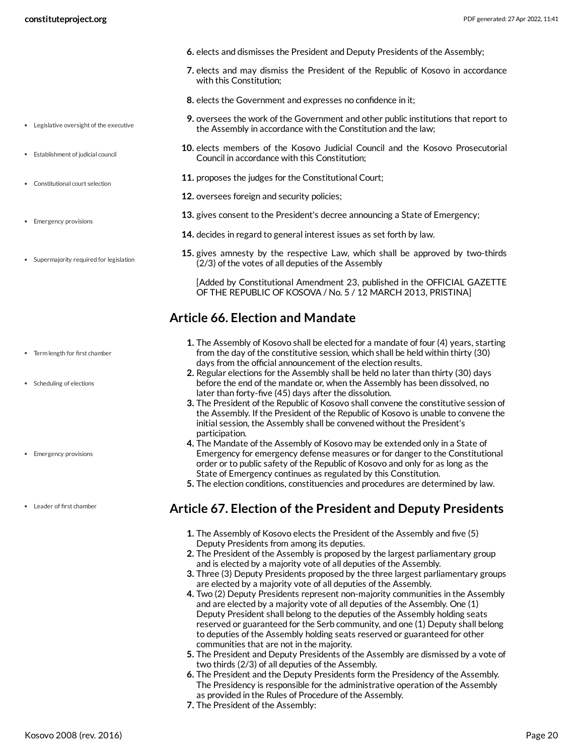6. elects and dismisses the President and Deputy Presidents of the Assembly;
7. elects and may dismiss the President of the Republic of Kosovo in accordance with this Constitution;
8. elects the Government and expresses no confidence in it;
9. oversees the work of the Government and other public institutions that report to the Assembly in accordance with the Constitution and the law;
10. elects members of the Kosovo Judicial Council and the Kosovo Prosecutorial Council in accordance with this Constitution;
11. proposes the judges for the Constitutional Court;
12. oversees foreign and security policies;
13. gives consent to the President's decree announcing a State of Emergency;
14. decides in regard to general interest issues as set forth by law.
15. gives amnesty by the respective Law, which shall be approved by two-thirds (2/3) of the votes of all deputies of the Assembly

    [Added by Constitutional Amendment 23, published in the OFFICIAL GAZETTE OF THE REPUBLIC OF KOSOVA / No. 5 / 12 MARCH 2013, PRISTINA]

- Legislative oversight of the executive
- Establishment of judicial council
- Constitutional court selection
- Emergency provisions
- Supermajority required for legislation

## Article 66. Election and Mandate

- Term length for first chamber
- Scheduling of elections
- Emergency provisions

1. The Assembly of Kosovo shall be elected for a mandate of four (4) years, starting from the day of the constitutive session, which shall be held within thirty (30) days from the official announcement of the election results.
2. Regular elections for the Assembly shall be held no later than thirty (30) days before the end of the mandate or, when the Assembly has been dissolved, no later than forty-five (45) days after the dissolution.
3. The President of the Republic of Kosovo shall convene the constitutive session of the Assembly. If the President of the Republic of Kosovo is unable to convene the initial session, the Assembly shall be convened without the President's participation.
4. The Mandate of the Assembly of Kosovo may be extended only in a State of Emergency for emergency defense measures or for danger to the Constitutional order or to public safety of the Republic of Kosovo and only for as long as the State of Emergency continues as regulated by this Constitution.
5. The election conditions, constituencies and procedures are determined by law.

- Leader of first chamber

## Article 67. Election of the President and Deputy Presidents

1. The Assembly of Kosovo elects the President of the Assembly and five (5) Deputy Presidents from among its deputies.
2. The President of the Assembly is proposed by the largest parliamentary group and is elected by a majority vote of all deputies of the Assembly.
3. Three (3) Deputy Presidents proposed by the three largest parliamentary groups are elected by a majority vote of all deputies of the Assembly.
4. Two (2) Deputy Presidents represent non-majority communities in the Assembly and are elected by a majority vote of all deputies of the Assembly. One (1) Deputy President shall belong to the deputies of the Assembly holding seats reserved or guaranteed for the Serb community, and one (1) Deputy shall belong to deputies of the Assembly holding seats reserved or guaranteed for other communities that are not in the majority.
5. The President and Deputy Presidents of the Assembly are dismissed by a vote of two thirds (2/3) of all deputies of the Assembly.
6. The President and the Deputy Presidents form the Presidency of the Assembly. The Presidency is responsible for the administrative operation of the Assembly as provided in the Rules of Procedure of the Assembly.
7. The President of the Assembly: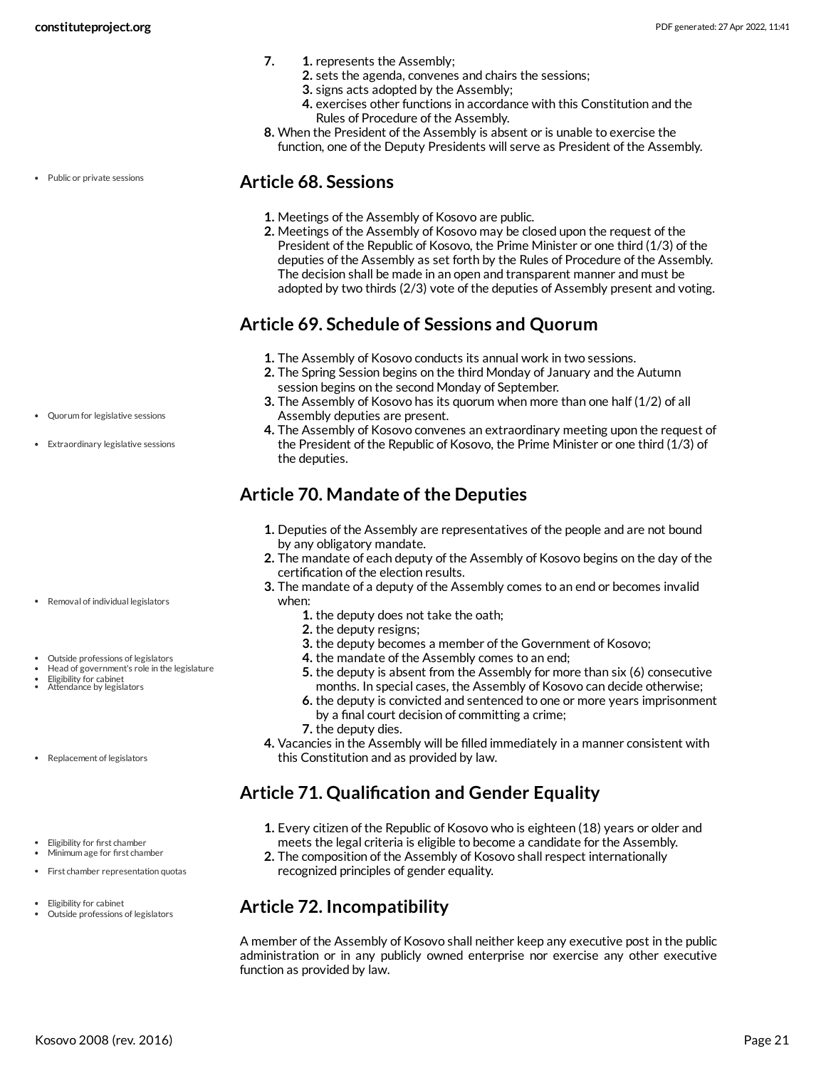7. 1. represents the Assembly;
   2. sets the agenda, convenes and chairs the sessions;
   3. signs acts adopted by the Assembly;
   4. exercises other functions in accordance with this Constitution and the Rules of Procedure of the Assembly.
8. When the President of the Assembly is absent or is unable to exercise the function, one of the Deputy Presidents will serve as President of the Assembly.

## Article 68. Sessions

- Public or private sessions

1. Meetings of the Assembly of Kosovo are public.
2. Meetings of the Assembly of Kosovo may be closed upon the request of the President of the Republic of Kosovo, the Prime Minister or one third (1/3) of the deputies of the Assembly as set forth by the Rules of Procedure of the Assembly. The decision shall be made in an open and transparent manner and must be adopted by two thirds (2/3) vote of the deputies of Assembly present and voting.

## Article 69. Schedule of Sessions and Quorum

- Quorum for legislative sessions
- Extraordinary legislative sessions

1. The Assembly of Kosovo conducts its annual work in two sessions.
2. The Spring Session begins on the third Monday of January and the Autumn session begins on the second Monday of September.
3. The Assembly of Kosovo has its quorum when more than one half (1/2) of all Assembly deputies are present.
4. The Assembly of Kosovo convenes an extraordinary meeting upon the request of the President of the Republic of Kosovo, the Prime Minister or one third (1/3) of the deputies.

## Article 70. Mandate of the Deputies

- Removal of individual legislators
- Outside professions of legislators
- Head of government's role in the legislature
- Eligibility for cabinet
- Attendance by legislators
- Replacement of legislators

1. Deputies of the Assembly are representatives of the people and are not bound by any obligatory mandate.
2. The mandate of each deputy of the Assembly of Kosovo begins on the day of the certification of the election results.
3. The mandate of a deputy of the Assembly comes to an end or becomes invalid when:
   1. the deputy does not take the oath;
   2. the deputy resigns;
   3. the deputy becomes a member of the Government of Kosovo;
   4. the mandate of the Assembly comes to an end;
   5. the deputy is absent from the Assembly for more than six (6) consecutive months. In special cases, the Assembly of Kosovo can decide otherwise;
   6. the deputy is convicted and sentenced to one or more years imprisonment by a final court decision of committing a crime;
   7. the deputy dies.
4. Vacancies in the Assembly will be filled immediately in a manner consistent with this Constitution and as provided by law.

## Article 71. Qualification and Gender Equality

- Eligibility for first chamber
- Minimum age for first chamber
- First chamber representation quotas

1. Every citizen of the Republic of Kosovo who is eighteen (18) years or older and meets the legal criteria is eligible to become a candidate for the Assembly.
2. The composition of the Assembly of Kosovo shall respect internationally recognized principles of gender equality.

## Article 72. Incompatibility

- Eligibility for cabinet
- Outside professions of legislators

A member of the Assembly of Kosovo shall neither keep any executive post in the public administration or in any publicly owned enterprise nor exercise any other executive function as provided by law.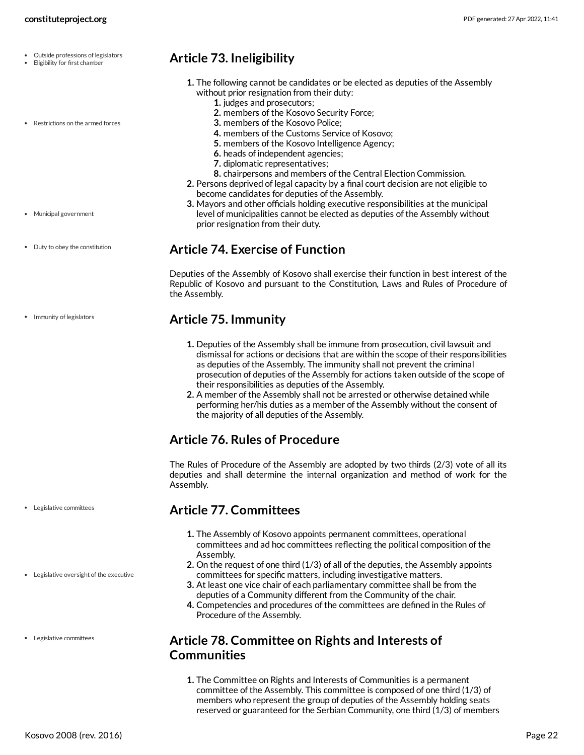- Outside professions of legislators
- Eligibility for first chamber

## Article 73. Ineligibility

1. The following cannot be candidates or be elected as deputies of the Assembly without prior resignation from their duty:
    1. judges and prosecutors;
    2. members of the Kosovo Security Force;
    3. members of the Kosovo Police;
    4. members of the Customs Service of Kosovo;
    5. members of the Kosovo Intelligence Agency;
    6. heads of independent agencies;
    7. diplomatic representatives;
    8. chairpersons and members of the Central Election Commission.
2. Persons deprived of legal capacity by a final court decision are not eligible to become candidates for deputies of the Assembly.
3. Mayors and other officials holding executive responsibilities at the municipal level of municipalities cannot be elected as deputies of the Assembly without prior resignation from their duty.

- Restrictions on the armed forces
- Municipal government
- Duty to obey the constitution

## Article 74. Exercise of Function

Deputies of the Assembly of Kosovo shall exercise their function in best interest of the Republic of Kosovo and pursuant to the Constitution, Laws and Rules of Procedure of the Assembly.

- Immunity of legislators

## Article 75. Immunity

1. Deputies of the Assembly shall be immune from prosecution, civil lawsuit and dismissal for actions or decisions that are within the scope of their responsibilities as deputies of the Assembly. The immunity shall not prevent the criminal prosecution of deputies of the Assembly for actions taken outside of the scope of their responsibilities as deputies of the Assembly.
2. A member of the Assembly shall not be arrested or otherwise detained while performing her/his duties as a member of the Assembly without the consent of the majority of all deputies of the Assembly.

## Article 76. Rules of Procedure

The Rules of Procedure of the Assembly are adopted by two thirds (2/3) vote of all its deputies and shall determine the internal organization and method of work for the Assembly.

- Legislative committees

## Article 77. Committees

1. The Assembly of Kosovo appoints permanent committees, operational committees and ad hoc committees reflecting the political composition of the Assembly.
2. On the request of one third (1/3) of all of the deputies, the Assembly appoints committees for specific matters, including investigative matters.
3. At least one vice chair of each parliamentary committee shall be from the deputies of a Community different from the Community of the chair.
4. Competencies and procedures of the committees are defined in the Rules of Procedure of the Assembly.

- Legislative oversight of the executive
- Legislative committees

## Article 78. Committee on Rights and Interests of Communities

1. The Committee on Rights and Interests of Communities is a permanent committee of the Assembly. This committee is composed of one third (1/3) of members who represent the group of deputies of the Assembly holding seats reserved or guaranteed for the Serbian Community, one third (1/3) of members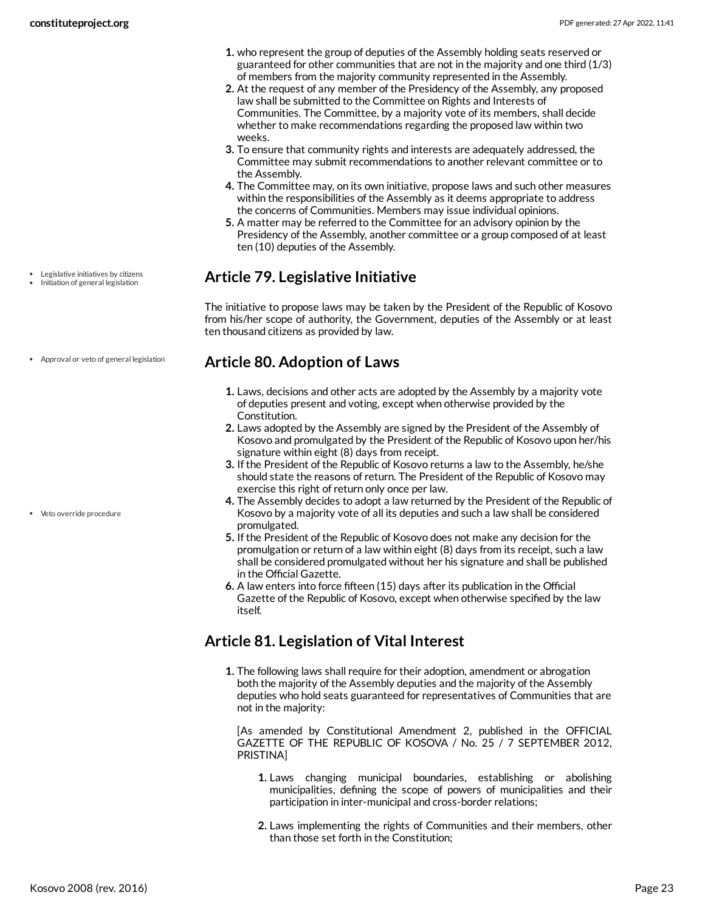1. who represent the group of deputies of the Assembly holding seats reserved or guaranteed for other communities that are not in the majority and one third (1/3) of members from the majority community represented in the Assembly.
2. At the request of any member of the Presidency of the Assembly, any proposed law shall be submitted to the Committee on Rights and Interests of Communities. The Committee, by a majority vote of its members, shall decide whether to make recommendations regarding the proposed law within two weeks.
3. To ensure that community rights and interests are adequately addressed, the Committee may submit recommendations to another relevant committee or to the Assembly.
4. The Committee may, on its own initiative, propose laws and such other measures within the responsibilities of the Assembly as it deems appropriate to address the concerns of Communities. Members may issue individual opinions.
5. A matter may be referred to the Committee for an advisory opinion by the Presidency of the Assembly, another committee or a group composed of at least ten (10) deputies of the Assembly.

- Legislative initiatives by citizens
- Initiation of general legislation

## Article 79. Legislative Initiative

The initiative to propose laws may be taken by the President of the Republic of Kosovo from his/her scope of authority, the Government, deputies of the Assembly or at least ten thousand citizens as provided by law.

- Approval or veto of general legislation

## Article 80. Adoption of Laws

1. Laws, decisions and other acts are adopted by the Assembly by a majority vote of deputies present and voting, except when otherwise provided by the Constitution.
2. Laws adopted by the Assembly are signed by the President of the Assembly of Kosovo and promulgated by the President of the Republic of Kosovo upon her/his signature within eight (8) days from receipt.
3. If the President of the Republic of Kosovo returns a law to the Assembly, he/she should state the reasons of return. The President of the Republic of Kosovo may exercise this right of return only once per law.
4. The Assembly decides to adopt a law returned by the President of the Republic of Kosovo by a majority vote of all its deputies and such a law shall be considered promulgated.
5. If the President of the Republic of Kosovo does not make any decision for the promulgation or return of a law within eight (8) days from its receipt, such a law shall be considered promulgated without her his signature and shall be published in the Official Gazette.
6. A law enters into force fifteen (15) days after its publication in the Official Gazette of the Republic of Kosovo, except when otherwise specified by the law itself.

- Veto override procedure

## Article 81. Legislation of Vital Interest

1. The following laws shall require for their adoption, amendment or abrogation both the majority of the Assembly deputies and the majority of the Assembly deputies who hold seats guaranteed for representatives of Communities that are not in the majority:

   [As amended by Constitutional Amendment 2, published in the OFFICIAL GAZETTE OF THE REPUBLIC OF KOSOVA / No. 25 / 7 SEPTEMBER 2012, PRISTINA]

   1. Laws changing municipal boundaries, establishing or abolishing municipalities, defining the scope of powers of municipalities and their participation in inter-municipal and cross-border relations;
   2. Laws implementing the rights of Communities and their members, other than those set forth in the Constitution;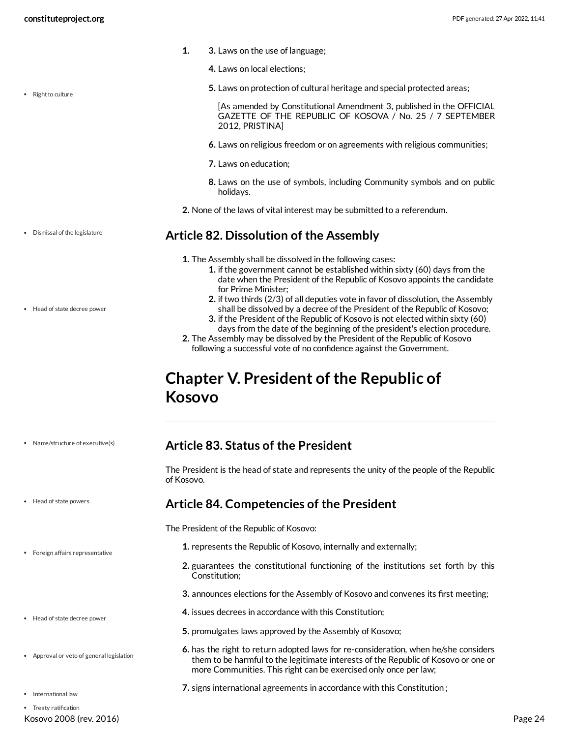1. 3. Laws on the use of language;

    4. Laws on local elections;

    5. Laws on protection of cultural heritage and special protected areas;

    [As amended by Constitutional Amendment 3, published in the OFFICIAL GAZETTE OF THE REPUBLIC OF KOSOVA / No. 25 / 7 SEPTEMBER 2012, PRISTINA]

    6. Laws on religious freedom or on agreements with religious communities;

    7. Laws on education;

    8. Laws on the use of symbols, including Community symbols and on public holidays.

2. None of the laws of vital interest may be submitted to a referendum.

## Article 82. Dissolution of the Assembly

1. The Assembly shall be dissolved in the following cases:
    1. if the government cannot be established within sixty (60) days from the date when the President of the Republic of Kosovo appoints the candidate for Prime Minister;
    2. if two thirds (2/3) of all deputies vote in favor of dissolution, the Assembly shall be dissolved by a decree of the President of the Republic of Kosovo;
    3. if the President of the Republic of Kosovo is not elected within sixty (60) days from the date of the beginning of the president's election procedure.
2. The Assembly may be dissolved by the President of the Republic of Kosovo following a successful vote of no confidence against the Government.

# Chapter V. President of the Republic of Kosovo

## Article 83. Status of the President

The President is the head of state and represents the unity of the people of the Republic of Kosovo.

## Article 84. Competencies of the President

The President of the Republic of Kosovo:

1. represents the Republic of Kosovo, internally and externally;
2. guarantees the constitutional functioning of the institutions set forth by this Constitution;
3. announces elections for the Assembly of Kosovo and convenes its first meeting;
4. issues decrees in accordance with this Constitution;
5. promulgates laws approved by the Assembly of Kosovo;
6. has the right to return adopted laws for re-consideration, when he/she considers them to be harmful to the legitimate interests of the Republic of Kosovo or one or more Communities. This right can be exercised only once per law;
7. signs international agreements in accordance with this Constitution ;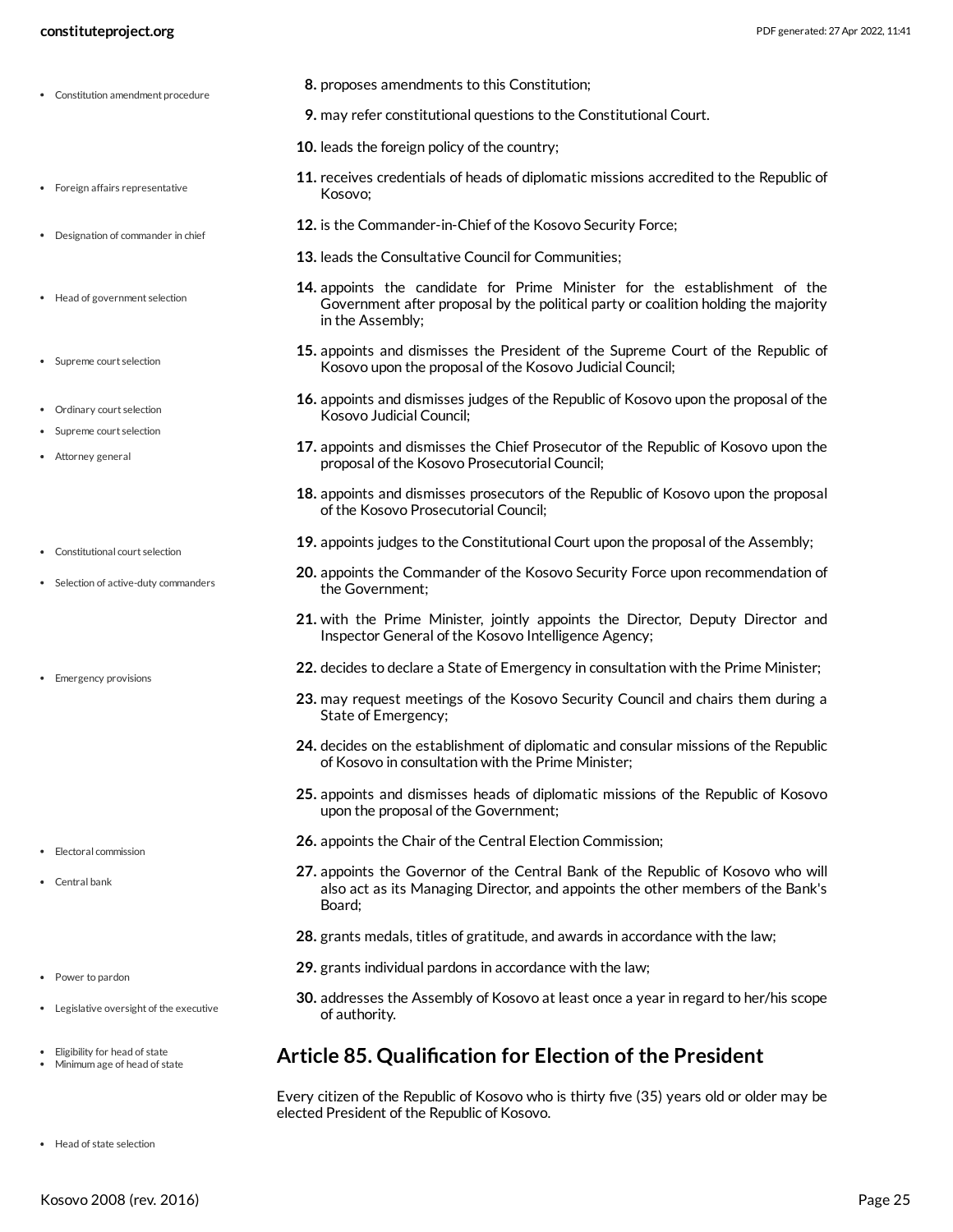8. proposes amendments to this Constitution;
9. may refer constitutional questions to the Constitutional Court.
10. leads the foreign policy of the country;
11. receives credentials of heads of diplomatic missions accredited to the Republic of Kosovo;
12. is the Commander-in-Chief of the Kosovo Security Force;
13. leads the Consultative Council for Communities;
14. appoints the candidate for Prime Minister for the establishment of the Government after proposal by the political party or coalition holding the majority in the Assembly;
15. appoints and dismisses the President of the Supreme Court of the Republic of Kosovo upon the proposal of the Kosovo Judicial Council;
16. appoints and dismisses judges of the Republic of Kosovo upon the proposal of the Kosovo Judicial Council;
17. appoints and dismisses the Chief Prosecutor of the Republic of Kosovo upon the proposal of the Kosovo Prosecutorial Council;
18. appoints and dismisses prosecutors of the Republic of Kosovo upon the proposal of the Kosovo Prosecutorial Council;
19. appoints judges to the Constitutional Court upon the proposal of the Assembly;
20. appoints the Commander of the Kosovo Security Force upon recommendation of the Government;
21. with the Prime Minister, jointly appoints the Director, Deputy Director and Inspector General of the Kosovo Intelligence Agency;
22. decides to declare a State of Emergency in consultation with the Prime Minister;
23. may request meetings of the Kosovo Security Council and chairs them during a State of Emergency;
24. decides on the establishment of diplomatic and consular missions of the Republic of Kosovo in consultation with the Prime Minister;
25. appoints and dismisses heads of diplomatic missions of the Republic of Kosovo upon the proposal of the Government;
26. appoints the Chair of the Central Election Commission;
27. appoints the Governor of the Central Bank of the Republic of Kosovo who will also act as its Managing Director, and appoints the other members of the Bank's Board;
28. grants medals, titles of gratitude, and awards in accordance with the law;
29. grants individual pardons in accordance with the law;
30. addresses the Assembly of Kosovo at least once a year in regard to her/his scope of authority.

## Article 85. Qualification for Election of the President

Every citizen of the Republic of Kosovo who is thirty five (35) years old or older may be elected President of the Republic of Kosovo.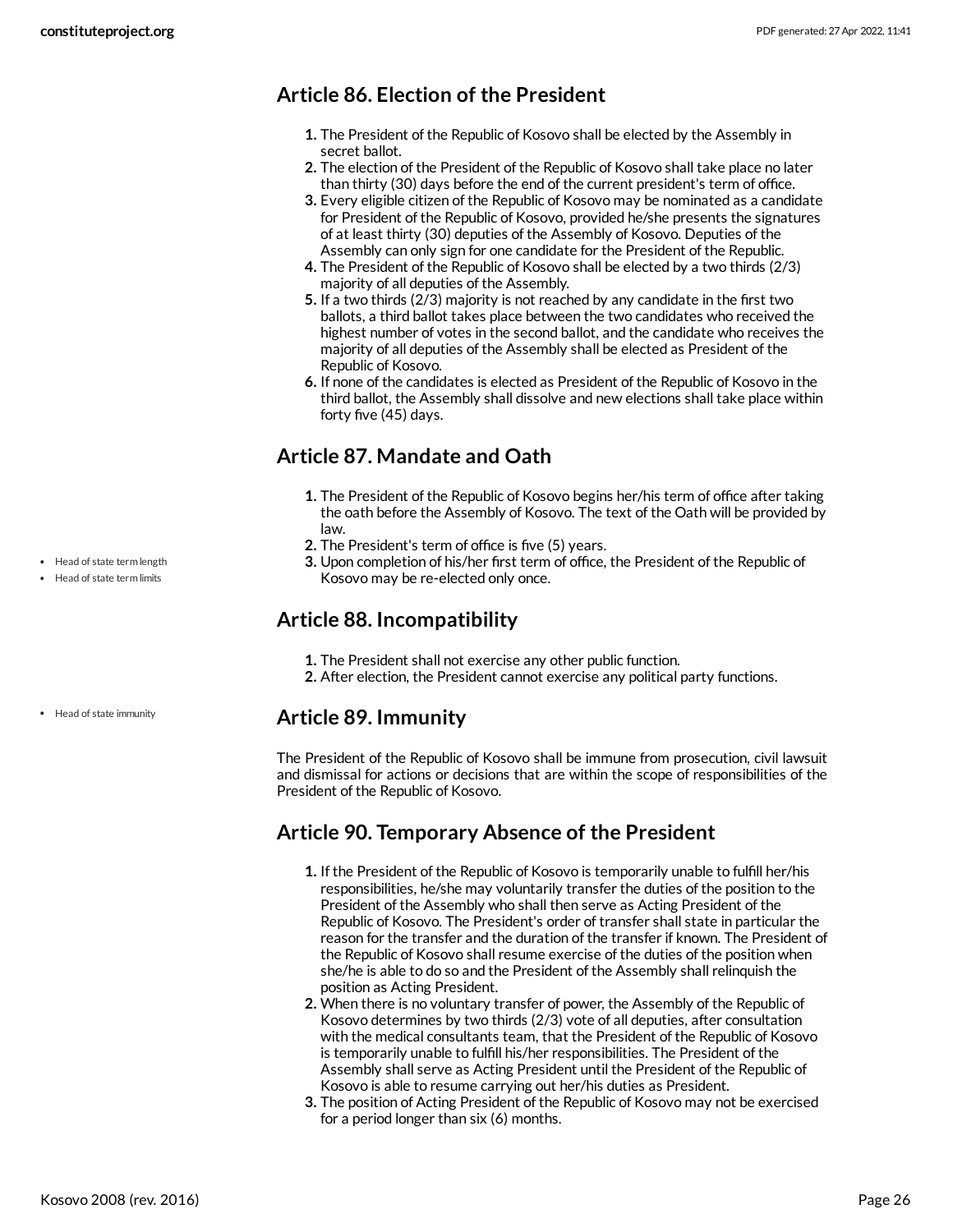## Article 86. Election of the President

1. The President of the Republic of Kosovo shall be elected by the Assembly in secret ballot.
2. The election of the President of the Republic of Kosovo shall take place no later than thirty (30) days before the end of the current president's term of office.
3. Every eligible citizen of the Republic of Kosovo may be nominated as a candidate for President of the Republic of Kosovo, provided he/she presents the signatures of at least thirty (30) deputies of the Assembly of Kosovo. Deputies of the Assembly can only sign for one candidate for the President of the Republic.
4. The President of the Republic of Kosovo shall be elected by a two thirds (2/3) majority of all deputies of the Assembly.
5. If a two thirds (2/3) majority is not reached by any candidate in the first two ballots, a third ballot takes place between the two candidates who received the highest number of votes in the second ballot, and the candidate who receives the majority of all deputies of the Assembly shall be elected as President of the Republic of Kosovo.
6. If none of the candidates is elected as President of the Republic of Kosovo in the third ballot, the Assembly shall dissolve and new elections shall take place within forty five (45) days.

## Article 87. Mandate and Oath

- Head of state term length
- Head of state term limits

1. The President of the Republic of Kosovo begins her/his term of office after taking the oath before the Assembly of Kosovo. The text of the Oath will be provided by law.
2. The President's term of office is five (5) years.
3. Upon completion of his/her first term of office, the President of the Republic of Kosovo may be re-elected only once.

## Article 88. Incompatibility

1. The President shall not exercise any other public function.
2. After election, the President cannot exercise any political party functions.

## Article 89. Immunity

- Head of state immunity

The President of the Republic of Kosovo shall be immune from prosecution, civil lawsuit and dismissal for actions or decisions that are within the scope of responsibilities of the President of the Republic of Kosovo.

## Article 90. Temporary Absence of the President

1. If the President of the Republic of Kosovo is temporarily unable to fulfill her/his responsibilities, he/she may voluntarily transfer the duties of the position to the President of the Assembly who shall then serve as Acting President of the Republic of Kosovo. The President's order of transfer shall state in particular the reason for the transfer and the duration of the transfer if known. The President of the Republic of Kosovo shall resume exercise of the duties of the position when she/he is able to do so and the President of the Assembly shall relinquish the position as Acting President.
2. When there is no voluntary transfer of power, the Assembly of the Republic of Kosovo determines by two thirds (2/3) vote of all deputies, after consultation with the medical consultants team, that the President of the Republic of Kosovo is temporarily unable to fulfill his/her responsibilities. The President of the Assembly shall serve as Acting President until the President of the Republic of Kosovo is able to resume carrying out her/his duties as President.
3. The position of Acting President of the Republic of Kosovo may not be exercised for a period longer than six (6) months.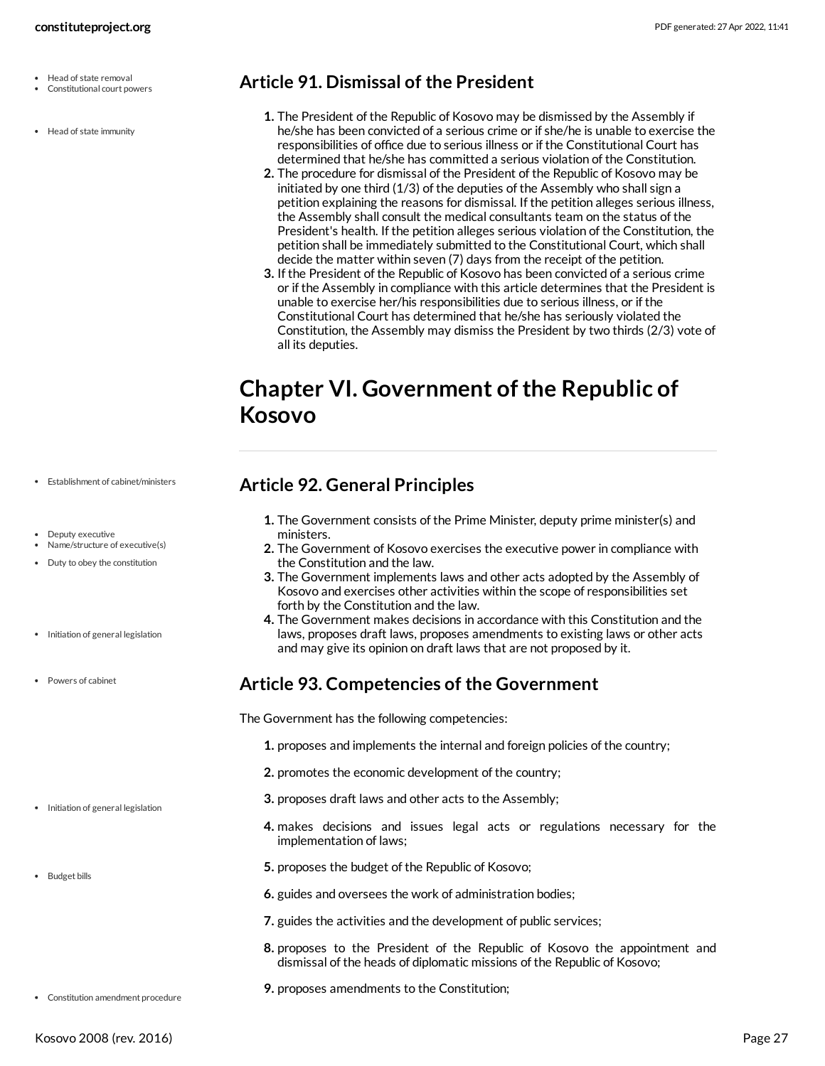## Article 91. Dismissal of the President

1. The President of the Republic of Kosovo may be dismissed by the Assembly if he/she has been convicted of a serious crime or if she/he is unable to exercise the responsibilities of office due to serious illness or if the Constitutional Court has determined that he/she has committed a serious violation of the Constitution.
2. The procedure for dismissal of the President of the Republic of Kosovo may be initiated by one third (1/3) of the deputies of the Assembly who shall sign a petition explaining the reasons for dismissal. If the petition alleges serious illness, the Assembly shall consult the medical consultants team on the status of the President's health. If the petition alleges serious violation of the Constitution, the petition shall be immediately submitted to the Constitutional Court, which shall decide the matter within seven (7) days from the receipt of the petition.
3. If the President of the Republic of Kosovo has been convicted of a serious crime or if the Assembly in compliance with this article determines that the President is unable to exercise her/his responsibilities due to serious illness, or if the Constitutional Court has determined that he/she has seriously violated the Constitution, the Assembly may dismiss the President by two thirds (2/3) vote of all its deputies.

# Chapter VI. Government of the Republic of Kosovo

## Article 92. General Principles

1. The Government consists of the Prime Minister, deputy prime minister(s) and ministers.
2. The Government of Kosovo exercises the executive power in compliance with the Constitution and the law.
3. The Government implements laws and other acts adopted by the Assembly of Kosovo and exercises other activities within the scope of responsibilities set forth by the Constitution and the law.
4. The Government makes decisions in accordance with this Constitution and the laws, proposes draft laws, proposes amendments to existing laws or other acts and may give its opinion on draft laws that are not proposed by it.

## Article 93. Competencies of the Government

The Government has the following competencies:

1. proposes and implements the internal and foreign policies of the country;
2. promotes the economic development of the country;
3. proposes draft laws and other acts to the Assembly;
4. makes decisions and issues legal acts or regulations necessary for the implementation of laws;
5. proposes the budget of the Republic of Kosovo;
6. guides and oversees the work of administration bodies;
7. guides the activities and the development of public services;
8. proposes to the President of the Republic of Kosovo the appointment and dismissal of the heads of diplomatic missions of the Republic of Kosovo;
9. proposes amendments to the Constitution;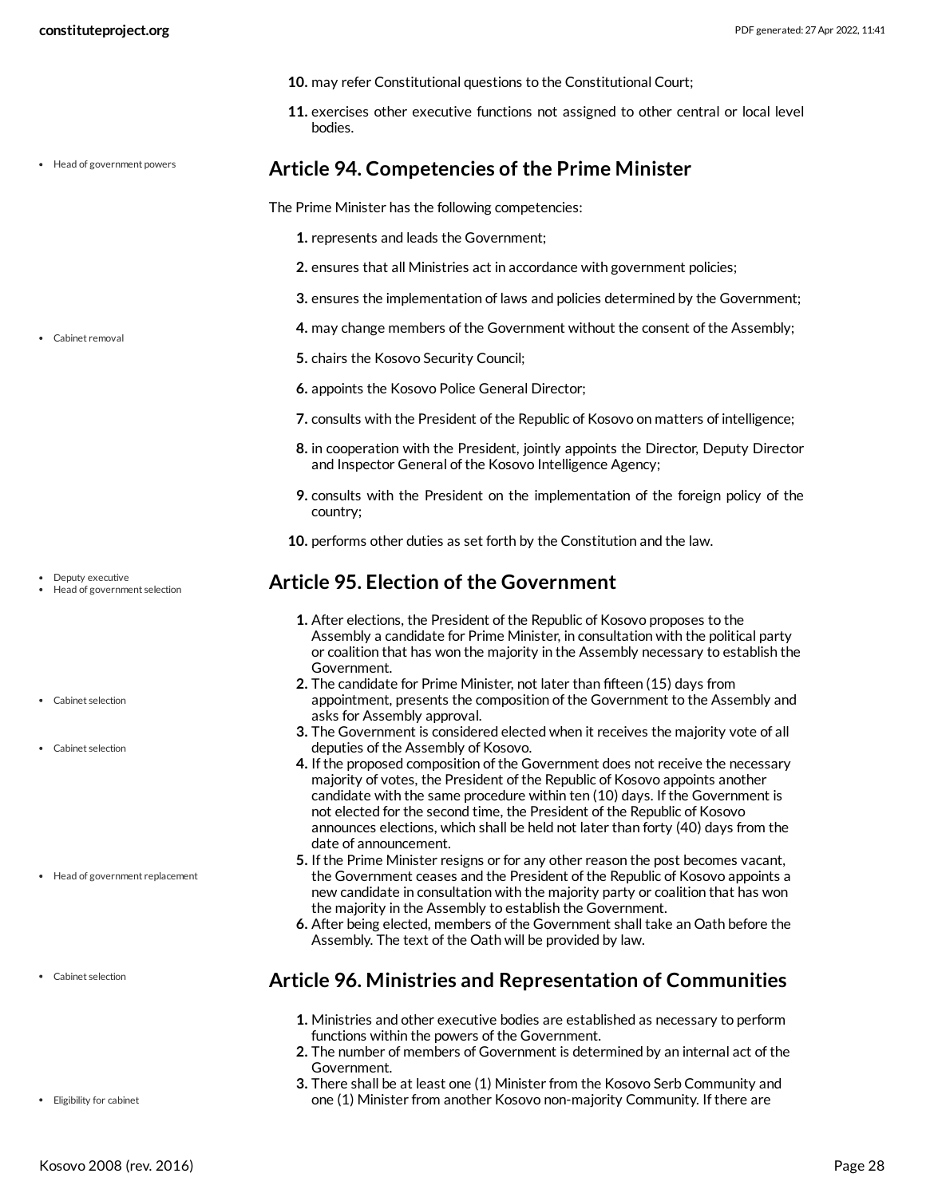10. may refer Constitutional questions to the Constitutional Court;
11. exercises other executive functions not assigned to other central or local level bodies.

## Article 94. Competencies of the Prime Minister

- Head of government powers

The Prime Minister has the following competencies:

1. represents and leads the Government;
2. ensures that all Ministries act in accordance with government policies;
3. ensures the implementation of laws and policies determined by the Government;
4. may change members of the Government without the consent of the Assembly;
5. chairs the Kosovo Security Council;
6. appoints the Kosovo Police General Director;
7. consults with the President of the Republic of Kosovo on matters of intelligence;
8. in cooperation with the President, jointly appoints the Director, Deputy Director and Inspector General of the Kosovo Intelligence Agency;
9. consults with the President on the implementation of the foreign policy of the country;
10. performs other duties as set forth by the Constitution and the law.

- Cabinet removal

## Article 95. Election of the Government

- Deputy executive
- Head of government selection

1. After elections, the President of the Republic of Kosovo proposes to the Assembly a candidate for Prime Minister, in consultation with the political party or coalition that has won the majority in the Assembly necessary to establish the Government.
2. The candidate for Prime Minister, not later than fifteen (15) days from appointment, presents the composition of the Government to the Assembly and asks for Assembly approval.
3. The Government is considered elected when it receives the majority vote of all deputies of the Assembly of Kosovo.
4. If the proposed composition of the Government does not receive the necessary majority of votes, the President of the Republic of Kosovo appoints another candidate with the same procedure within ten (10) days. If the Government is not elected for the second time, the President of the Republic of Kosovo announces elections, which shall be held not later than forty (40) days from the date of announcement.
5. If the Prime Minister resigns or for any other reason the post becomes vacant, the Government ceases and the President of the Republic of Kosovo appoints a new candidate in consultation with the majority party or coalition that has won the majority in the Assembly to establish the Government.
6. After being elected, members of the Government shall take an Oath before the Assembly. The text of the Oath will be provided by law.

- Cabinet selection
- Cabinet selection
- Head of government replacement

## Article 96. Ministries and Representation of Communities

- Cabinet selection

1. Ministries and other executive bodies are established as necessary to perform functions within the powers of the Government.
2. The number of members of Government is determined by an internal act of the Government.
3. There shall be at least one (1) Minister from the Kosovo Serb Community and one (1) Minister from another Kosovo non-majority Community. If there are

- Eligibility for cabinet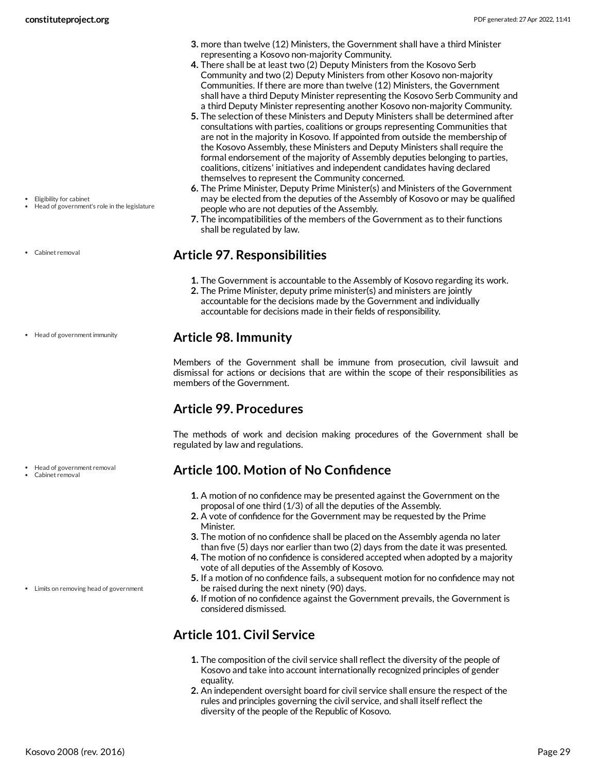3. more than twelve (12) Ministers, the Government shall have a third Minister representing a Kosovo non-majority Community.
4. There shall be at least two (2) Deputy Ministers from the Kosovo Serb Community and two (2) Deputy Ministers from other Kosovo non-majority Communities. If there are more than twelve (12) Ministers, the Government shall have a third Deputy Minister representing the Kosovo Serb Community and a third Deputy Minister representing another Kosovo non-majority Community.
5. The selection of these Ministers and Deputy Ministers shall be determined after consultations with parties, coalitions or groups representing Communities that are not in the majority in Kosovo. If appointed from outside the membership of the Kosovo Assembly, these Ministers and Deputy Ministers shall require the formal endorsement of the majority of Assembly deputies belonging to parties, coalitions, citizens' initiatives and independent candidates having declared themselves to represent the Community concerned.
6. The Prime Minister, Deputy Prime Minister(s) and Ministers of the Government may be elected from the deputies of the Assembly of Kosovo or may be qualified people who are not deputies of the Assembly.
7. The incompatibilities of the members of the Government as to their functions shall be regulated by law.

- Eligibility for cabinet
- Head of government's role in the legislature

## Article 97. Responsibilities

- Cabinet removal

1. The Government is accountable to the Assembly of Kosovo regarding its work.
2. The Prime Minister, deputy prime minister(s) and ministers are jointly accountable for the decisions made by the Government and individually accountable for decisions made in their fields of responsibility.

## Article 98. Immunity

- Head of government immunity

Members of the Government shall be immune from prosecution, civil lawsuit and dismissal for actions or decisions that are within the scope of their responsibilities as members of the Government.

## Article 99. Procedures

The methods of work and decision making procedures of the Government shall be regulated by law and regulations.

## Article 100. Motion of No Confidence

- Head of government removal
- Cabinet removal

1. A motion of no confidence may be presented against the Government on the proposal of one third (1/3) of all the deputies of the Assembly.
2. A vote of confidence for the Government may be requested by the Prime Minister.
3. The motion of no confidence shall be placed on the Assembly agenda no later than five (5) days nor earlier than two (2) days from the date it was presented.
4. The motion of no confidence is considered accepted when adopted by a majority vote of all deputies of the Assembly of Kosovo.
5. If a motion of no confidence fails, a subsequent motion for no confidence may not be raised during the next ninety (90) days.
6. If motion of no confidence against the Government prevails, the Government is considered dismissed.

- Limits on removing head of government

## Article 101. Civil Service

1. The composition of the civil service shall reflect the diversity of the people of Kosovo and take into account internationally recognized principles of gender equality.
2. An independent oversight board for civil service shall ensure the respect of the rules and principles governing the civil service, and shall itself reflect the diversity of the people of the Republic of Kosovo.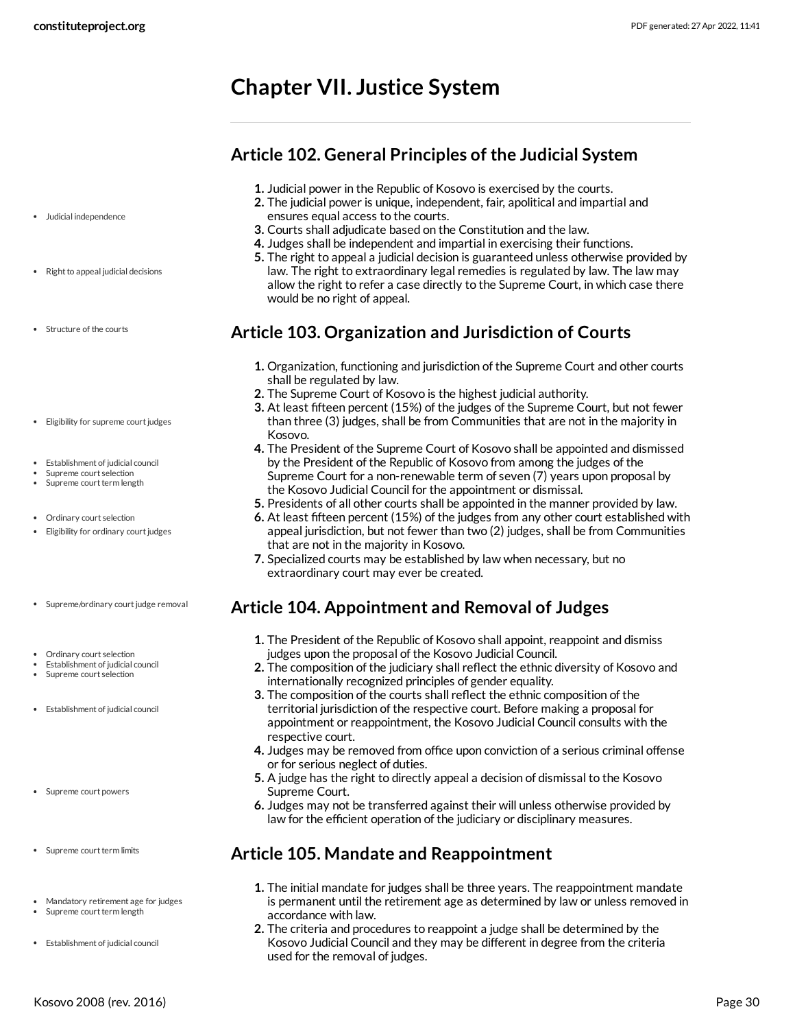# Chapter VII. Justice System

## Article 102. General Principles of the Judicial System

1. Judicial power in the Republic of Kosovo is exercised by the courts.
2. The judicial power is unique, independent, fair, apolitical and impartial and ensures equal access to the courts.
3. Courts shall adjudicate based on the Constitution and the law.
4. Judges shall be independent and impartial in exercising their functions.
5. The right to appeal a judicial decision is guaranteed unless otherwise provided by law. The right to extraordinary legal remedies is regulated by law. The law may allow the right to refer a case directly to the Supreme Court, in which case there would be no right of appeal.

## Article 103. Organization and Jurisdiction of Courts

1. Organization, functioning and jurisdiction of the Supreme Court and other courts shall be regulated by law.
2. The Supreme Court of Kosovo is the highest judicial authority.
3. At least fifteen percent (15%) of the judges of the Supreme Court, but not fewer than three (3) judges, shall be from Communities that are not in the majority in Kosovo.
4. The President of the Supreme Court of Kosovo shall be appointed and dismissed by the President of the Republic of Kosovo from among the judges of the Supreme Court for a non-renewable term of seven (7) years upon proposal by the Kosovo Judicial Council for the appointment or dismissal.
5. Presidents of all other courts shall be appointed in the manner provided by law.
6. At least fifteen percent (15%) of the judges from any other court established with appeal jurisdiction, but not fewer than two (2) judges, shall be from Communities that are not in the majority in Kosovo.
7. Specialized courts may be established by law when necessary, but no extraordinary court may ever be created.

## Article 104. Appointment and Removal of Judges

1. The President of the Republic of Kosovo shall appoint, reappoint and dismiss judges upon the proposal of the Kosovo Judicial Council.
2. The composition of the judiciary shall reflect the ethnic diversity of Kosovo and internationally recognized principles of gender equality.
3. The composition of the courts shall reflect the ethnic composition of the territorial jurisdiction of the respective court. Before making a proposal for appointment or reappointment, the Kosovo Judicial Council consults with the respective court.
4. Judges may be removed from office upon conviction of a serious criminal offense or for serious neglect of duties.
5. A judge has the right to directly appeal a decision of dismissal to the Kosovo Supreme Court.
6. Judges may not be transferred against their will unless otherwise provided by law for the efficient operation of the judiciary or disciplinary measures.

## Article 105. Mandate and Reappointment

1. The initial mandate for judges shall be three years. The reappointment mandate is permanent until the retirement age as determined by law or unless removed in accordance with law.
2. The criteria and procedures to reappoint a judge shall be determined by the Kosovo Judicial Council and they may be different in degree from the criteria used for the removal of judges.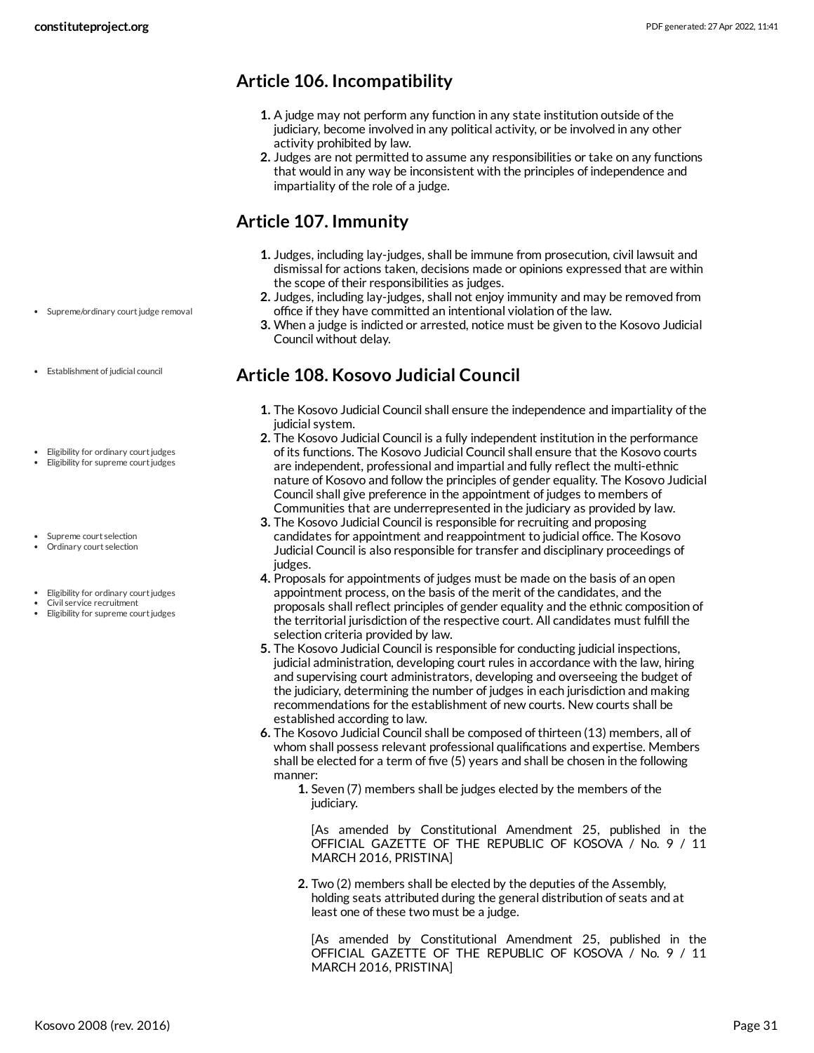## Article 106. Incompatibility

1. A judge may not perform any function in any state institution outside of the judiciary, become involved in any political activity, or be involved in any other activity prohibited by law.
2. Judges are not permitted to assume any responsibilities or take on any functions that would in any way be inconsistent with the principles of independence and impartiality of the role of a judge.

## Article 107. Immunity

1. Judges, including lay-judges, shall be immune from prosecution, civil lawsuit and dismissal for actions taken, decisions made or opinions expressed that are within the scope of their responsibilities as judges.
2. Judges, including lay-judges, shall not enjoy immunity and may be removed from office if they have committed an intentional violation of the law.
3. When a judge is indicted or arrested, notice must be given to the Kosovo Judicial Council without delay.

- Supreme/ordinary court judge removal
- Establishment of judicial council

## Article 108. Kosovo Judicial Council

1. The Kosovo Judicial Council shall ensure the independence and impartiality of the judicial system.
2. The Kosovo Judicial Council is a fully independent institution in the performance of its functions. The Kosovo Judicial Council shall ensure that the Kosovo courts are independent, professional and impartial and fully reflect the multi-ethnic nature of Kosovo and follow the principles of gender equality. The Kosovo Judicial Council shall give preference in the appointment of judges to members of Communities that are underrepresented in the judiciary as provided by law.
3. The Kosovo Judicial Council is responsible for recruiting and proposing candidates for appointment and reappointment to judicial office. The Kosovo Judicial Council is also responsible for transfer and disciplinary proceedings of judges.
4. Proposals for appointments of judges must be made on the basis of an open appointment process, on the basis of the merit of the candidates, and the proposals shall reflect principles of gender equality and the ethnic composition of the territorial jurisdiction of the respective court. All candidates must fulfill the selection criteria provided by law.
5. The Kosovo Judicial Council is responsible for conducting judicial inspections, judicial administration, developing court rules in accordance with the law, hiring and supervising court administrators, developing and overseeing the budget of the judiciary, determining the number of judges in each jurisdiction and making recommendations for the establishment of new courts. New courts shall be established according to law.
6. The Kosovo Judicial Council shall be composed of thirteen (13) members, all of whom shall possess relevant professional qualifications and expertise. Members shall be elected for a term of five (5) years and shall be chosen in the following manner:
    1. Seven (7) members shall be judges elected by the members of the judiciary.

       [As amended by Constitutional Amendment 25, published in the OFFICIAL GAZETTE OF THE REPUBLIC OF KOSOVA / No. 9 / 11 MARCH 2016, PRISTINA]

    2. Two (2) members shall be elected by the deputies of the Assembly, holding seats attributed during the general distribution of seats and at least one of these two must be a judge.

       [As amended by Constitutional Amendment 25, published in the OFFICIAL GAZETTE OF THE REPUBLIC OF KOSOVA / No. 9 / 11 MARCH 2016, PRISTINA]

- Eligibility for ordinary court judges
- Eligibility for supreme court judges
- Supreme court selection
- Ordinary court selection
- Eligibility for ordinary court judges
- Civil service recruitment
- Eligibility for supreme court judges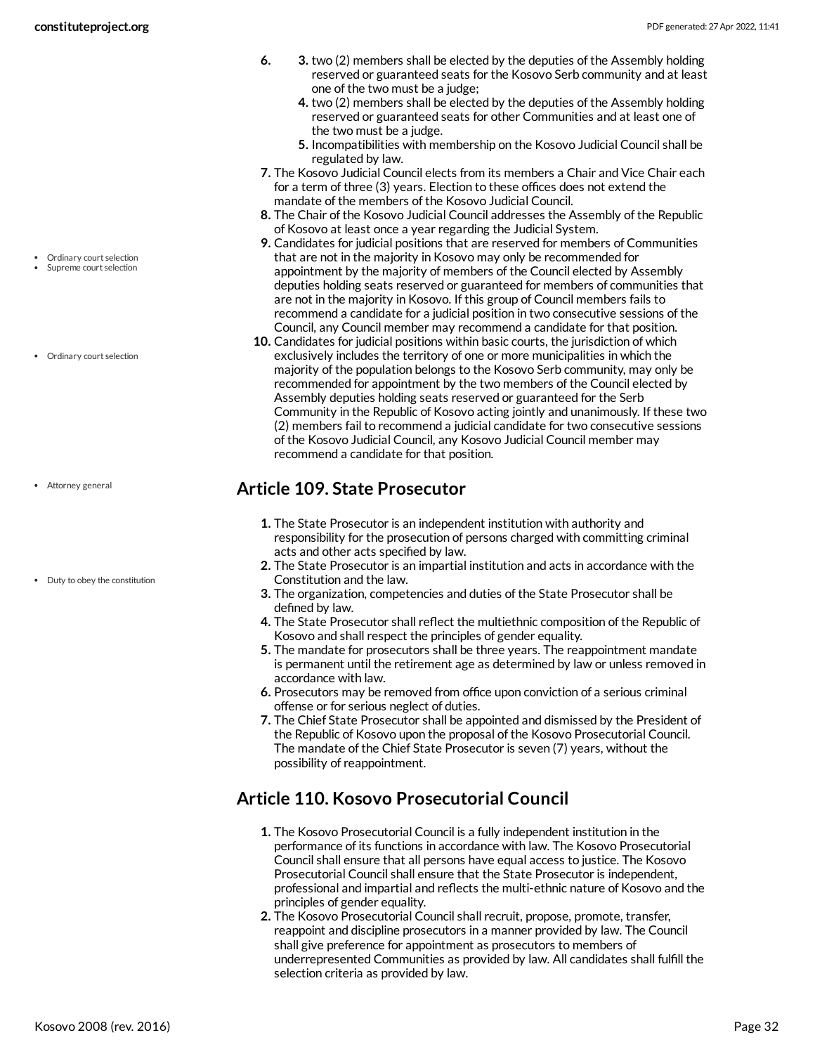6. 
   3. two (2) members shall be elected by the deputies of the Assembly holding reserved or guaranteed seats for the Kosovo Serb community and at least one of the two must be a judge;
   4. two (2) members shall be elected by the deputies of the Assembly holding reserved or guaranteed seats for other Communities and at least one of the two must be a judge.
   5. Incompatibilities with membership on the Kosovo Judicial Council shall be regulated by law.
7. The Kosovo Judicial Council elects from its members a Chair and Vice Chair each for a term of three (3) years. Election to these offices does not extend the mandate of the members of the Kosovo Judicial Council.
8. The Chair of the Kosovo Judicial Council addresses the Assembly of the Republic of Kosovo at least once a year regarding the Judicial System.
9. Candidates for judicial positions that are reserved for members of Communities that are not in the majority in Kosovo may only be recommended for appointment by the majority of members of the Council elected by Assembly deputies holding seats reserved or guaranteed for members of communities that are not in the majority in Kosovo. If this group of Council members fails to recommend a candidate for a judicial position in two consecutive sessions of the Council, any Council member may recommend a candidate for that position.
10. Candidates for judicial positions within basic courts, the jurisdiction of which exclusively includes the territory of one or more municipalities in which the majority of the population belongs to the Kosovo Serb community, may only be recommended for appointment by the two members of the Council elected by Assembly deputies holding seats reserved or guaranteed for the Serb Community in the Republic of Kosovo acting jointly and unanimously. If these two (2) members fail to recommend a judicial candidate for two consecutive sessions of the Kosovo Judicial Council, any Kosovo Judicial Council member may recommend a candidate for that position.

## Article 109. State Prosecutor

1. The State Prosecutor is an independent institution with authority and responsibility for the prosecution of persons charged with committing criminal acts and other acts specified by law.
2. The State Prosecutor is an impartial institution and acts in accordance with the Constitution and the law.
3. The organization, competencies and duties of the State Prosecutor shall be defined by law.
4. The State Prosecutor shall reflect the multiethnic composition of the Republic of Kosovo and shall respect the principles of gender equality.
5. The mandate for prosecutors shall be three years. The reappointment mandate is permanent until the retirement age as determined by law or unless removed in accordance with law.
6. Prosecutors may be removed from office upon conviction of a serious criminal offense or for serious neglect of duties.
7. The Chief State Prosecutor shall be appointed and dismissed by the President of the Republic of Kosovo upon the proposal of the Kosovo Prosecutorial Council. The mandate of the Chief State Prosecutor is seven (7) years, without the possibility of reappointment.

## Article 110. Kosovo Prosecutorial Council

1. The Kosovo Prosecutorial Council is a fully independent institution in the performance of its functions in accordance with law. The Kosovo Prosecutorial Council shall ensure that all persons have equal access to justice. The Kosovo Prosecutorial Council shall ensure that the State Prosecutor is independent, professional and impartial and reflects the multi-ethnic nature of Kosovo and the principles of gender equality.
2. The Kosovo Prosecutorial Council shall recruit, propose, promote, transfer, reappoint and discipline prosecutors in a manner provided by law. The Council shall give preference for appointment as prosecutors to members of underrepresented Communities as provided by law. All candidates shall fulfill the selection criteria as provided by law.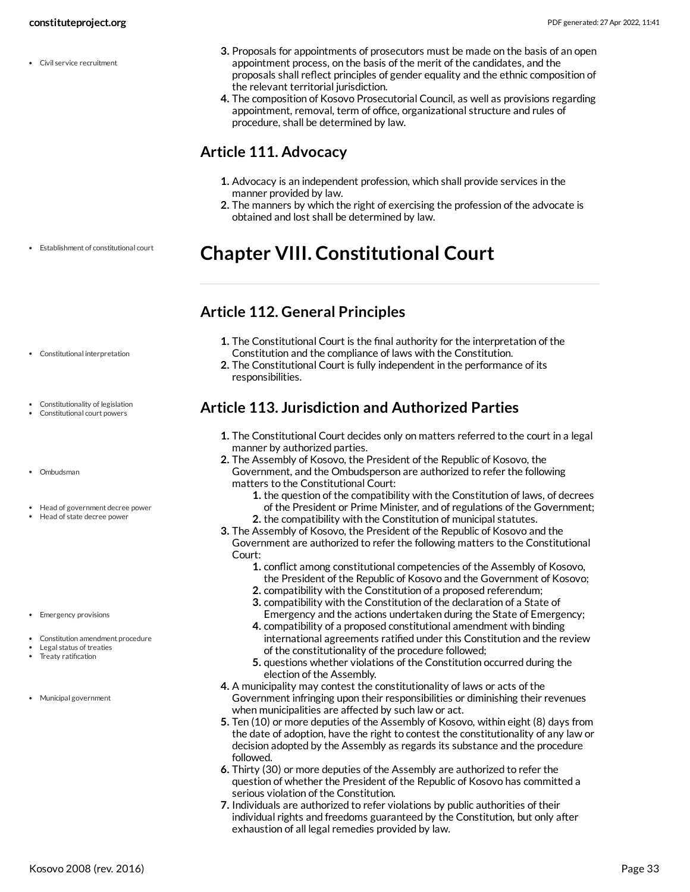3. Proposals for appointments of prosecutors must be made on the basis of an open appointment process, on the basis of the merit of the candidates, and the proposals shall reflect principles of gender equality and the ethnic composition of the relevant territorial jurisdiction.
4. The composition of Kosovo Prosecutorial Council, as well as provisions regarding appointment, removal, term of office, organizational structure and rules of procedure, shall be determined by law.

## Article 111. Advocacy

1. Advocacy is an independent profession, which shall provide services in the manner provided by law.
2. The manners by which the right of exercising the profession of the advocate is obtained and lost shall be determined by law.

# Chapter VIII. Constitutional Court

## Article 112. General Principles

1. The Constitutional Court is the final authority for the interpretation of the Constitution and the compliance of laws with the Constitution.
2. The Constitutional Court is fully independent in the performance of its responsibilities.

## Article 113. Jurisdiction and Authorized Parties

1. The Constitutional Court decides only on matters referred to the court in a legal manner by authorized parties.
2. The Assembly of Kosovo, the President of the Republic of Kosovo, the Government, and the Ombudsperson are authorized to refer the following matters to the Constitutional Court:
    1. the question of the compatibility with the Constitution of laws, of decrees of the President or Prime Minister, and of regulations of the Government;
    2. the compatibility with the Constitution of municipal statutes.
3. The Assembly of Kosovo, the President of the Republic of Kosovo and the Government are authorized to refer the following matters to the Constitutional Court:
    1. conflict among constitutional competencies of the Assembly of Kosovo, the President of the Republic of Kosovo and the Government of Kosovo;
    2. compatibility with the Constitution of a proposed referendum;
    3. compatibility with the Constitution of the declaration of a State of Emergency and the actions undertaken during the State of Emergency;
    4. compatibility of a proposed constitutional amendment with binding international agreements ratified under this Constitution and the review of the constitutionality of the procedure followed;
    5. questions whether violations of the Constitution occurred during the election of the Assembly.
4. A municipality may contest the constitutionality of laws or acts of the Government infringing upon their responsibilities or diminishing their revenues when municipalities are affected by such law or act.
5. Ten (10) or more deputies of the Assembly of Kosovo, within eight (8) days from the date of adoption, have the right to contest the constitutionality of any law or decision adopted by the Assembly as regards its substance and the procedure followed.
6. Thirty (30) or more deputies of the Assembly are authorized to refer the question of whether the President of the Republic of Kosovo has committed a serious violation of the Constitution.
7. Individuals are authorized to refer violations by public authorities of their individual rights and freedoms guaranteed by the Constitution, but only after exhaustion of all legal remedies provided by law.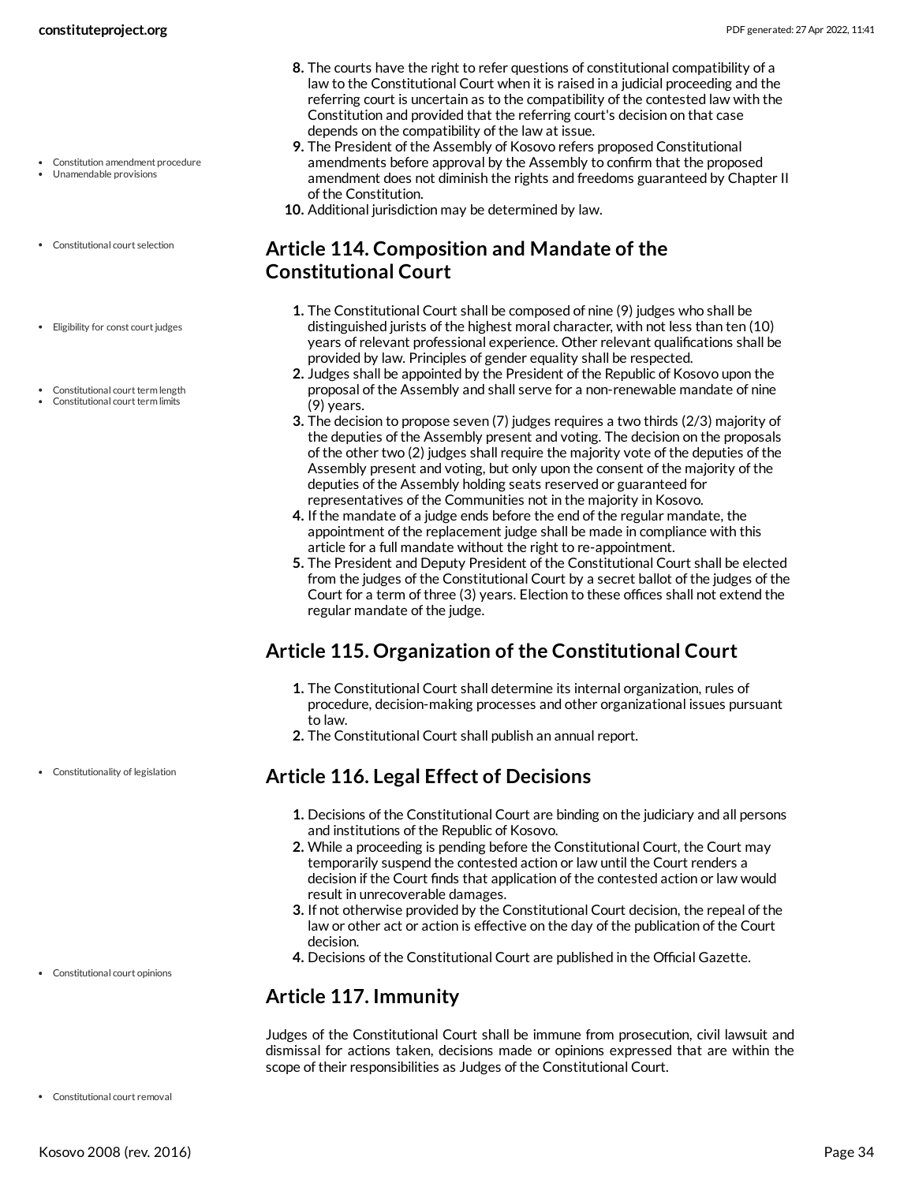8. The courts have the right to refer questions of constitutional compatibility of a law to the Constitutional Court when it is raised in a judicial proceeding and the referring court is uncertain as to the compatibility of the contested law with the Constitution and provided that the referring court's decision on that case depends on the compatibility of the law at issue.
9. The President of the Assembly of Kosovo refers proposed Constitutional amendments before approval by the Assembly to confirm that the proposed amendment does not diminish the rights and freedoms guaranteed by Chapter II of the Constitution.
10. Additional jurisdiction may be determined by law.

## Article 114. Composition and Mandate of the Constitutional Court

1. The Constitutional Court shall be composed of nine (9) judges who shall be distinguished jurists of the highest moral character, with not less than ten (10) years of relevant professional experience. Other relevant qualifications shall be provided by law. Principles of gender equality shall be respected.
2. Judges shall be appointed by the President of the Republic of Kosovo upon the proposal of the Assembly and shall serve for a non-renewable mandate of nine (9) years.
3. The decision to propose seven (7) judges requires a two thirds (2/3) majority of the deputies of the Assembly present and voting. The decision on the proposals of the other two (2) judges shall require the majority vote of the deputies of the Assembly present and voting, but only upon the consent of the majority of the deputies of the Assembly holding seats reserved or guaranteed for representatives of the Communities not in the majority in Kosovo.
4. If the mandate of a judge ends before the end of the regular mandate, the appointment of the replacement judge shall be made in compliance with this article for a full mandate without the right to re-appointment.
5. The President and Deputy President of the Constitutional Court shall be elected from the judges of the Constitutional Court by a secret ballot of the judges of the Court for a term of three (3) years. Election to these offices shall not extend the regular mandate of the judge.

## Article 115. Organization of the Constitutional Court

1. The Constitutional Court shall determine its internal organization, rules of procedure, decision-making processes and other organizational issues pursuant to law.
2. The Constitutional Court shall publish an annual report.

## Article 116. Legal Effect of Decisions

1. Decisions of the Constitutional Court are binding on the judiciary and all persons and institutions of the Republic of Kosovo.
2. While a proceeding is pending before the Constitutional Court, the Court may temporarily suspend the contested action or law until the Court renders a decision if the Court finds that application of the contested action or law would result in unrecoverable damages.
3. If not otherwise provided by the Constitutional Court decision, the repeal of the law or other act or action is effective on the day of the publication of the Court decision.
4. Decisions of the Constitutional Court are published in the Official Gazette.

## Article 117. Immunity

Judges of the Constitutional Court shall be immune from prosecution, civil lawsuit and dismissal for actions taken, decisions made or opinions expressed that are within the scope of their responsibilities as Judges of the Constitutional Court.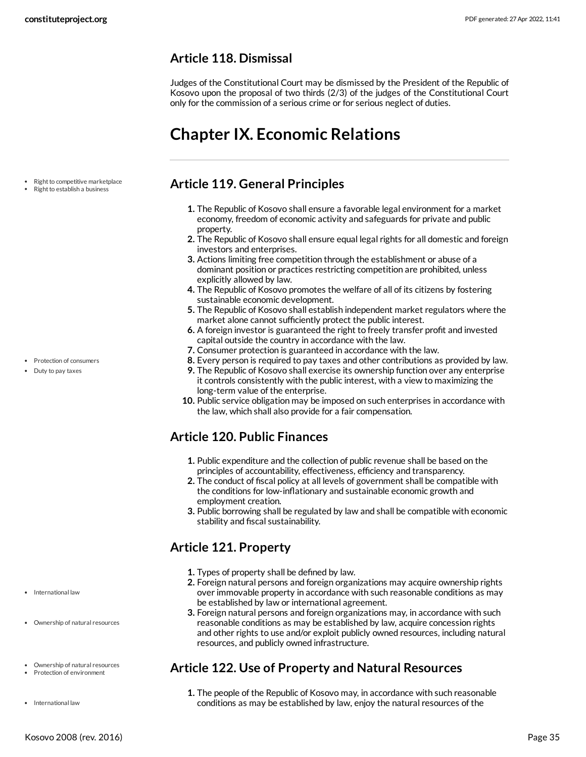## Article 118. Dismissal

Judges of the Constitutional Court may be dismissed by the President of the Republic of Kosovo upon the proposal of two thirds (2/3) of the judges of the Constitutional Court only for the commission of a serious crime or for serious neglect of duties.

# Chapter IX. Economic Relations

- Right to competitive marketplace
- Right to establish a business

## Article 119. General Principles

1. The Republic of Kosovo shall ensure a favorable legal environment for a market economy, freedom of economic activity and safeguards for private and public property.
2. The Republic of Kosovo shall ensure equal legal rights for all domestic and foreign investors and enterprises.
3. Actions limiting free competition through the establishment or abuse of a dominant position or practices restricting competition are prohibited, unless explicitly allowed by law.
4. The Republic of Kosovo promotes the welfare of all of its citizens by fostering sustainable economic development.
5. The Republic of Kosovo shall establish independent market regulators where the market alone cannot sufficiently protect the public interest.
6. A foreign investor is guaranteed the right to freely transfer profit and invested capital outside the country in accordance with the law.
7. Consumer protection is guaranteed in accordance with the law.
8. Every person is required to pay taxes and other contributions as provided by law.
9. The Republic of Kosovo shall exercise its ownership function over any enterprise it controls consistently with the public interest, with a view to maximizing the long-term value of the enterprise.
10. Public service obligation may be imposed on such enterprises in accordance with the law, which shall also provide for a fair compensation.

- Protection of consumers
- Duty to pay taxes

## Article 120. Public Finances

1. Public expenditure and the collection of public revenue shall be based on the principles of accountability, effectiveness, efficiency and transparency.
2. The conduct of fiscal policy at all levels of government shall be compatible with the conditions for low-inflationary and sustainable economic growth and employment creation.
3. Public borrowing shall be regulated by law and shall be compatible with economic stability and fiscal sustainability.

## Article 121. Property

- International law
- Ownership of natural resources

1. Types of property shall be defined by law.
2. Foreign natural persons and foreign organizations may acquire ownership rights over immovable property in accordance with such reasonable conditions as may be established by law or international agreement.
3. Foreign natural persons and foreign organizations may, in accordance with such reasonable conditions as may be established by law, acquire concession rights and other rights to use and/or exploit publicly owned resources, including natural resources, and publicly owned infrastructure.

- Ownership of natural resources
- Protection of environment
- International law

## Article 122. Use of Property and Natural Resources

1. The people of the Republic of Kosovo may, in accordance with such reasonable conditions as may be established by law, enjoy the natural resources of the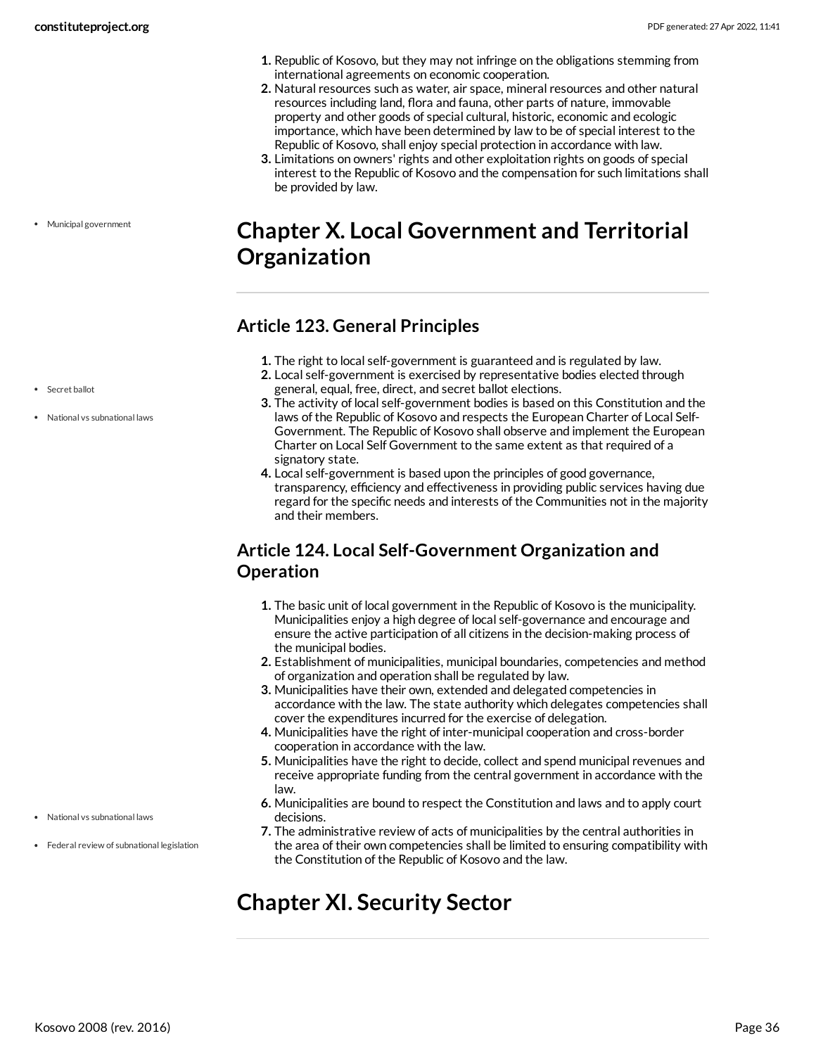1. Republic of Kosovo, but they may not infringe on the obligations stemming from international agreements on economic cooperation.
2. Natural resources such as water, air space, mineral resources and other natural resources including land, flora and fauna, other parts of nature, immovable property and other goods of special cultural, historic, economic and ecologic importance, which have been determined by law to be of special interest to the Republic of Kosovo, shall enjoy special protection in accordance with law.
3. Limitations on owners' rights and other exploitation rights on goods of special interest to the Republic of Kosovo and the compensation for such limitations shall be provided by law.

# Chapter X. Local Government and Territorial Organization

## Article 123. General Principles

1. The right to local self-government is guaranteed and is regulated by law.
2. Local self-government is exercised by representative bodies elected through general, equal, free, direct, and secret ballot elections.
3. The activity of local self-government bodies is based on this Constitution and the laws of the Republic of Kosovo and respects the European Charter of Local Self-Government. The Republic of Kosovo shall observe and implement the European Charter on Local Self Government to the same extent as that required of a signatory state.
4. Local self-government is based upon the principles of good governance, transparency, efficiency and effectiveness in providing public services having due regard for the specific needs and interests of the Communities not in the majority and their members.

## Article 124. Local Self-Government Organization and Operation

1. The basic unit of local government in the Republic of Kosovo is the municipality. Municipalities enjoy a high degree of local self-governance and encourage and ensure the active participation of all citizens in the decision-making process of the municipal bodies.
2. Establishment of municipalities, municipal boundaries, competencies and method of organization and operation shall be regulated by law.
3. Municipalities have their own, extended and delegated competencies in accordance with the law. The state authority which delegates competencies shall cover the expenditures incurred for the exercise of delegation.
4. Municipalities have the right of inter-municipal cooperation and cross-border cooperation in accordance with the law.
5. Municipalities have the right to decide, collect and spend municipal revenues and receive appropriate funding from the central government in accordance with the law.
6. Municipalities are bound to respect the Constitution and laws and to apply court decisions.
7. The administrative review of acts of municipalities by the central authorities in the area of their own competencies shall be limited to ensuring compatibility with the Constitution of the Republic of Kosovo and the law.

# Chapter XI. Security Sector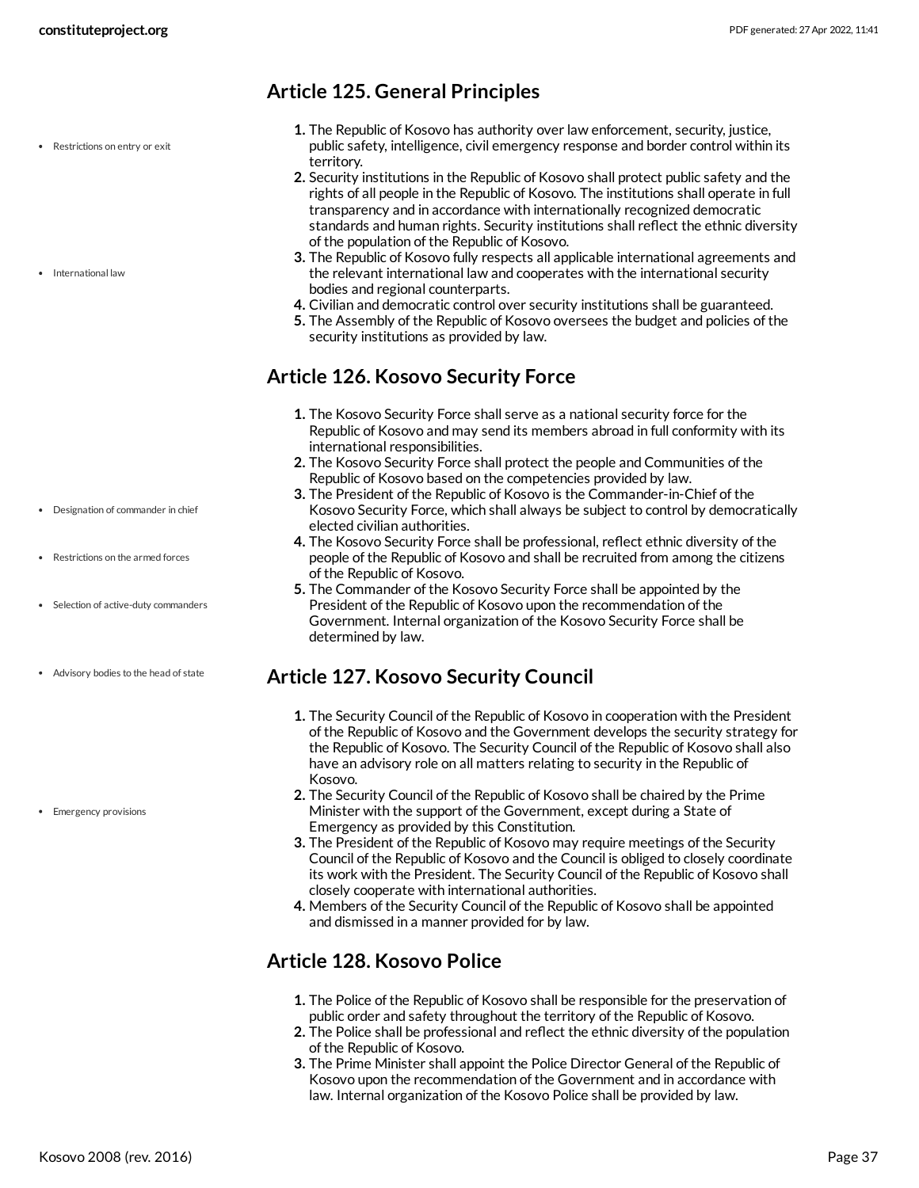## Article 125. General Principles

- Restrictions on entry or exit
- International law

1. The Republic of Kosovo has authority over law enforcement, security, justice, public safety, intelligence, civil emergency response and border control within its territory.
2. Security institutions in the Republic of Kosovo shall protect public safety and the rights of all people in the Republic of Kosovo. The institutions shall operate in full transparency and in accordance with internationally recognized democratic standards and human rights. Security institutions shall reflect the ethnic diversity of the population of the Republic of Kosovo.
3. The Republic of Kosovo fully respects all applicable international agreements and the relevant international law and cooperates with the international security bodies and regional counterparts.
4. Civilian and democratic control over security institutions shall be guaranteed.
5. The Assembly of the Republic of Kosovo oversees the budget and policies of the security institutions as provided by law.

## Article 126. Kosovo Security Force

- Designation of commander in chief
- Restrictions on the armed forces
- Selection of active-duty commanders

1. The Kosovo Security Force shall serve as a national security force for the Republic of Kosovo and may send its members abroad in full conformity with its international responsibilities.
2. The Kosovo Security Force shall protect the people and Communities of the Republic of Kosovo based on the competencies provided by law.
3. The President of the Republic of Kosovo is the Commander-in-Chief of the Kosovo Security Force, which shall always be subject to control by democratically elected civilian authorities.
4. The Kosovo Security Force shall be professional, reflect ethnic diversity of the people of the Republic of Kosovo and shall be recruited from among the citizens of the Republic of Kosovo.
5. The Commander of the Kosovo Security Force shall be appointed by the President of the Republic of Kosovo upon the recommendation of the Government. Internal organization of the Kosovo Security Force shall be determined by law.

## Article 127. Kosovo Security Council

- Advisory bodies to the head of state
- Emergency provisions

1. The Security Council of the Republic of Kosovo in cooperation with the President of the Republic of Kosovo and the Government develops the security strategy for the Republic of Kosovo. The Security Council of the Republic of Kosovo shall also have an advisory role on all matters relating to security in the Republic of Kosovo.
2. The Security Council of the Republic of Kosovo shall be chaired by the Prime Minister with the support of the Government, except during a State of Emergency as provided by this Constitution.
3. The President of the Republic of Kosovo may require meetings of the Security Council of the Republic of Kosovo and the Council is obliged to closely coordinate its work with the President. The Security Council of the Republic of Kosovo shall closely cooperate with international authorities.
4. Members of the Security Council of the Republic of Kosovo shall be appointed and dismissed in a manner provided for by law.

## Article 128. Kosovo Police

1. The Police of the Republic of Kosovo shall be responsible for the preservation of public order and safety throughout the territory of the Republic of Kosovo.
2. The Police shall be professional and reflect the ethnic diversity of the population of the Republic of Kosovo.
3. The Prime Minister shall appoint the Police Director General of the Republic of Kosovo upon the recommendation of the Government and in accordance with law. Internal organization of the Kosovo Police shall be provided by law.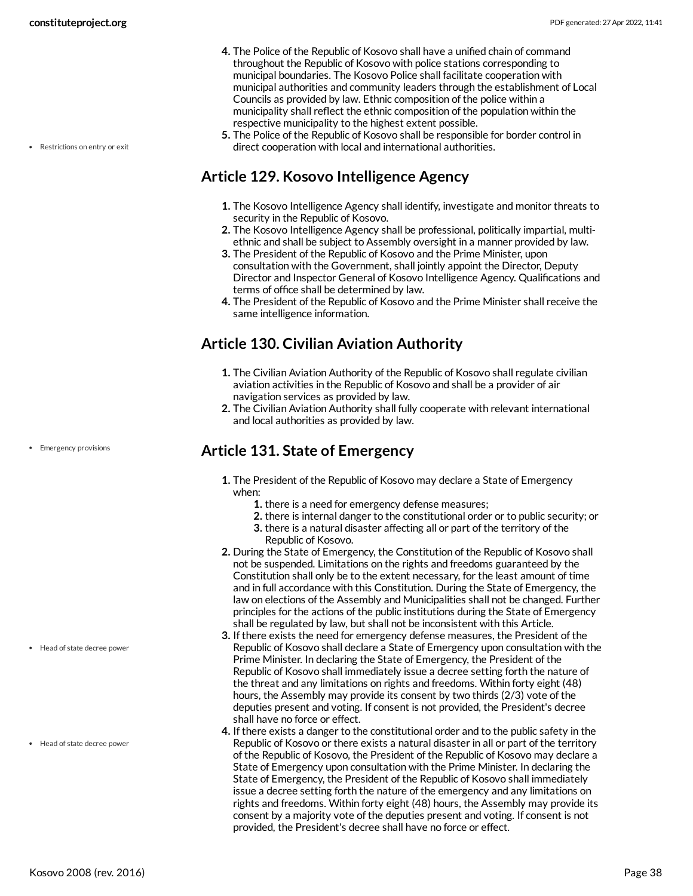4. The Police of the Republic of Kosovo shall have a unified chain of command throughout the Republic of Kosovo with police stations corresponding to municipal boundaries. The Kosovo Police shall facilitate cooperation with municipal authorities and community leaders through the establishment of Local Councils as provided by law. Ethnic composition of the police within a municipality shall reflect the ethnic composition of the population within the respective municipality to the highest extent possible.
5. The Police of the Republic of Kosovo shall be responsible for border control in direct cooperation with local and international authorities.

• Restrictions on entry or exit

## Article 129. Kosovo Intelligence Agency

1. The Kosovo Intelligence Agency shall identify, investigate and monitor threats to security in the Republic of Kosovo.
2. The Kosovo Intelligence Agency shall be professional, politically impartial, multi-ethnic and shall be subject to Assembly oversight in a manner provided by law.
3. The President of the Republic of Kosovo and the Prime Minister, upon consultation with the Government, shall jointly appoint the Director, Deputy Director and Inspector General of Kosovo Intelligence Agency. Qualifications and terms of office shall be determined by law.
4. The President of the Republic of Kosovo and the Prime Minister shall receive the same intelligence information.

## Article 130. Civilian Aviation Authority

1. The Civilian Aviation Authority of the Republic of Kosovo shall regulate civilian aviation activities in the Republic of Kosovo and shall be a provider of air navigation services as provided by law.
2. The Civilian Aviation Authority shall fully cooperate with relevant international and local authorities as provided by law.

• Emergency provisions

## Article 131. State of Emergency

1. The President of the Republic of Kosovo may declare a State of Emergency when:
   1. there is a need for emergency defense measures;
   2. there is internal danger to the constitutional order or to public security; or
   3. there is a natural disaster affecting all or part of the territory of the Republic of Kosovo.
2. During the State of Emergency, the Constitution of the Republic of Kosovo shall not be suspended. Limitations on the rights and freedoms guaranteed by the Constitution shall only be to the extent necessary, for the least amount of time and in full accordance with this Constitution. During the State of Emergency, the law on elections of the Assembly and Municipalities shall not be changed. Further principles for the actions of the public institutions during the State of Emergency shall be regulated by law, but shall not be inconsistent with this Article.
3. If there exists the need for emergency defense measures, the President of the Republic of Kosovo shall declare a State of Emergency upon consultation with the Prime Minister. In declaring the State of Emergency, the President of the Republic of Kosovo shall immediately issue a decree setting forth the nature of the threat and any limitations on rights and freedoms. Within forty eight (48) hours, the Assembly may provide its consent by two thirds (2/3) vote of the deputies present and voting. If consent is not provided, the President's decree shall have no force or effect.
4. If there exists a danger to the constitutional order and to the public safety in the Republic of Kosovo or there exists a natural disaster in all or part of the territory of the Republic of Kosovo, the President of the Republic of Kosovo may declare a State of Emergency upon consultation with the Prime Minister. In declaring the State of Emergency, the President of the Republic of Kosovo shall immediately issue a decree setting forth the nature of the emergency and any limitations on rights and freedoms. Within forty eight (48) hours, the Assembly may provide its consent by a majority vote of the deputies present and voting. If consent is not provided, the President's decree shall have no force or effect.

• Head of state decree power

• Head of state decree power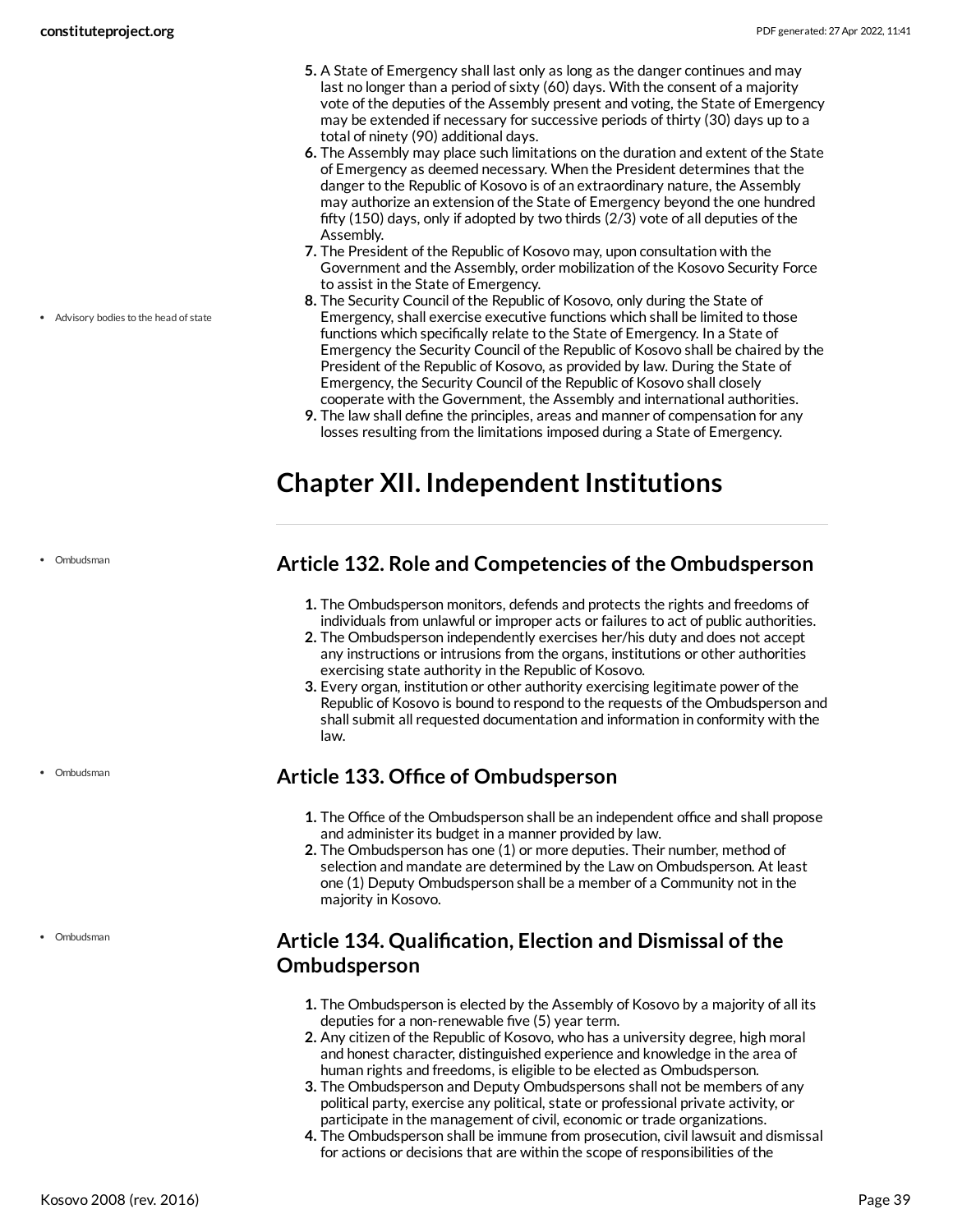5. A State of Emergency shall last only as long as the danger continues and may last no longer than a period of sixty (60) days. With the consent of a majority vote of the deputies of the Assembly present and voting, the State of Emergency may be extended if necessary for successive periods of thirty (30) days up to a total of ninety (90) additional days.
6. The Assembly may place such limitations on the duration and extent of the State of Emergency as deemed necessary. When the President determines that the danger to the Republic of Kosovo is of an extraordinary nature, the Assembly may authorize an extension of the State of Emergency beyond the one hundred fifty (150) days, only if adopted by two thirds (2/3) vote of all deputies of the Assembly.
7. The President of the Republic of Kosovo may, upon consultation with the Government and the Assembly, order mobilization of the Kosovo Security Force to assist in the State of Emergency.
8. The Security Council of the Republic of Kosovo, only during the State of Emergency, shall exercise executive functions which shall be limited to those functions which specifically relate to the State of Emergency. In a State of Emergency the Security Council of the Republic of Kosovo shall be chaired by the President of the Republic of Kosovo, as provided by law. During the State of Emergency, the Security Council of the Republic of Kosovo shall closely cooperate with the Government, the Assembly and international authorities.
9. The law shall define the principles, areas and manner of compensation for any losses resulting from the limitations imposed during a State of Emergency.

- Advisory bodies to the head of state

# Chapter XII. Independent Institutions

- Ombudsman

## Article 132. Role and Competencies of the Ombudsperson

1. The Ombudsperson monitors, defends and protects the rights and freedoms of individuals from unlawful or improper acts or failures to act of public authorities.
2. The Ombudsperson independently exercises her/his duty and does not accept any instructions or intrusions from the organs, institutions or other authorities exercising state authority in the Republic of Kosovo.
3. Every organ, institution or other authority exercising legitimate power of the Republic of Kosovo is bound to respond to the requests of the Ombudsperson and shall submit all requested documentation and information in conformity with the law.

- Ombudsman

## Article 133. Office of Ombudsperson

1. The Office of the Ombudsperson shall be an independent office and shall propose and administer its budget in a manner provided by law.
2. The Ombudsperson has one (1) or more deputies. Their number, method of selection and mandate are determined by the Law on Ombudsperson. At least one (1) Deputy Ombudsperson shall be a member of a Community not in the majority in Kosovo.

- Ombudsman

## Article 134. Qualification, Election and Dismissal of the Ombudsperson

1. The Ombudsperson is elected by the Assembly of Kosovo by a majority of all its deputies for a non-renewable five (5) year term.
2. Any citizen of the Republic of Kosovo, who has a university degree, high moral and honest character, distinguished experience and knowledge in the area of human rights and freedoms, is eligible to be elected as Ombudsperson.
3. The Ombudsperson and Deputy Ombudspersons shall not be members of any political party, exercise any political, state or professional private activity, or participate in the management of civil, economic or trade organizations.
4. The Ombudsperson shall be immune from prosecution, civil lawsuit and dismissal for actions or decisions that are within the scope of responsibilities of the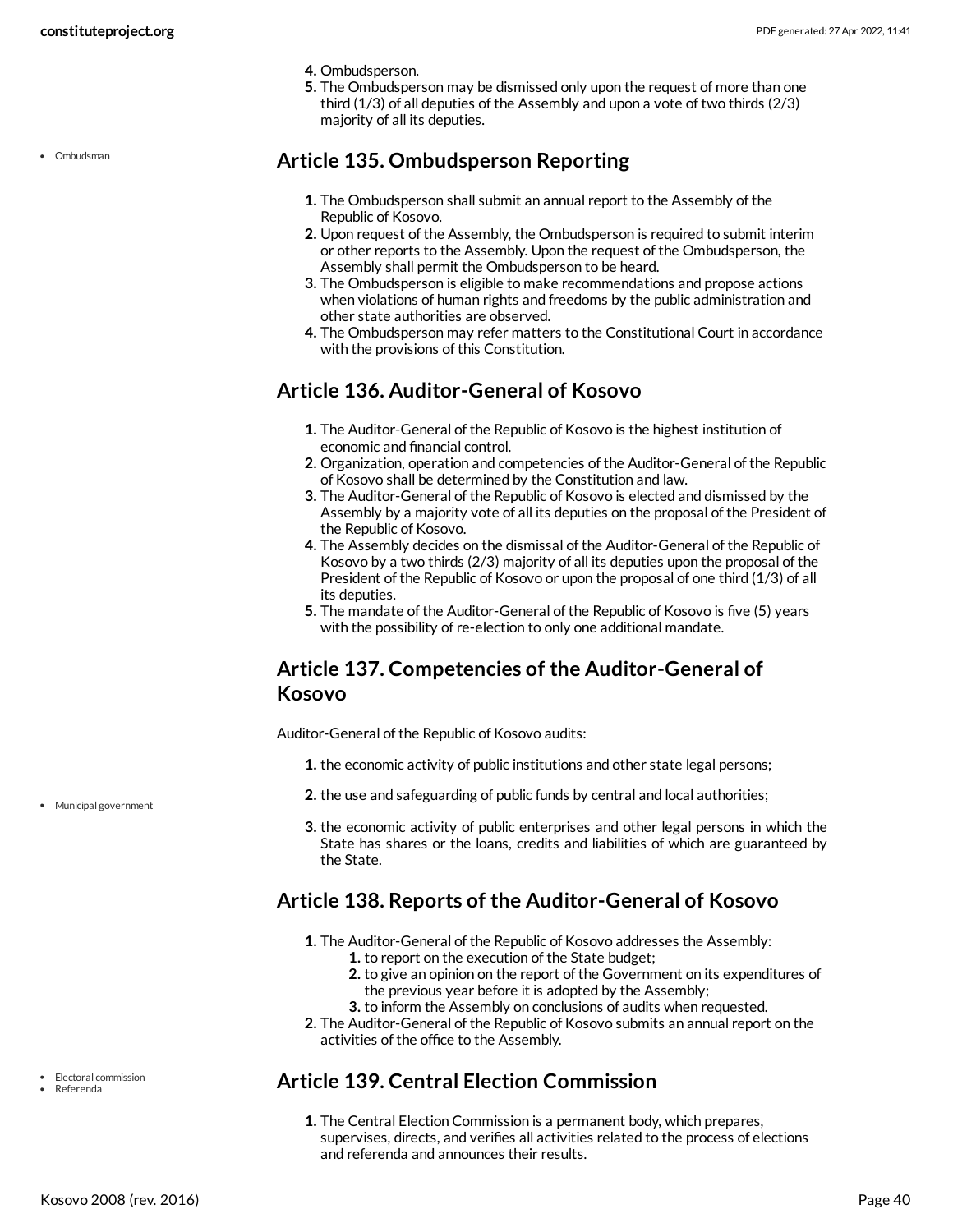4. Ombudsperson.
5. The Ombudsperson may be dismissed only upon the request of more than one third (1/3) of all deputies of the Assembly and upon a vote of two thirds (2/3) majority of all its deputies.

- Ombudsman

## Article 135. Ombudsperson Reporting

1. The Ombudsperson shall submit an annual report to the Assembly of the Republic of Kosovo.
2. Upon request of the Assembly, the Ombudsperson is required to submit interim or other reports to the Assembly. Upon the request of the Ombudsperson, the Assembly shall permit the Ombudsperson to be heard.
3. The Ombudsperson is eligible to make recommendations and propose actions when violations of human rights and freedoms by the public administration and other state authorities are observed.
4. The Ombudsperson may refer matters to the Constitutional Court in accordance with the provisions of this Constitution.

## Article 136. Auditor-General of Kosovo

1. The Auditor-General of the Republic of Kosovo is the highest institution of economic and financial control.
2. Organization, operation and competencies of the Auditor-General of the Republic of Kosovo shall be determined by the Constitution and law.
3. The Auditor-General of the Republic of Kosovo is elected and dismissed by the Assembly by a majority vote of all its deputies on the proposal of the President of the Republic of Kosovo.
4. The Assembly decides on the dismissal of the Auditor-General of the Republic of Kosovo by a two thirds (2/3) majority of all its deputies upon the proposal of the President of the Republic of Kosovo or upon the proposal of one third (1/3) of all its deputies.
5. The mandate of the Auditor-General of the Republic of Kosovo is five (5) years with the possibility of re-election to only one additional mandate.

## Article 137. Competencies of the Auditor-General of Kosovo

Auditor-General of the Republic of Kosovo audits:

- Municipal government

1. the economic activity of public institutions and other state legal persons;
2. the use and safeguarding of public funds by central and local authorities;
3. the economic activity of public enterprises and other legal persons in which the State has shares or the loans, credits and liabilities of which are guaranteed by the State.

## Article 138. Reports of the Auditor-General of Kosovo

1. The Auditor-General of the Republic of Kosovo addresses the Assembly:
   1. to report on the execution of the State budget;
   2. to give an opinion on the report of the Government on its expenditures of the previous year before it is adopted by the Assembly;
   3. to inform the Assembly on conclusions of audits when requested.
2. The Auditor-General of the Republic of Kosovo submits an annual report on the activities of the office to the Assembly.

- Electoral commission
- Referenda

## Article 139. Central Election Commission

1. The Central Election Commission is a permanent body, which prepares, supervises, directs, and verifies all activities related to the process of elections and referenda and announces their results.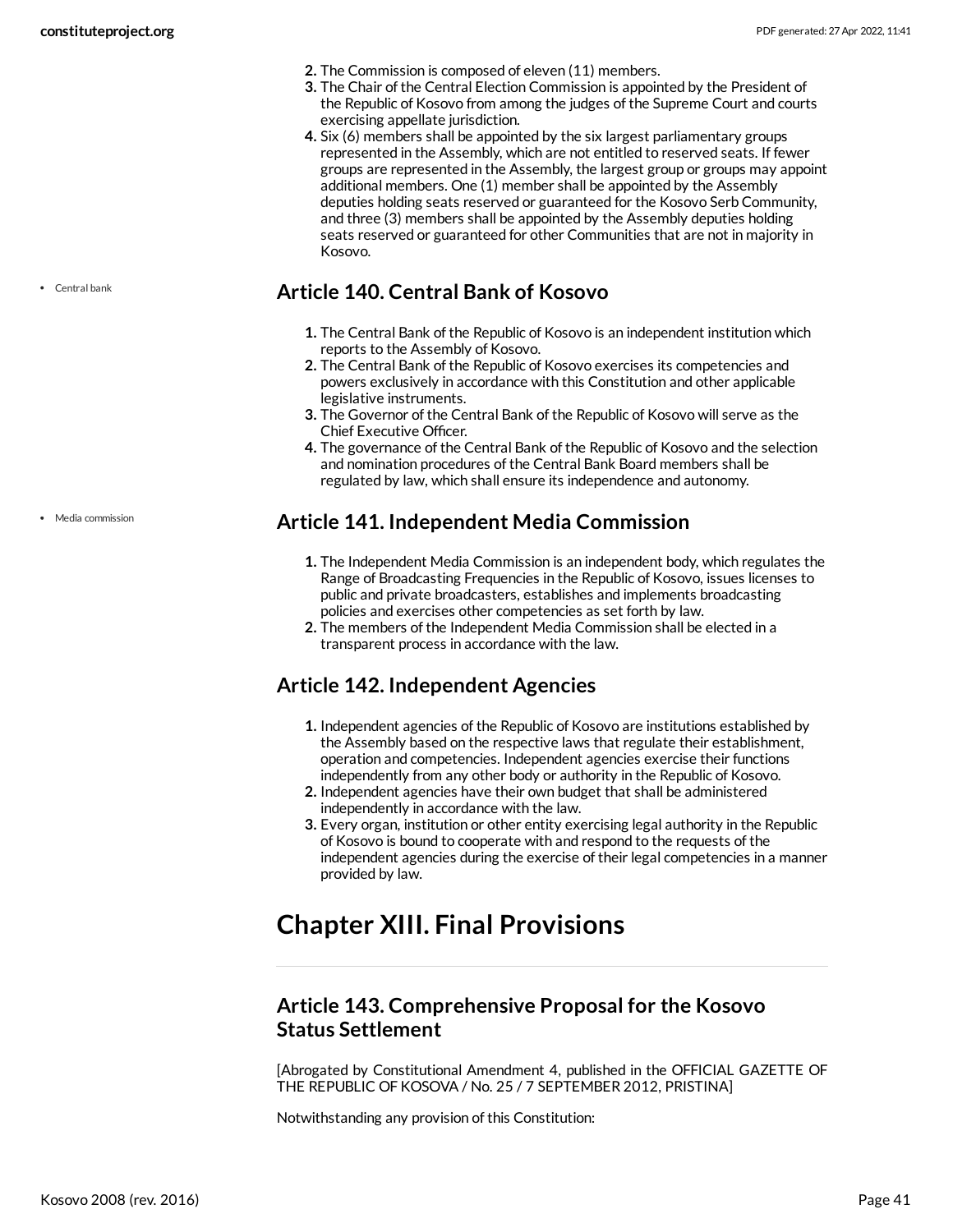2. The Commission is composed of eleven (11) members.
3. The Chair of the Central Election Commission is appointed by the President of the Republic of Kosovo from among the judges of the Supreme Court and courts exercising appellate jurisdiction.
4. Six (6) members shall be appointed by the six largest parliamentary groups represented in the Assembly, which are not entitled to reserved seats. If fewer groups are represented in the Assembly, the largest group or groups may appoint additional members. One (1) member shall be appointed by the Assembly deputies holding seats reserved or guaranteed for the Kosovo Serb Community, and three (3) members shall be appointed by the Assembly deputies holding seats reserved or guaranteed for other Communities that are not in majority in Kosovo.

- Central bank

## Article 140. Central Bank of Kosovo

1. The Central Bank of the Republic of Kosovo is an independent institution which reports to the Assembly of Kosovo.
2. The Central Bank of the Republic of Kosovo exercises its competencies and powers exclusively in accordance with this Constitution and other applicable legislative instruments.
3. The Governor of the Central Bank of the Republic of Kosovo will serve as the Chief Executive Officer.
4. The governance of the Central Bank of the Republic of Kosovo and the selection and nomination procedures of the Central Bank Board members shall be regulated by law, which shall ensure its independence and autonomy.

- Media commission

## Article 141. Independent Media Commission

1. The Independent Media Commission is an independent body, which regulates the Range of Broadcasting Frequencies in the Republic of Kosovo, issues licenses to public and private broadcasters, establishes and implements broadcasting policies and exercises other competencies as set forth by law.
2. The members of the Independent Media Commission shall be elected in a transparent process in accordance with the law.

## Article 142. Independent Agencies

1. Independent agencies of the Republic of Kosovo are institutions established by the Assembly based on the respective laws that regulate their establishment, operation and competencies. Independent agencies exercise their functions independently from any other body or authority in the Republic of Kosovo.
2. Independent agencies have their own budget that shall be administered independently in accordance with the law.
3. Every organ, institution or other entity exercising legal authority in the Republic of Kosovo is bound to cooperate with and respond to the requests of the independent agencies during the exercise of their legal competencies in a manner provided by law.

# Chapter XIII. Final Provisions

## Article 143. Comprehensive Proposal for the Kosovo Status Settlement

[Abrogated by Constitutional Amendment 4, published in the OFFICIAL GAZETTE OF THE REPUBLIC OF KOSOVA / No. 25 / 7 SEPTEMBER 2012, PRISTINA]

Notwithstanding any provision of this Constitution: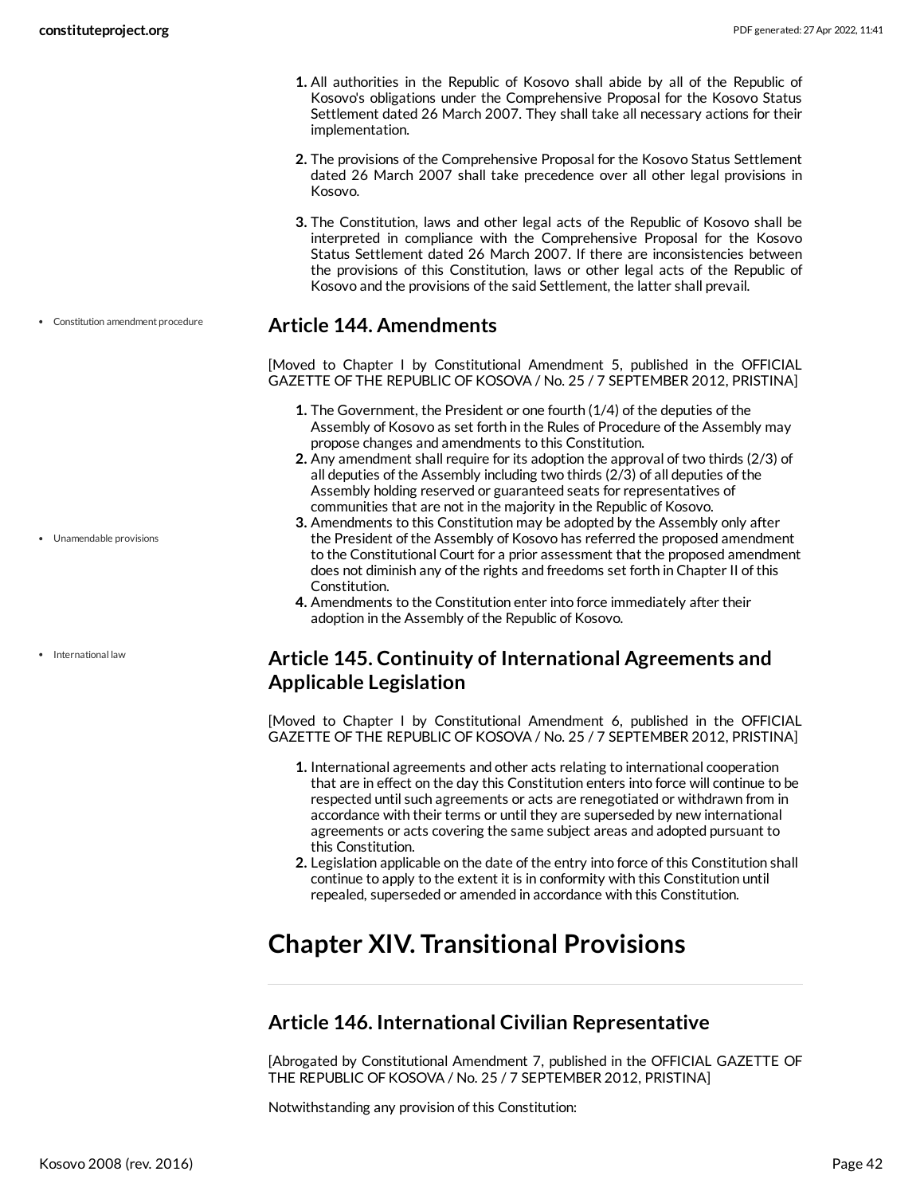1. All authorities in the Republic of Kosovo shall abide by all of the Republic of Kosovo's obligations under the Comprehensive Proposal for the Kosovo Status Settlement dated 26 March 2007. They shall take all necessary actions for their implementation.

2. The provisions of the Comprehensive Proposal for the Kosovo Status Settlement dated 26 March 2007 shall take precedence over all other legal provisions in Kosovo.

3. The Constitution, laws and other legal acts of the Republic of Kosovo shall be interpreted in compliance with the Comprehensive Proposal for the Kosovo Status Settlement dated 26 March 2007. If there are inconsistencies between the provisions of this Constitution, laws or other legal acts of the Republic of Kosovo and the provisions of the said Settlement, the latter shall prevail.

- Constitution amendment procedure

## Article 144. Amendments

[Moved to Chapter I by Constitutional Amendment 5, published in the OFFICIAL GAZETTE OF THE REPUBLIC OF KOSOVA / No. 25 / 7 SEPTEMBER 2012, PRISTINA]

1. The Government, the President or one fourth (1/4) of the deputies of the Assembly of Kosovo as set forth in the Rules of Procedure of the Assembly may propose changes and amendments to this Constitution.
2. Any amendment shall require for its adoption the approval of two thirds (2/3) of all deputies of the Assembly including two thirds (2/3) of all deputies of the Assembly holding reserved or guaranteed seats for representatives of communities that are not in the majority in the Republic of Kosovo.
3. Amendments to this Constitution may be adopted by the Assembly only after the President of the Assembly of Kosovo has referred the proposed amendment to the Constitutional Court for a prior assessment that the proposed amendment does not diminish any of the rights and freedoms set forth in Chapter II of this Constitution.
4. Amendments to the Constitution enter into force immediately after their adoption in the Assembly of the Republic of Kosovo.

- Unamendable provisions

- International law

## Article 145. Continuity of International Agreements and Applicable Legislation

[Moved to Chapter I by Constitutional Amendment 6, published in the OFFICIAL GAZETTE OF THE REPUBLIC OF KOSOVA / No. 25 / 7 SEPTEMBER 2012, PRISTINA]

1. International agreements and other acts relating to international cooperation that are in effect on the day this Constitution enters into force will continue to be respected until such agreements or acts are renegotiated or withdrawn from in accordance with their terms or until they are superseded by new international agreements or acts covering the same subject areas and adopted pursuant to this Constitution.
2. Legislation applicable on the date of the entry into force of this Constitution shall continue to apply to the extent it is in conformity with this Constitution until repealed, superseded or amended in accordance with this Constitution.

# Chapter XIV. Transitional Provisions

## Article 146. International Civilian Representative

[Abrogated by Constitutional Amendment 7, published in the OFFICIAL GAZETTE OF THE REPUBLIC OF KOSOVA / No. 25 / 7 SEPTEMBER 2012, PRISTINA]

Notwithstanding any provision of this Constitution: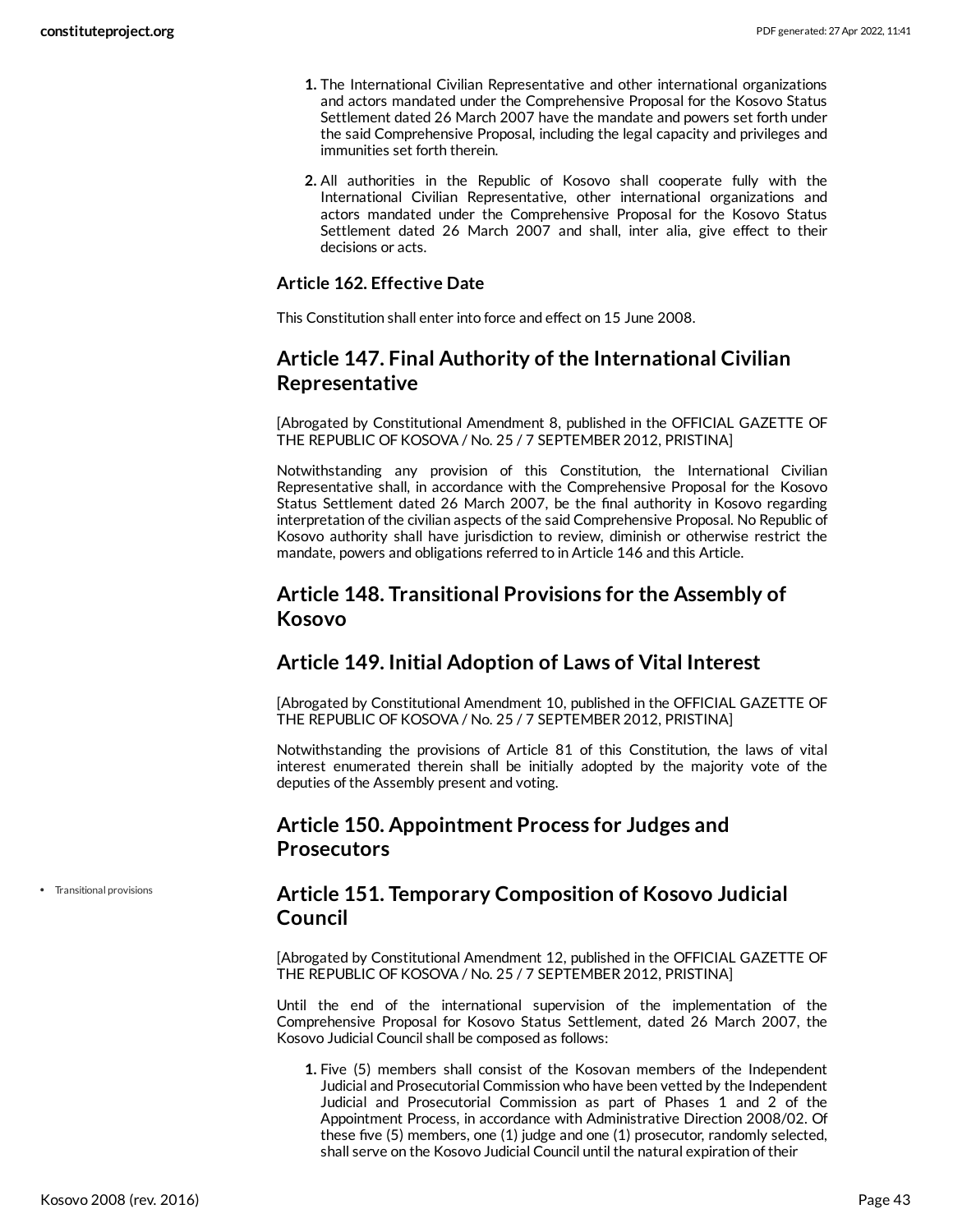1. The International Civilian Representative and other international organizations and actors mandated under the Comprehensive Proposal for the Kosovo Status Settlement dated 26 March 2007 have the mandate and powers set forth under the said Comprehensive Proposal, including the legal capacity and privileges and immunities set forth therein.
2. All authorities in the Republic of Kosovo shall cooperate fully with the International Civilian Representative, other international organizations and actors mandated under the Comprehensive Proposal for the Kosovo Status Settlement dated 26 March 2007 and shall, inter alia, give effect to their decisions or acts.

### Article 162. Effective Date

This Constitution shall enter into force and effect on 15 June 2008.

## Article 147. Final Authority of the International Civilian Representative

[Abrogated by Constitutional Amendment 8, published in the OFFICIAL GAZETTE OF THE REPUBLIC OF KOSOVA / No. 25 / 7 SEPTEMBER 2012, PRISTINA]

Notwithstanding any provision of this Constitution, the International Civilian Representative shall, in accordance with the Comprehensive Proposal for the Kosovo Status Settlement dated 26 March 2007, be the final authority in Kosovo regarding interpretation of the civilian aspects of the said Comprehensive Proposal. No Republic of Kosovo authority shall have jurisdiction to review, diminish or otherwise restrict the mandate, powers and obligations referred to in Article 146 and this Article.

## Article 148. Transitional Provisions for the Assembly of Kosovo

## Article 149. Initial Adoption of Laws of Vital Interest

[Abrogated by Constitutional Amendment 10, published in the OFFICIAL GAZETTE OF THE REPUBLIC OF KOSOVA / No. 25 / 7 SEPTEMBER 2012, PRISTINA]

Notwithstanding the provisions of Article 81 of this Constitution, the laws of vital interest enumerated therein shall be initially adopted by the majority vote of the deputies of the Assembly present and voting.

## Article 150. Appointment Process for Judges and Prosecutors

- Transitional provisions

## Article 151. Temporary Composition of Kosovo Judicial Council

[Abrogated by Constitutional Amendment 12, published in the OFFICIAL GAZETTE OF THE REPUBLIC OF KOSOVA / No. 25 / 7 SEPTEMBER 2012, PRISTINA]

Until the end of the international supervision of the implementation of the Comprehensive Proposal for Kosovo Status Settlement, dated 26 March 2007, the Kosovo Judicial Council shall be composed as follows:

1. Five (5) members shall consist of the Kosovan members of the Independent Judicial and Prosecutorial Commission who have been vetted by the Independent Judicial and Prosecutorial Commission as part of Phases 1 and 2 of the Appointment Process, in accordance with Administrative Direction 2008/02. Of these five (5) members, one (1) judge and one (1) prosecutor, randomly selected, shall serve on the Kosovo Judicial Council until the natural expiration of their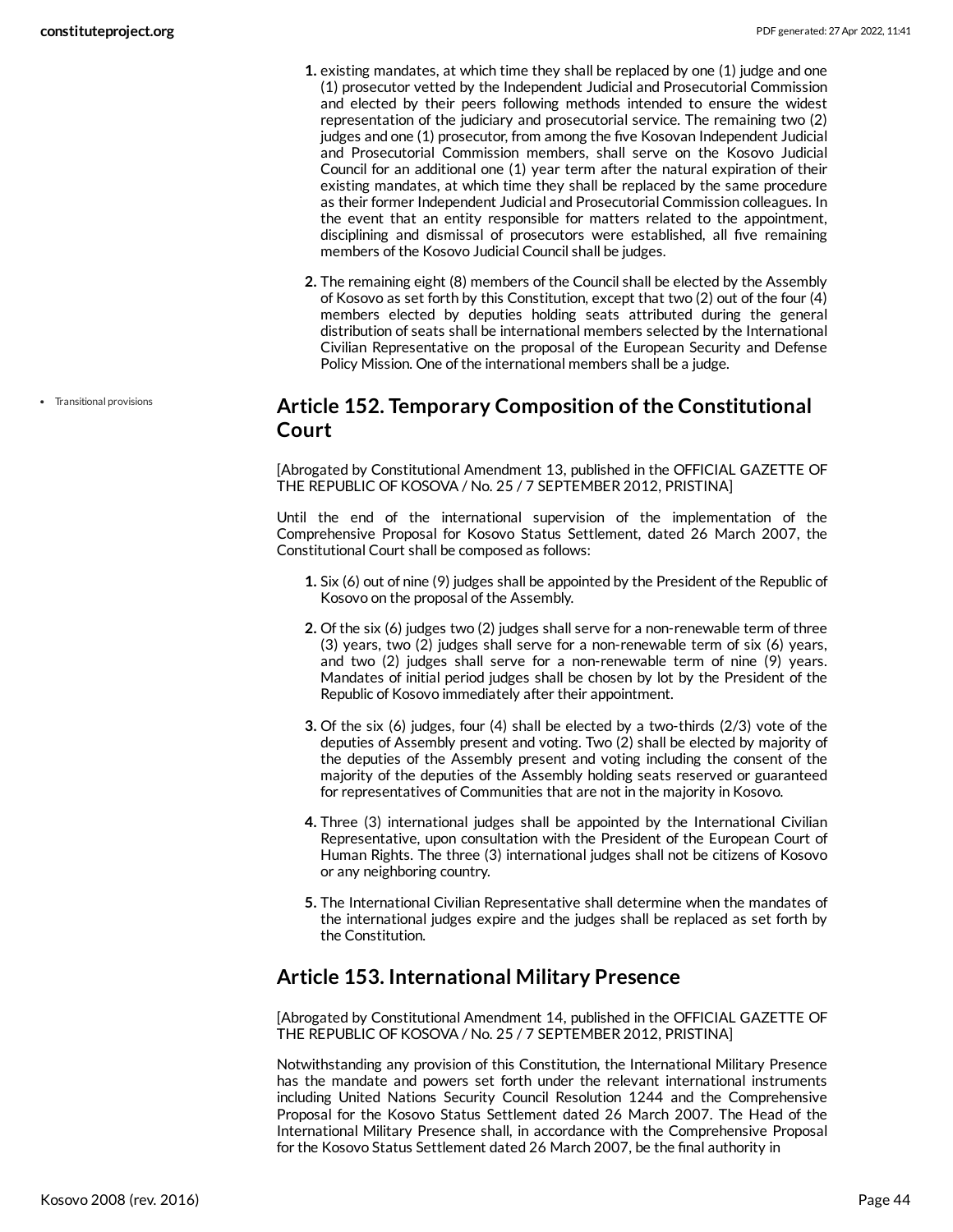1. existing mandates, at which time they shall be replaced by one (1) judge and one (1) prosecutor vetted by the Independent Judicial and Prosecutorial Commission and elected by their peers following methods intended to ensure the widest representation of the judiciary and prosecutorial service. The remaining two (2) judges and one (1) prosecutor, from among the five Kosovan Independent Judicial and Prosecutorial Commission members, shall serve on the Kosovo Judicial Council for an additional one (1) year term after the natural expiration of their existing mandates, at which time they shall be replaced by the same procedure as their former Independent Judicial and Prosecutorial Commission colleagues. In the event that an entity responsible for matters related to the appointment, disciplining and dismissal of prosecutors were established, all five remaining members of the Kosovo Judicial Council shall be judges.
2. The remaining eight (8) members of the Council shall be elected by the Assembly of Kosovo as set forth by this Constitution, except that two (2) out of the four (4) members elected by deputies holding seats attributed during the general distribution of seats shall be international members selected by the International Civilian Representative on the proposal of the European Security and Defense Policy Mission. One of the international members shall be a judge.

- Transitional provisions

## Article 152. Temporary Composition of the Constitutional Court

[Abrogated by Constitutional Amendment 13, published in the OFFICIAL GAZETTE OF THE REPUBLIC OF KOSOVA / No. 25 / 7 SEPTEMBER 2012, PRISTINA]

Until the end of the international supervision of the implementation of the Comprehensive Proposal for Kosovo Status Settlement, dated 26 March 2007, the Constitutional Court shall be composed as follows:

1. Six (6) out of nine (9) judges shall be appointed by the President of the Republic of Kosovo on the proposal of the Assembly.
2. Of the six (6) judges two (2) judges shall serve for a non-renewable term of three (3) years, two (2) judges shall serve for a non-renewable term of six (6) years, and two (2) judges shall serve for a non-renewable term of nine (9) years. Mandates of initial period judges shall be chosen by lot by the President of the Republic of Kosovo immediately after their appointment.
3. Of the six (6) judges, four (4) shall be elected by a two-thirds (2/3) vote of the deputies of Assembly present and voting. Two (2) shall be elected by majority of the deputies of the Assembly present and voting including the consent of the majority of the deputies of the Assembly holding seats reserved or guaranteed for representatives of Communities that are not in the majority in Kosovo.
4. Three (3) international judges shall be appointed by the International Civilian Representative, upon consultation with the President of the European Court of Human Rights. The three (3) international judges shall not be citizens of Kosovo or any neighboring country.
5. The International Civilian Representative shall determine when the mandates of the international judges expire and the judges shall be replaced as set forth by the Constitution.

## Article 153. International Military Presence

[Abrogated by Constitutional Amendment 14, published in the OFFICIAL GAZETTE OF THE REPUBLIC OF KOSOVA / No. 25 / 7 SEPTEMBER 2012, PRISTINA]

Notwithstanding any provision of this Constitution, the International Military Presence has the mandate and powers set forth under the relevant international instruments including United Nations Security Council Resolution 1244 and the Comprehensive Proposal for the Kosovo Status Settlement dated 26 March 2007. The Head of the International Military Presence shall, in accordance with the Comprehensive Proposal for the Kosovo Status Settlement dated 26 March 2007, be the final authority in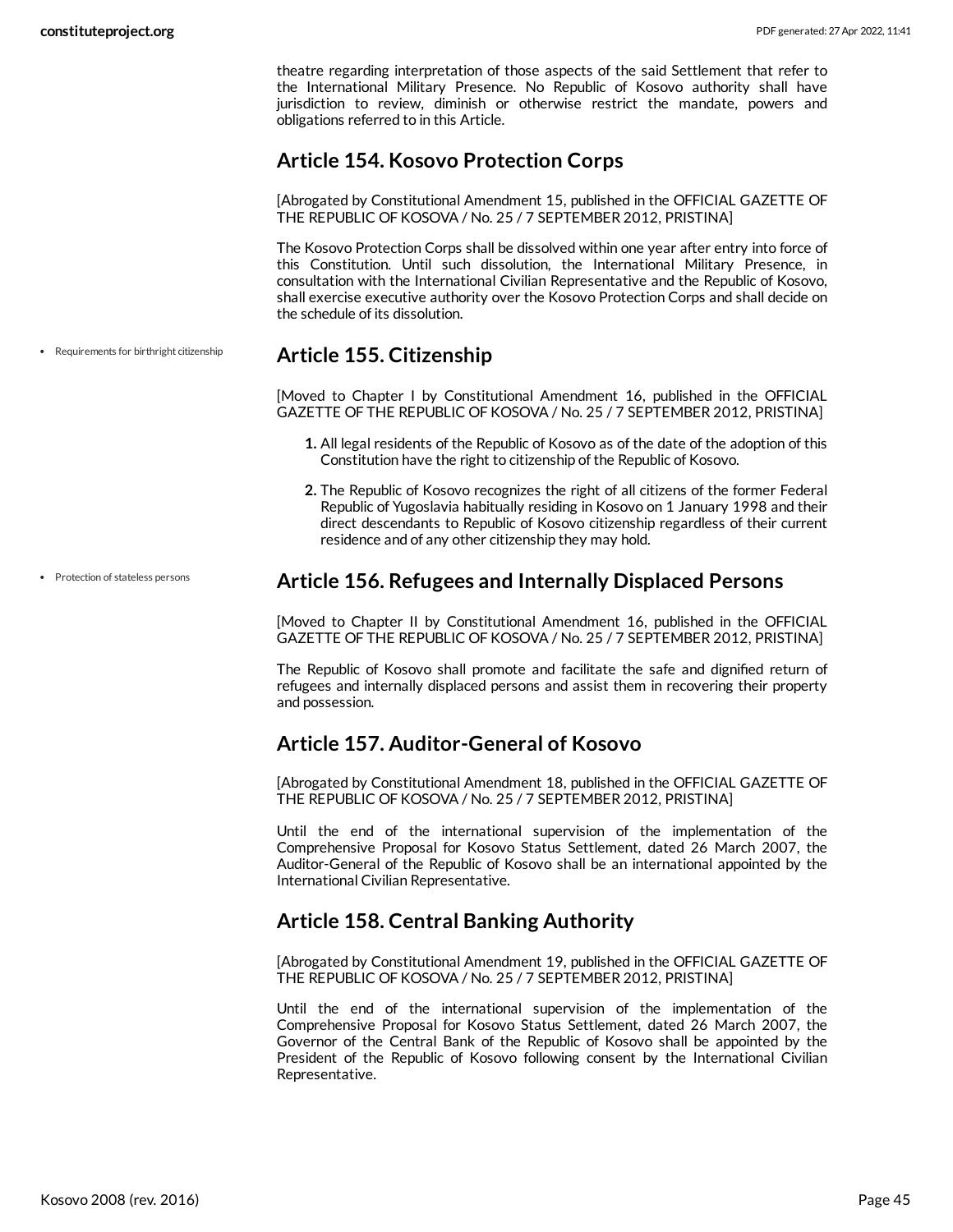theatre regarding interpretation of those aspects of the said Settlement that refer to the International Military Presence. No Republic of Kosovo authority shall have jurisdiction to review, diminish or otherwise restrict the mandate, powers and obligations referred to in this Article.

## Article 154. Kosovo Protection Corps

[Abrogated by Constitutional Amendment 15, published in the OFFICIAL GAZETTE OF THE REPUBLIC OF KOSOVA / No. 25 / 7 SEPTEMBER 2012, PRISTINA]

The Kosovo Protection Corps shall be dissolved within one year after entry into force of this Constitution. Until such dissolution, the International Military Presence, in consultation with the International Civilian Representative and the Republic of Kosovo, shall exercise executive authority over the Kosovo Protection Corps and shall decide on the schedule of its dissolution.

- Requirements for birthright citizenship

## Article 155. Citizenship

[Moved to Chapter I by Constitutional Amendment 16, published in the OFFICIAL GAZETTE OF THE REPUBLIC OF KOSOVA / No. 25 / 7 SEPTEMBER 2012, PRISTINA]

1. All legal residents of the Republic of Kosovo as of the date of the adoption of this Constitution have the right to citizenship of the Republic of Kosovo.
2. The Republic of Kosovo recognizes the right of all citizens of the former Federal Republic of Yugoslavia habitually residing in Kosovo on 1 January 1998 and their direct descendants to Republic of Kosovo citizenship regardless of their current residence and of any other citizenship they may hold.

- Protection of stateless persons

## Article 156. Refugees and Internally Displaced Persons

[Moved to Chapter II by Constitutional Amendment 16, published in the OFFICIAL GAZETTE OF THE REPUBLIC OF KOSOVA / No. 25 / 7 SEPTEMBER 2012, PRISTINA]

The Republic of Kosovo shall promote and facilitate the safe and dignified return of refugees and internally displaced persons and assist them in recovering their property and possession.

## Article 157. Auditor-General of Kosovo

[Abrogated by Constitutional Amendment 18, published in the OFFICIAL GAZETTE OF THE REPUBLIC OF KOSOVA / No. 25 / 7 SEPTEMBER 2012, PRISTINA]

Until the end of the international supervision of the implementation of the Comprehensive Proposal for Kosovo Status Settlement, dated 26 March 2007, the Auditor-General of the Republic of Kosovo shall be an international appointed by the International Civilian Representative.

## Article 158. Central Banking Authority

[Abrogated by Constitutional Amendment 19, published in the OFFICIAL GAZETTE OF THE REPUBLIC OF KOSOVA / No. 25 / 7 SEPTEMBER 2012, PRISTINA]

Until the end of the international supervision of the implementation of the Comprehensive Proposal for Kosovo Status Settlement, dated 26 March 2007, the Governor of the Central Bank of the Republic of Kosovo shall be appointed by the President of the Republic of Kosovo following consent by the International Civilian Representative.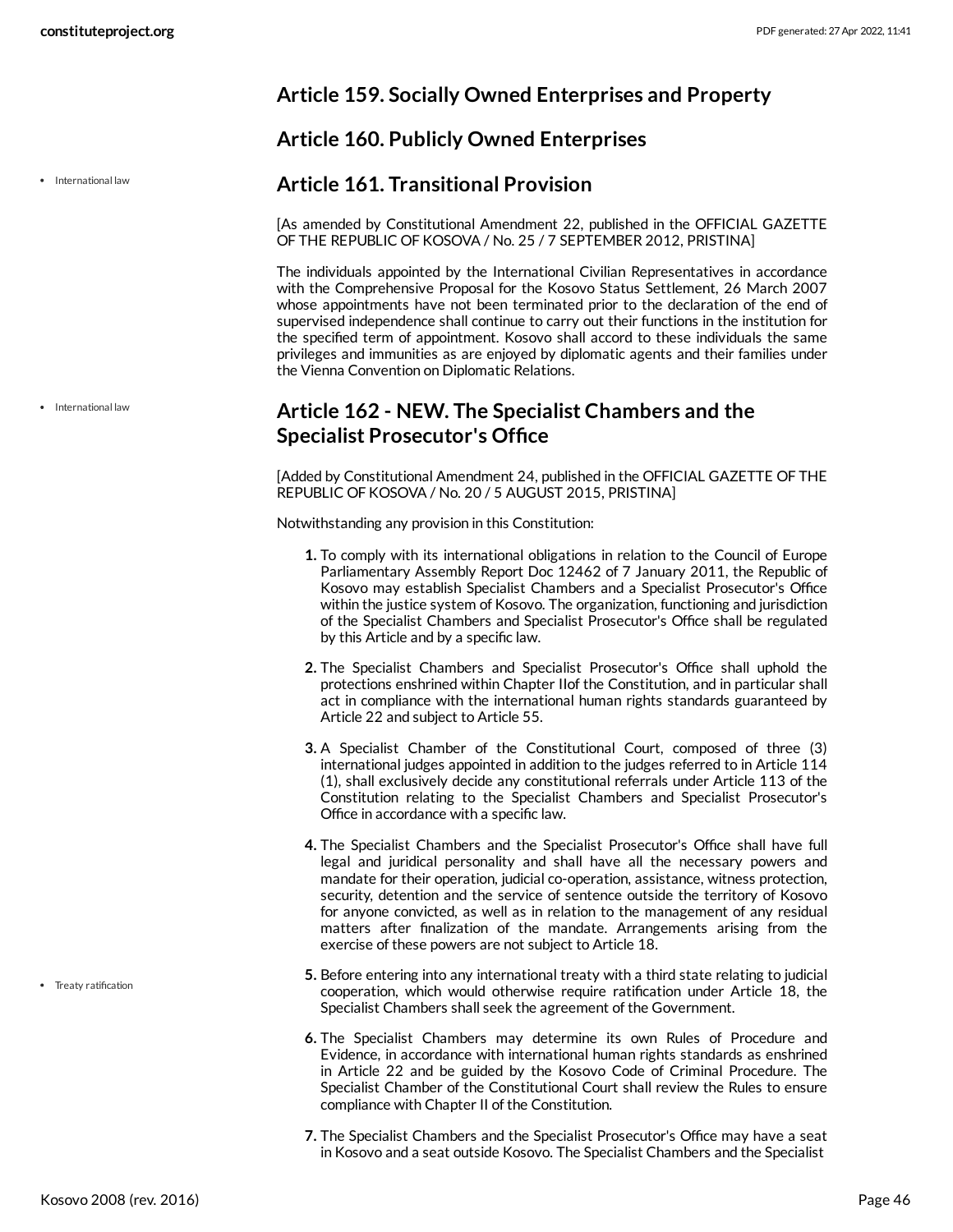## Article 159. Socially Owned Enterprises and Property

## Article 160. Publicly Owned Enterprises

## Article 161. Transitional Provision

- International law

[As amended by Constitutional Amendment 22, published in the OFFICIAL GAZETTE OF THE REPUBLIC OF KOSOVA / No. 25 / 7 SEPTEMBER 2012, PRISTINA]

The individuals appointed by the International Civilian Representatives in accordance with the Comprehensive Proposal for the Kosovo Status Settlement, 26 March 2007 whose appointments have not been terminated prior to the declaration of the end of supervised independence shall continue to carry out their functions in the institution for the specified term of appointment. Kosovo shall accord to these individuals the same privileges and immunities as are enjoyed by diplomatic agents and their families under the Vienna Convention on Diplomatic Relations.

## Article 162 - NEW. The Specialist Chambers and the Specialist Prosecutor's Office

- International law

[Added by Constitutional Amendment 24, published in the OFFICIAL GAZETTE OF THE REPUBLIC OF KOSOVA / No. 20 / 5 AUGUST 2015, PRISTINA]

Notwithstanding any provision in this Constitution:

1. To comply with its international obligations in relation to the Council of Europe Parliamentary Assembly Report Doc 12462 of 7 January 2011, the Republic of Kosovo may establish Specialist Chambers and a Specialist Prosecutor's Office within the justice system of Kosovo. The organization, functioning and jurisdiction of the Specialist Chambers and Specialist Prosecutor's Office shall be regulated by this Article and by a specific law.
2. The Specialist Chambers and Specialist Prosecutor's Office shall uphold the protections enshrined within Chapter IIof the Constitution, and in particular shall act in compliance with the international human rights standards guaranteed by Article 22 and subject to Article 55.
3. A Specialist Chamber of the Constitutional Court, composed of three (3) international judges appointed in addition to the judges referred to in Article 114 (1), shall exclusively decide any constitutional referrals under Article 113 of the Constitution relating to the Specialist Chambers and Specialist Prosecutor's Office in accordance with a specific law.
4. The Specialist Chambers and the Specialist Prosecutor's Office shall have full legal and juridical personality and shall have all the necessary powers and mandate for their operation, judicial co-operation, assistance, witness protection, security, detention and the service of sentence outside the territory of Kosovo for anyone convicted, as well as in relation to the management of any residual matters after finalization of the mandate. Arrangements arising from the exercise of these powers are not subject to Article 18.
5. Before entering into any international treaty with a third state relating to judicial cooperation, which would otherwise require ratification under Article 18, the Specialist Chambers shall seek the agreement of the Government.
   - Treaty ratification
6. The Specialist Chambers may determine its own Rules of Procedure and Evidence, in accordance with international human rights standards as enshrined in Article 22 and be guided by the Kosovo Code of Criminal Procedure. The Specialist Chamber of the Constitutional Court shall review the Rules to ensure compliance with Chapter II of the Constitution.
7. The Specialist Chambers and the Specialist Prosecutor's Office may have a seat in Kosovo and a seat outside Kosovo. The Specialist Chambers and the Specialist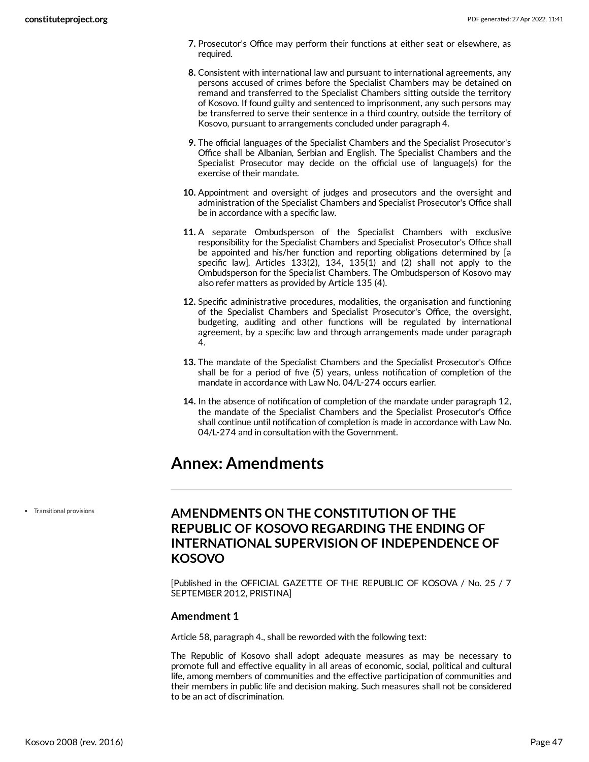7. Prosecutor's Office may perform their functions at either seat or elsewhere, as required.
8. Consistent with international law and pursuant to international agreements, any persons accused of crimes before the Specialist Chambers may be detained on remand and transferred to the Specialist Chambers sitting outside the territory of Kosovo. If found guilty and sentenced to imprisonment, any such persons may be transferred to serve their sentence in a third country, outside the territory of Kosovo, pursuant to arrangements concluded under paragraph 4.
9. The official languages of the Specialist Chambers and the Specialist Prosecutor's Office shall be Albanian, Serbian and English. The Specialist Chambers and the Specialist Prosecutor may decide on the official use of language(s) for the exercise of their mandate.
10. Appointment and oversight of judges and prosecutors and the oversight and administration of the Specialist Chambers and Specialist Prosecutor's Office shall be in accordance with a specific law.
11. A separate Ombudsperson of the Specialist Chambers with exclusive responsibility for the Specialist Chambers and Specialist Prosecutor's Office shall be appointed and his/her function and reporting obligations determined by [a specific law]. Articles 133(2), 134, 135(1) and (2) shall not apply to the Ombudsperson for the Specialist Chambers. The Ombudsperson of Kosovo may also refer matters as provided by Article 135 (4).
12. Specific administrative procedures, modalities, the organisation and functioning of the Specialist Chambers and Specialist Prosecutor's Office, the oversight, budgeting, auditing and other functions will be regulated by international agreement, by a specific law and through arrangements made under paragraph 4.
13. The mandate of the Specialist Chambers and the Specialist Prosecutor's Office shall be for a period of five (5) years, unless notification of completion of the mandate in accordance with Law No. 04/L-274 occurs earlier.
14. In the absence of notification of completion of the mandate under paragraph 12, the mandate of the Specialist Chambers and the Specialist Prosecutor's Office shall continue until notification of completion is made in accordance with Law No. 04/L-274 and in consultation with the Government.

# Annex: Amendments

- Transitional provisions

## AMENDMENTS ON THE CONSTITUTION OF THE REPUBLIC OF KOSOVO REGARDING THE ENDING OF INTERNATIONAL SUPERVISION OF INDEPENDENCE OF KOSOVO

[Published in the OFFICIAL GAZETTE OF THE REPUBLIC OF KOSOVA / No. 25 / 7 SEPTEMBER 2012, PRISTINA]

### Amendment 1

Article 58, paragraph 4., shall be reworded with the following text:

The Republic of Kosovo shall adopt adequate measures as may be necessary to promote full and effective equality in all areas of economic, social, political and cultural life, among members of communities and the effective participation of communities and their members in public life and decision making. Such measures shall not be considered to be an act of discrimination.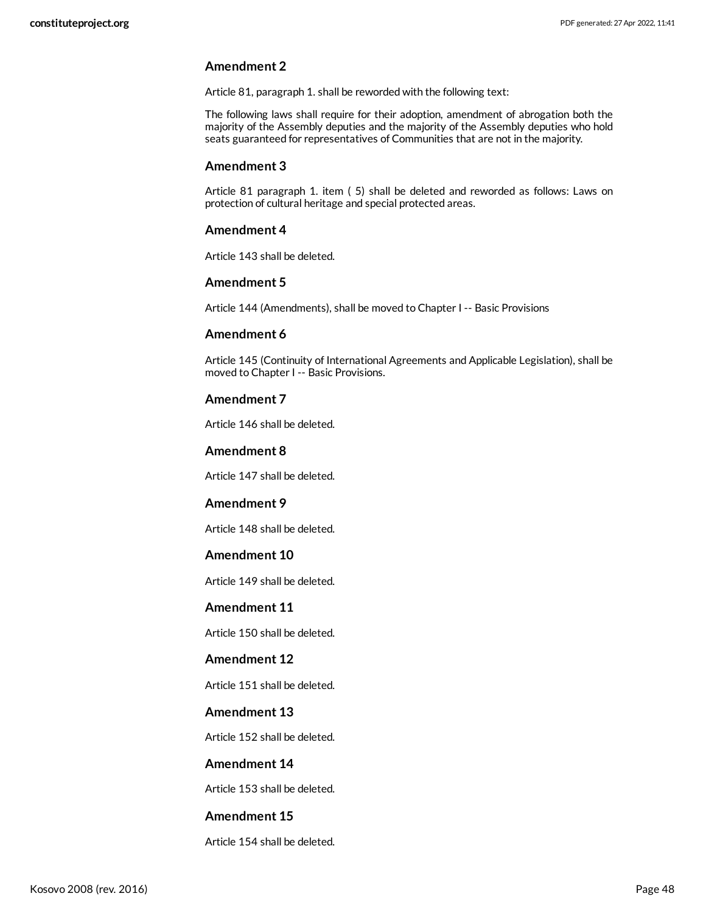### Amendment 2

Article 81, paragraph 1. shall be reworded with the following text:

The following laws shall require for their adoption, amendment of abrogation both the majority of the Assembly deputies and the majority of the Assembly deputies who hold seats guaranteed for representatives of Communities that are not in the majority.

### Amendment 3

Article 81 paragraph 1. item ( 5) shall be deleted and reworded as follows: Laws on protection of cultural heritage and special protected areas.

### Amendment 4

Article 143 shall be deleted.

### Amendment 5

Article 144 (Amendments), shall be moved to Chapter I -- Basic Provisions

### Amendment 6

Article 145 (Continuity of International Agreements and Applicable Legislation), shall be moved to Chapter I -- Basic Provisions.

### Amendment 7

Article 146 shall be deleted.

### Amendment 8

Article 147 shall be deleted.

### Amendment 9

Article 148 shall be deleted.

### Amendment 10

Article 149 shall be deleted.

### Amendment 11

Article 150 shall be deleted.

### Amendment 12

Article 151 shall be deleted.

### Amendment 13

Article 152 shall be deleted.

### Amendment 14

Article 153 shall be deleted.

### Amendment 15

Article 154 shall be deleted.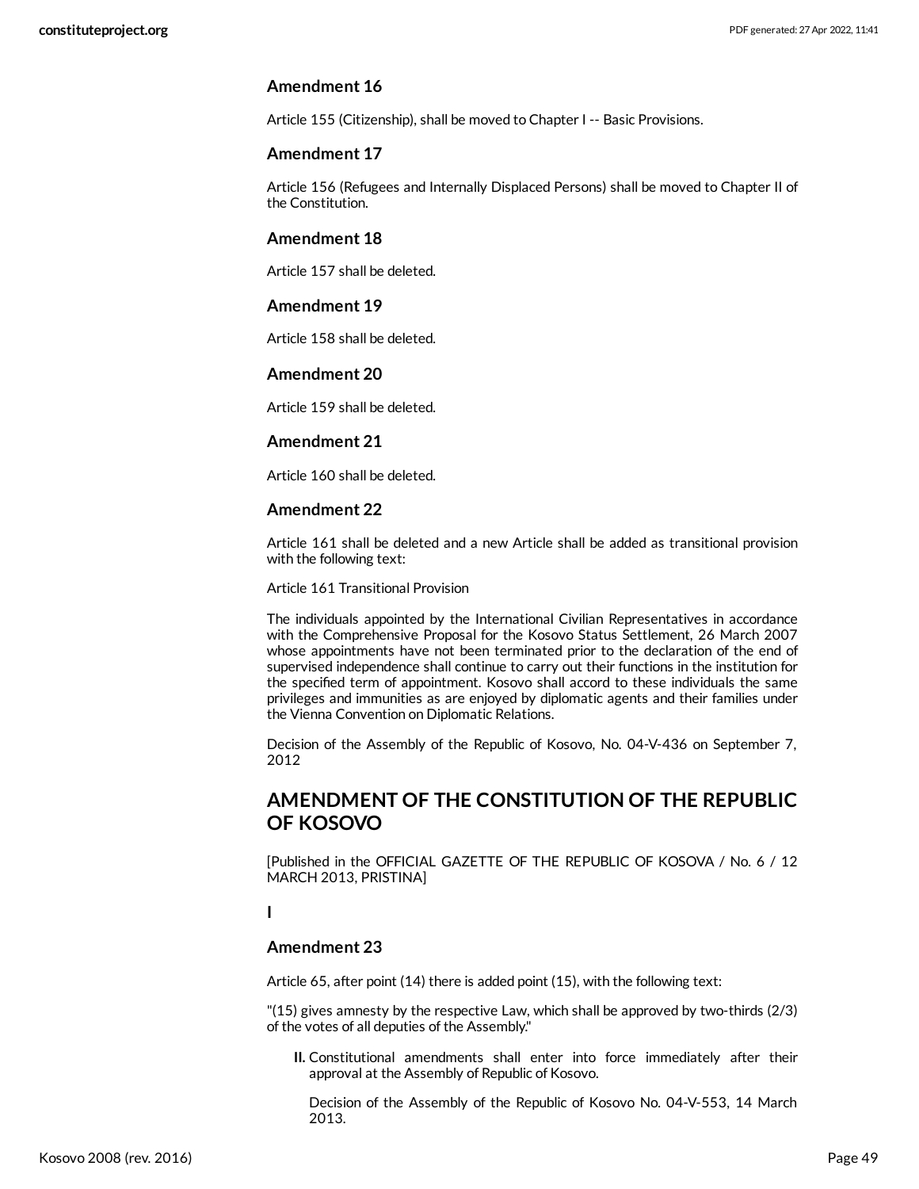### Amendment 16

Article 155 (Citizenship), shall be moved to Chapter I -- Basic Provisions.

### Amendment 17

Article 156 (Refugees and Internally Displaced Persons) shall be moved to Chapter II of the Constitution.

### Amendment 18

Article 157 shall be deleted.

### Amendment 19

Article 158 shall be deleted.

### Amendment 20

Article 159 shall be deleted.

### Amendment 21

Article 160 shall be deleted.

### Amendment 22

Article 161 shall be deleted and a new Article shall be added as transitional provision with the following text:

Article 161 Transitional Provision

The individuals appointed by the International Civilian Representatives in accordance with the Comprehensive Proposal for the Kosovo Status Settlement, 26 March 2007 whose appointments have not been terminated prior to the declaration of the end of supervised independence shall continue to carry out their functions in the institution for the specified term of appointment. Kosovo shall accord to these individuals the same privileges and immunities as are enjoyed by diplomatic agents and their families under the Vienna Convention on Diplomatic Relations.

Decision of the Assembly of the Republic of Kosovo, No. 04-V-436 on September 7, 2012

## AMENDMENT OF THE CONSTITUTION OF THE REPUBLIC OF KOSOVO

[Published in the OFFICIAL GAZETTE OF THE REPUBLIC OF KOSOVA / No. 6 / 12 MARCH 2013, PRISTINA]

**I**

### Amendment 23

Article 65, after point (14) there is added point (15), with the following text:

"(15) gives amnesty by the respective Law, which shall be approved by two-thirds (2/3) of the votes of all deputies of the Assembly."

**II.** Constitutional amendments shall enter into force immediately after their approval at the Assembly of Republic of Kosovo.

Decision of the Assembly of the Republic of Kosovo No. 04-V-553, 14 March 2013.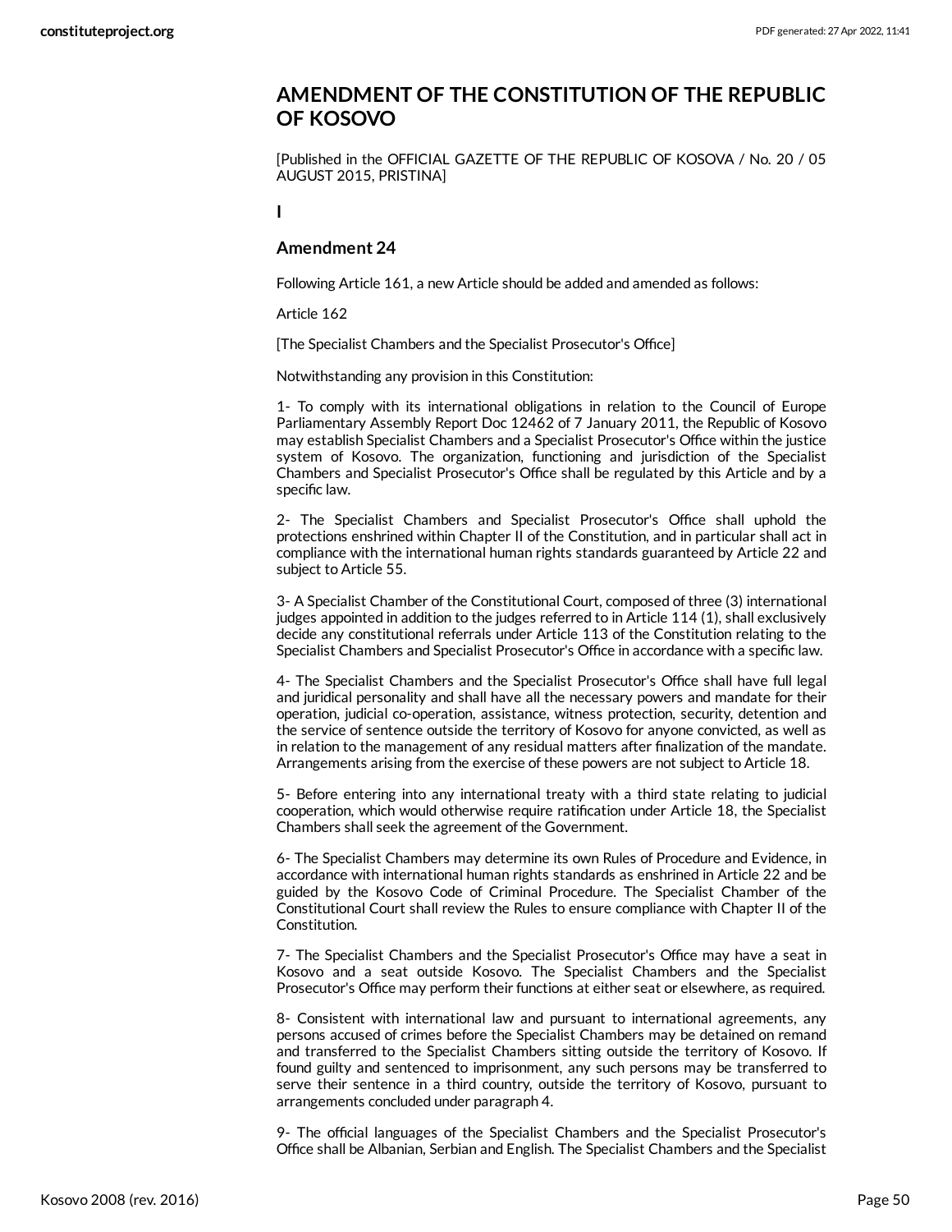## AMENDMENT OF THE CONSTITUTION OF THE REPUBLIC OF KOSOVO

[Published in the OFFICIAL GAZETTE OF THE REPUBLIC OF KOSOVA / No. 20 / 05 AUGUST 2015, PRISTINA]

**I**

### Amendment 24

Following Article 161, a new Article should be added and amended as follows:

Article 162

[The Specialist Chambers and the Specialist Prosecutor's Office]

Notwithstanding any provision in this Constitution:

1- To comply with its international obligations in relation to the Council of Europe Parliamentary Assembly Report Doc 12462 of 7 January 2011, the Republic of Kosovo may establish Specialist Chambers and a Specialist Prosecutor's Office within the justice system of Kosovo. The organization, functioning and jurisdiction of the Specialist Chambers and Specialist Prosecutor's Office shall be regulated by this Article and by a specific law.

2- The Specialist Chambers and Specialist Prosecutor's Office shall uphold the protections enshrined within Chapter II of the Constitution, and in particular shall act in compliance with the international human rights standards guaranteed by Article 22 and subject to Article 55.

3- A Specialist Chamber of the Constitutional Court, composed of three (3) international judges appointed in addition to the judges referred to in Article 114 (1), shall exclusively decide any constitutional referrals under Article 113 of the Constitution relating to the Specialist Chambers and Specialist Prosecutor's Office in accordance with a specific law.

4- The Specialist Chambers and the Specialist Prosecutor's Office shall have full legal and juridical personality and shall have all the necessary powers and mandate for their operation, judicial co-operation, assistance, witness protection, security, detention and the service of sentence outside the territory of Kosovo for anyone convicted, as well as in relation to the management of any residual matters after finalization of the mandate. Arrangements arising from the exercise of these powers are not subject to Article 18.

5- Before entering into any international treaty with a third state relating to judicial cooperation, which would otherwise require ratification under Article 18, the Specialist Chambers shall seek the agreement of the Government.

6- The Specialist Chambers may determine its own Rules of Procedure and Evidence, in accordance with international human rights standards as enshrined in Article 22 and be guided by the Kosovo Code of Criminal Procedure. The Specialist Chamber of the Constitutional Court shall review the Rules to ensure compliance with Chapter II of the Constitution.

7- The Specialist Chambers and the Specialist Prosecutor's Office may have a seat in Kosovo and a seat outside Kosovo. The Specialist Chambers and the Specialist Prosecutor's Office may perform their functions at either seat or elsewhere, as required.

8- Consistent with international law and pursuant to international agreements, any persons accused of crimes before the Specialist Chambers may be detained on remand and transferred to the Specialist Chambers sitting outside the territory of Kosovo. If found guilty and sentenced to imprisonment, any such persons may be transferred to serve their sentence in a third country, outside the territory of Kosovo, pursuant to arrangements concluded under paragraph 4.

9- The official languages of the Specialist Chambers and the Specialist Prosecutor's Office shall be Albanian, Serbian and English. The Specialist Chambers and the Specialist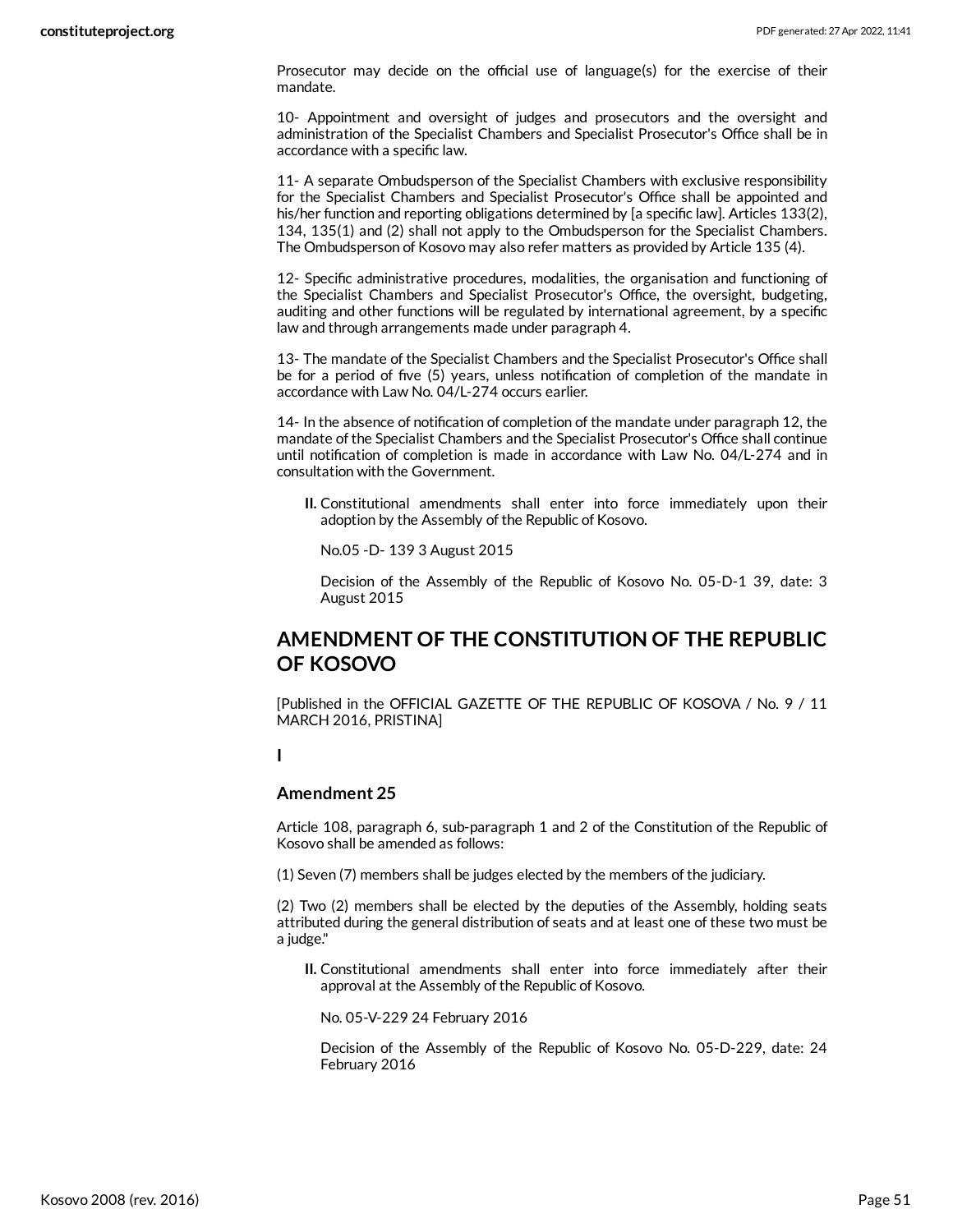Prosecutor may decide on the official use of language(s) for the exercise of their mandate.

10- Appointment and oversight of judges and prosecutors and the oversight and administration of the Specialist Chambers and Specialist Prosecutor's Office shall be in accordance with a specific law.

11- A separate Ombudsperson of the Specialist Chambers with exclusive responsibility for the Specialist Chambers and Specialist Prosecutor's Office shall be appointed and his/her function and reporting obligations determined by [a specific law]. Articles 133(2), 134, 135(1) and (2) shall not apply to the Ombudsperson for the Specialist Chambers. The Ombudsperson of Kosovo may also refer matters as provided by Article 135 (4).

12- Specific administrative procedures, modalities, the organisation and functioning of the Specialist Chambers and Specialist Prosecutor's Office, the oversight, budgeting, auditing and other functions will be regulated by international agreement, by a specific law and through arrangements made under paragraph 4.

13- The mandate of the Specialist Chambers and the Specialist Prosecutor's Office shall be for a period of five (5) years, unless notification of completion of the mandate in accordance with Law No. 04/L-274 occurs earlier.

14- In the absence of notification of completion of the mandate under paragraph 12, the mandate of the Specialist Chambers and the Specialist Prosecutor's Office shall continue until notification of completion is made in accordance with Law No. 04/L-274 and in consultation with the Government.

**II.** Constitutional amendments shall enter into force immediately upon their adoption by the Assembly of the Republic of Kosovo.

No.05 -D- 139 3 August 2015

Decision of the Assembly of the Republic of Kosovo No. 05-D-1 39, date: 3 August 2015

## AMENDMENT OF THE CONSTITUTION OF THE REPUBLIC OF KOSOVO

[Published in the OFFICIAL GAZETTE OF THE REPUBLIC OF KOSOVA / No. 9 / 11 MARCH 2016, PRISTINA]

**I**

### Amendment 25

Article 108, paragraph 6, sub-paragraph 1 and 2 of the Constitution of the Republic of Kosovo shall be amended as follows:

(1) Seven (7) members shall be judges elected by the members of the judiciary.

(2) Two (2) members shall be elected by the deputies of the Assembly, holding seats attributed during the general distribution of seats and at least one of these two must be a judge."

**II.** Constitutional amendments shall enter into force immediately after their approval at the Assembly of the Republic of Kosovo.

No. 05-V-229 24 February 2016

Decision of the Assembly of the Republic of Kosovo No. 05-D-229, date: 24 February 2016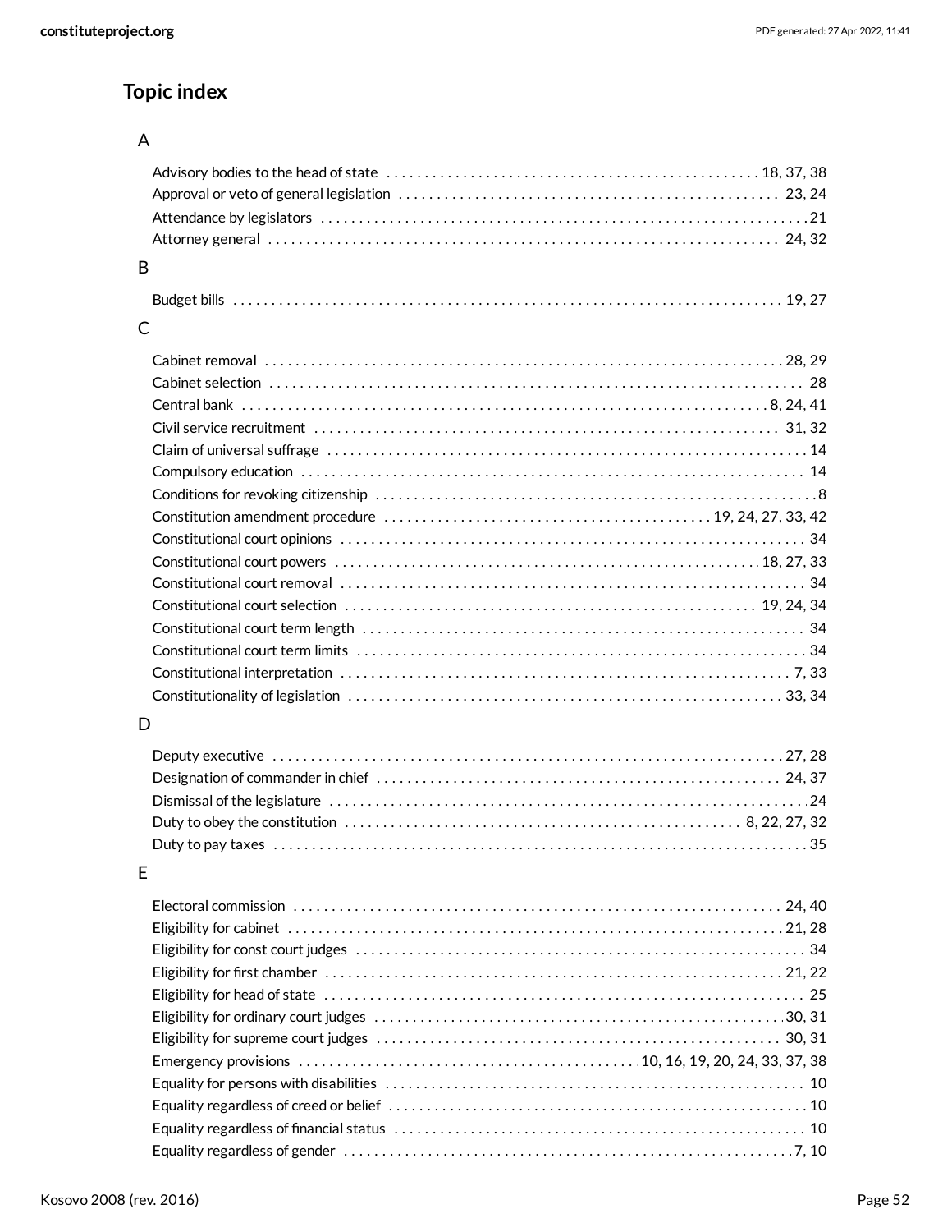## Topic index

### A

- Advisory bodies to the head of state . . . . . 18, 37, 38
- Approval or veto of general legislation . . . . . 23, 24
- Attendance by legislators . . . . . 21
- Attorney general . . . . . 24, 32

### B

- Budget bills . . . . . 19, 27

### C

- Cabinet removal . . . . . 28, 29
- Cabinet selection . . . . . 28
- Central bank . . . . . 8, 24, 41
- Civil service recruitment . . . . . 31, 32
- Claim of universal suffrage . . . . . 14
- Compulsory education . . . . . 14
- Conditions for revoking citizenship . . . . . 8
- Constitution amendment procedure . . . . . 19, 24, 27, 33, 42
- Constitutional court opinions . . . . . 34
- Constitutional court powers . . . . . 18, 27, 33
- Constitutional court removal . . . . . 34
- Constitutional court selection . . . . . 19, 24, 34
- Constitutional court term length . . . . . 34
- Constitutional court term limits . . . . . 34
- Constitutional interpretation . . . . . 7, 33
- Constitutionality of legislation . . . . . 33, 34

### D

- Deputy executive . . . . . 27, 28
- Designation of commander in chief . . . . . 24, 37
- Dismissal of the legislature . . . . . 24
- Duty to obey the constitution . . . . . 8, 22, 27, 32
- Duty to pay taxes . . . . . 35

### E

- Electoral commission . . . . . 24, 40
- Eligibility for cabinet . . . . . 21, 28
- Eligibility for const court judges . . . . . 34
- Eligibility for first chamber . . . . . 21, 22
- Eligibility for head of state . . . . . 25
- Eligibility for ordinary court judges . . . . . 30, 31
- Eligibility for supreme court judges . . . . . 30, 31
- Emergency provisions . . . . . 10, 16, 19, 20, 24, 33, 37, 38
- Equality for persons with disabilities . . . . . 10
- Equality regardless of creed or belief . . . . . 10
- Equality regardless of financial status . . . . . 10
- Equality regardless of gender . . . . . 7, 10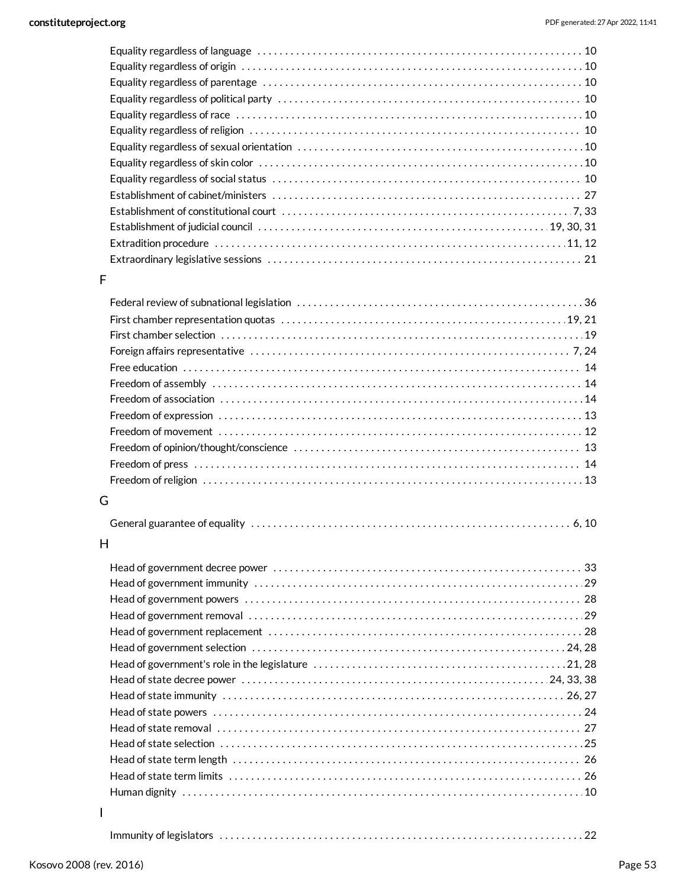Equality regardless of language . . . . . . . . . . . . . . . . . . . . . . . . . . . . . 10
Equality regardless of origin . . . . . . . . . . . . . . . . . . . . . . . . . . . . . 10
Equality regardless of parentage . . . . . . . . . . . . . . . . . . . . . . . . . . . . . 10
Equality regardless of political party . . . . . . . . . . . . . . . . . . . . . . . . . . . . . 10
Equality regardless of race . . . . . . . . . . . . . . . . . . . . . . . . . . . . . 10
Equality regardless of religion . . . . . . . . . . . . . . . . . . . . . . . . . . . . . 10
Equality regardless of sexual orientation . . . . . . . . . . . . . . . . . . . . . . . . . . . . . 10
Equality regardless of skin color . . . . . . . . . . . . . . . . . . . . . . . . . . . . . 10
Equality regardless of social status . . . . . . . . . . . . . . . . . . . . . . . . . . . . . 10
Establishment of cabinet/ministers . . . . . . . . . . . . . . . . . . . . . . . . . . . . . 27
Establishment of constitutional court . . . . . . . . . . . . . . . . . . . . . . . . . . . . . 7, 33
Establishment of judicial council . . . . . . . . . . . . . . . . . . . . . . . . . . . . . 19, 30, 31
Extradition procedure . . . . . . . . . . . . . . . . . . . . . . . . . . . . . 11, 12
Extraordinary legislative sessions . . . . . . . . . . . . . . . . . . . . . . . . . . . . . 21

F

Federal review of subnational legislation . . . . . . . . . . . . . . . . . . . . . . . . . . . . . 36
First chamber representation quotas . . . . . . . . . . . . . . . . . . . . . . . . . . . . . 19, 21
First chamber selection . . . . . . . . . . . . . . . . . . . . . . . . . . . . . 19
Foreign affairs representative . . . . . . . . . . . . . . . . . . . . . . . . . . . . . 7, 24
Free education . . . . . . . . . . . . . . . . . . . . . . . . . . . . . 14
Freedom of assembly . . . . . . . . . . . . . . . . . . . . . . . . . . . . . 14
Freedom of association . . . . . . . . . . . . . . . . . . . . . . . . . . . . . 14
Freedom of expression . . . . . . . . . . . . . . . . . . . . . . . . . . . . . 13
Freedom of movement . . . . . . . . . . . . . . . . . . . . . . . . . . . . . 12
Freedom of opinion/thought/conscience . . . . . . . . . . . . . . . . . . . . . . . . . . . . . 13
Freedom of press . . . . . . . . . . . . . . . . . . . . . . . . . . . . . 14
Freedom of religion . . . . . . . . . . . . . . . . . . . . . . . . . . . . . 13

G

General guarantee of equality . . . . . . . . . . . . . . . . . . . . . . . . . . . . . 6, 10

H

Head of government decree power . . . . . . . . . . . . . . . . . . . . . . . . . . . . . 33
Head of government immunity . . . . . . . . . . . . . . . . . . . . . . . . . . . . . 29
Head of government powers . . . . . . . . . . . . . . . . . . . . . . . . . . . . . 28
Head of government removal . . . . . . . . . . . . . . . . . . . . . . . . . . . . . 29
Head of government replacement . . . . . . . . . . . . . . . . . . . . . . . . . . . . . 28
Head of government selection . . . . . . . . . . . . . . . . . . . . . . . . . . . . . 24, 28
Head of government's role in the legislature . . . . . . . . . . . . . . . . . . . . . . . . . . . . . 21, 28
Head of state decree power . . . . . . . . . . . . . . . . . . . . . . . . . . . . . 24, 33, 38
Head of state immunity . . . . . . . . . . . . . . . . . . . . . . . . . . . . . 26, 27
Head of state powers . . . . . . . . . . . . . . . . . . . . . . . . . . . . . 24
Head of state removal . . . . . . . . . . . . . . . . . . . . . . . . . . . . . 27
Head of state selection . . . . . . . . . . . . . . . . . . . . . . . . . . . . . 25
Head of state term length . . . . . . . . . . . . . . . . . . . . . . . . . . . . . 26
Head of state term limits . . . . . . . . . . . . . . . . . . . . . . . . . . . . . 26
Human dignity . . . . . . . . . . . . . . . . . . . . . . . . . . . . . 10

I

Immunity of legislators . . . . . . . . . . . . . . . . . . . . . . . . . . . . . 22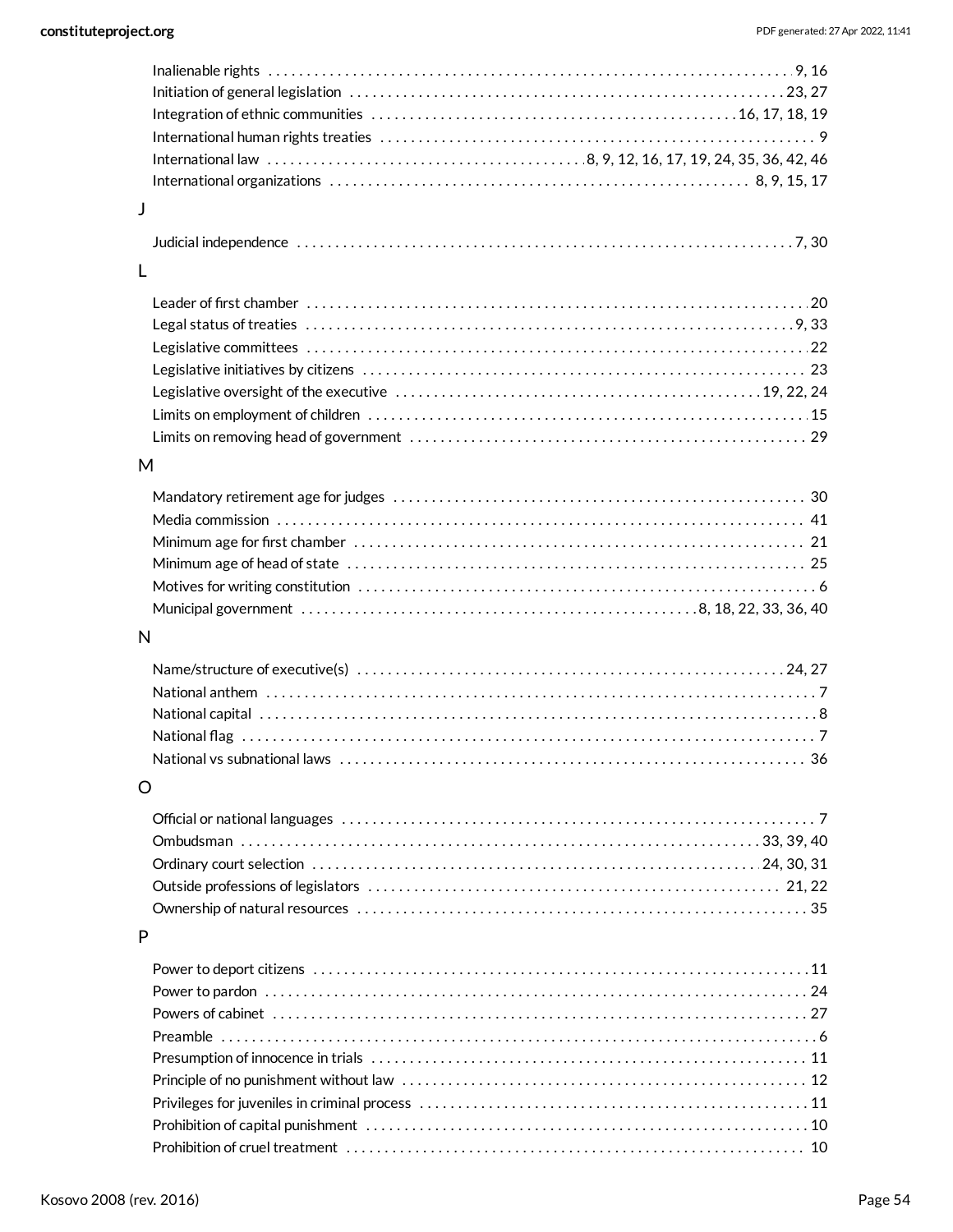Inalienable rights . . . . . . . . . . 9, 16
Initiation of general legislation . . . . . . . . . . 23, 27
Integration of ethnic communities . . . . . . . . . . 16, 17, 18, 19
International human rights treaties . . . . . . . . . . 9
International law . . . . . . . . . . 8, 9, 12, 16, 17, 19, 24, 35, 36, 42, 46
International organizations . . . . . . . . . . 8, 9, 15, 17

J

Judicial independence . . . . . . . . . . 7, 30

L

Leader of first chamber . . . . . . . . . . 20
Legal status of treaties . . . . . . . . . . 9, 33
Legislative committees . . . . . . . . . . 22
Legislative initiatives by citizens . . . . . . . . . . 23
Legislative oversight of the executive . . . . . . . . . . 19, 22, 24
Limits on employment of children . . . . . . . . . . 15
Limits on removing head of government . . . . . . . . . . 29

M

Mandatory retirement age for judges . . . . . . . . . . 30
Media commission . . . . . . . . . . 41
Minimum age for first chamber . . . . . . . . . . 21
Minimum age of head of state . . . . . . . . . . 25
Motives for writing constitution . . . . . . . . . . 6
Municipal government . . . . . . . . . . 8, 18, 22, 33, 36, 40

N

Name/structure of executive(s) . . . . . . . . . . 24, 27
National anthem . . . . . . . . . . 7
National capital . . . . . . . . . . 8
National flag . . . . . . . . . . 7
National vs subnational laws . . . . . . . . . . 36

O

Official or national languages . . . . . . . . . . 7
Ombudsman . . . . . . . . . . 33, 39, 40
Ordinary court selection . . . . . . . . . . 24, 30, 31
Outside professions of legislators . . . . . . . . . . 21, 22
Ownership of natural resources . . . . . . . . . . 35

P

Power to deport citizens . . . . . . . . . . 11
Power to pardon . . . . . . . . . . 24
Powers of cabinet . . . . . . . . . . 27
Preamble . . . . . . . . . . 6
Presumption of innocence in trials . . . . . . . . . . 11
Principle of no punishment without law . . . . . . . . . . 12
Privileges for juveniles in criminal process . . . . . . . . . . 11
Prohibition of capital punishment . . . . . . . . . . 10
Prohibition of cruel treatment . . . . . . . . . . 10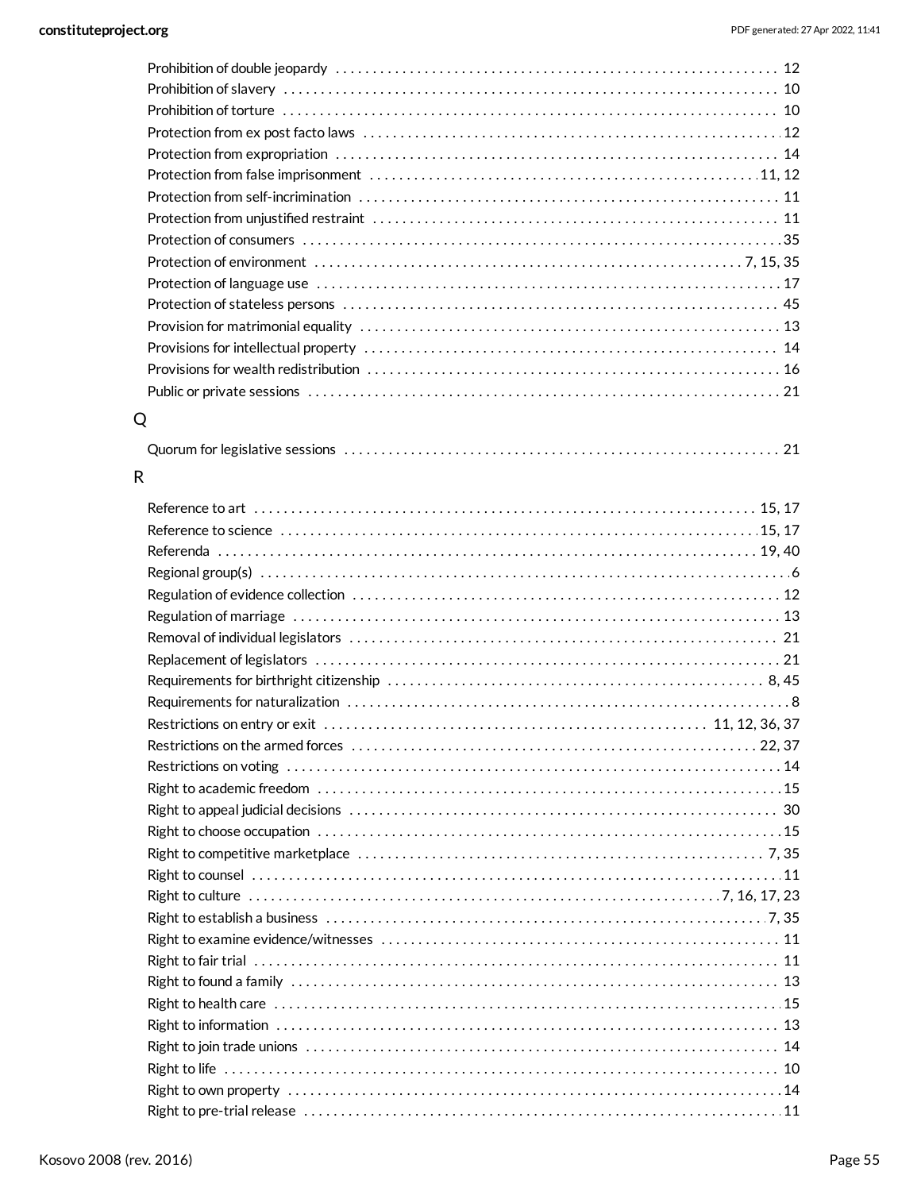Prohibition of double jeopardy . . . . . . . . . . 12
Prohibition of slavery . . . . . . . . . . 10
Prohibition of torture . . . . . . . . . . 10
Protection from ex post facto laws . . . . . . . . . . 12
Protection from expropriation . . . . . . . . . . 14
Protection from false imprisonment . . . . . . . . . . 11, 12
Protection from self-incrimination . . . . . . . . . . 11
Protection from unjustified restraint . . . . . . . . . . 11
Protection of consumers . . . . . . . . . . 35
Protection of environment . . . . . . . . . . 7, 15, 35
Protection of language use . . . . . . . . . . 17
Protection of stateless persons . . . . . . . . . . 45
Provision for matrimonial equality . . . . . . . . . . 13
Provisions for intellectual property . . . . . . . . . . 14
Provisions for wealth redistribution . . . . . . . . . . 16
Public or private sessions . . . . . . . . . . 21

## Q

Quorum for legislative sessions . . . . . . . . . . 21

## R

Reference to art . . . . . . . . . . 15, 17
Reference to science . . . . . . . . . . 15, 17
Referenda . . . . . . . . . . 19, 40
Regional group(s) . . . . . . . . . . 6
Regulation of evidence collection . . . . . . . . . . 12
Regulation of marriage . . . . . . . . . . 13
Removal of individual legislators . . . . . . . . . . 21
Replacement of legislators . . . . . . . . . . 21
Requirements for birthright citizenship . . . . . . . . . . 8, 45
Requirements for naturalization . . . . . . . . . . 8
Restrictions on entry or exit . . . . . . . . . . 11, 12, 36, 37
Restrictions on the armed forces . . . . . . . . . . 22, 37
Restrictions on voting . . . . . . . . . . 14
Right to academic freedom . . . . . . . . . . 15
Right to appeal judicial decisions . . . . . . . . . . 30
Right to choose occupation . . . . . . . . . . 15
Right to competitive marketplace . . . . . . . . . . 7, 35
Right to counsel . . . . . . . . . . 11
Right to culture . . . . . . . . . . 7, 16, 17, 23
Right to establish a business . . . . . . . . . . 7, 35
Right to examine evidence/witnesses . . . . . . . . . . 11
Right to fair trial . . . . . . . . . . 11
Right to found a family . . . . . . . . . . 13
Right to health care . . . . . . . . . . 15
Right to information . . . . . . . . . . 13
Right to join trade unions . . . . . . . . . . 14
Right to life . . . . . . . . . . 10
Right to own property . . . . . . . . . . 14
Right to pre-trial release . . . . . . . . . . 11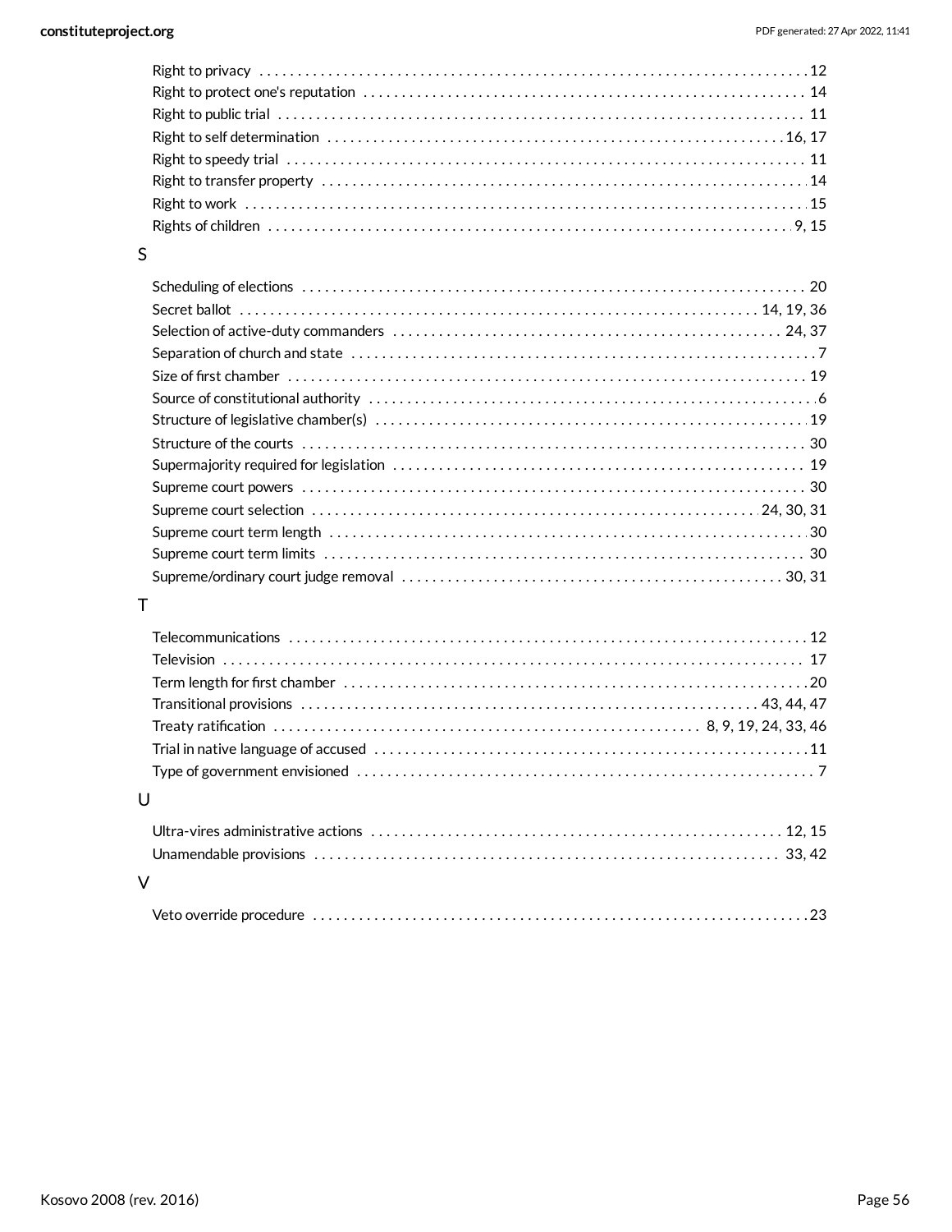Right to privacy . . . . . . . . . . . . . . . . . . . . . . . . . . . . . . . . . . . . . . . . . . . . . . . . . . . . . . . . . . . . . . . . . . . . . . . . . . 12
Right to protect one's reputation . . . . . . . . . . . . . . . . . . . . . . . . . . . . . . . . . . . . . . . . . . . . . . . . . . . . . . . . . . . . . . 14
Right to public trial . . . . . . . . . . . . . . . . . . . . . . . . . . . . . . . . . . . . . . . . . . . . . . . . . . . . . . . . . . . . . . . . . . . . . . . . 11
Right to self determination . . . . . . . . . . . . . . . . . . . . . . . . . . . . . . . . . . . . . . . . . . . . . . . . . . . . . . . . . . . . . 16, 17
Right to speedy trial . . . . . . . . . . . . . . . . . . . . . . . . . . . . . . . . . . . . . . . . . . . . . . . . . . . . . . . . . . . . . . . . . . . . . . . 11
Right to transfer property . . . . . . . . . . . . . . . . . . . . . . . . . . . . . . . . . . . . . . . . . . . . . . . . . . . . . . . . . . . . . . . . . . 14
Right to work . . . . . . . . . . . . . . . . . . . . . . . . . . . . . . . . . . . . . . . . . . . . . . . . . . . . . . . . . . . . . . . . . . . . . . . . . . . . . 15
Rights of children . . . . . . . . . . . . . . . . . . . . . . . . . . . . . . . . . . . . . . . . . . . . . . . . . . . . . . . . . . . . . . . . . . . . . . 9, 15

S

Scheduling of elections . . . . . . . . . . . . . . . . . . . . . . . . . . . . . . . . . . . . . . . . . . . . . . . . . . . . . . . . . . . . . . . . . . . . 20
Secret ballot . . . . . . . . . . . . . . . . . . . . . . . . . . . . . . . . . . . . . . . . . . . . . . . . . . . . . . . . . . . . . . . . . . . . . 14, 19, 36
Selection of active-duty commanders . . . . . . . . . . . . . . . . . . . . . . . . . . . . . . . . . . . . . . . . . . . . . . . . . . . . 24, 37
Separation of church and state . . . . . . . . . . . . . . . . . . . . . . . . . . . . . . . . . . . . . . . . . . . . . . . . . . . . . . . . . . . . . . . 7
Size of first chamber . . . . . . . . . . . . . . . . . . . . . . . . . . . . . . . . . . . . . . . . . . . . . . . . . . . . . . . . . . . . . . . . . . . . . . 19
Source of constitutional authority . . . . . . . . . . . . . . . . . . . . . . . . . . . . . . . . . . . . . . . . . . . . . . . . . . . . . . . . . . . . 6
Structure of legislative chamber(s) . . . . . . . . . . . . . . . . . . . . . . . . . . . . . . . . . . . . . . . . . . . . . . . . . . . . . . . . . . 19
Structure of the courts . . . . . . . . . . . . . . . . . . . . . . . . . . . . . . . . . . . . . . . . . . . . . . . . . . . . . . . . . . . . . . . . . . . . . 30
Supermajority required for legislation . . . . . . . . . . . . . . . . . . . . . . . . . . . . . . . . . . . . . . . . . . . . . . . . . . . . . . . 19
Supreme court powers . . . . . . . . . . . . . . . . . . . . . . . . . . . . . . . . . . . . . . . . . . . . . . . . . . . . . . . . . . . . . . . . . . . . . 30
Supreme court selection . . . . . . . . . . . . . . . . . . . . . . . . . . . . . . . . . . . . . . . . . . . . . . . . . . . . . . . . . . . . . 24, 30, 31
Supreme court term length . . . . . . . . . . . . . . . . . . . . . . . . . . . . . . . . . . . . . . . . . . . . . . . . . . . . . . . . . . . . . . . . . 30
Supreme court term limits . . . . . . . . . . . . . . . . . . . . . . . . . . . . . . . . . . . . . . . . . . . . . . . . . . . . . . . . . . . . . . . . . 30
Supreme/ordinary court judge removal . . . . . . . . . . . . . . . . . . . . . . . . . . . . . . . . . . . . . . . . . . . . . . . . . . . 30, 31

T

Telecommunications . . . . . . . . . . . . . . . . . . . . . . . . . . . . . . . . . . . . . . . . . . . . . . . . . . . . . . . . . . . . . . . . . . . . . . 12
Television . . . . . . . . . . . . . . . . . . . . . . . . . . . . . . . . . . . . . . . . . . . . . . . . . . . . . . . . . . . . . . . . . . . . . . . . . . . . . . 17
Term length for first chamber . . . . . . . . . . . . . . . . . . . . . . . . . . . . . . . . . . . . . . . . . . . . . . . . . . . . . . . . . . . . . . 20
Transitional provisions . . . . . . . . . . . . . . . . . . . . . . . . . . . . . . . . . . . . . . . . . . . . . . . . . . . . . . . . . . . . . . 43, 44, 47
Treaty ratification . . . . . . . . . . . . . . . . . . . . . . . . . . . . . . . . . . . . . . . . . . . . . . . . . . . . . . . . . 8, 9, 19, 24, 33, 46
Trial in native language of accused . . . . . . . . . . . . . . . . . . . . . . . . . . . . . . . . . . . . . . . . . . . . . . . . . . . . . . . . . 11
Type of government envisioned . . . . . . . . . . . . . . . . . . . . . . . . . . . . . . . . . . . . . . . . . . . . . . . . . . . . . . . . . . . . 7

U

Ultra-vires administrative actions . . . . . . . . . . . . . . . . . . . . . . . . . . . . . . . . . . . . . . . . . . . . . . . . . . . . . . . 12, 15
Unamendable provisions . . . . . . . . . . . . . . . . . . . . . . . . . . . . . . . . . . . . . . . . . . . . . . . . . . . . . . . . . . . . . . . 33, 42

V

Veto override procedure . . . . . . . . . . . . . . . . . . . . . . . . . . . . . . . . . . . . . . . . . . . . . . . . . . . . . . . . . . . . . . . . . . 23